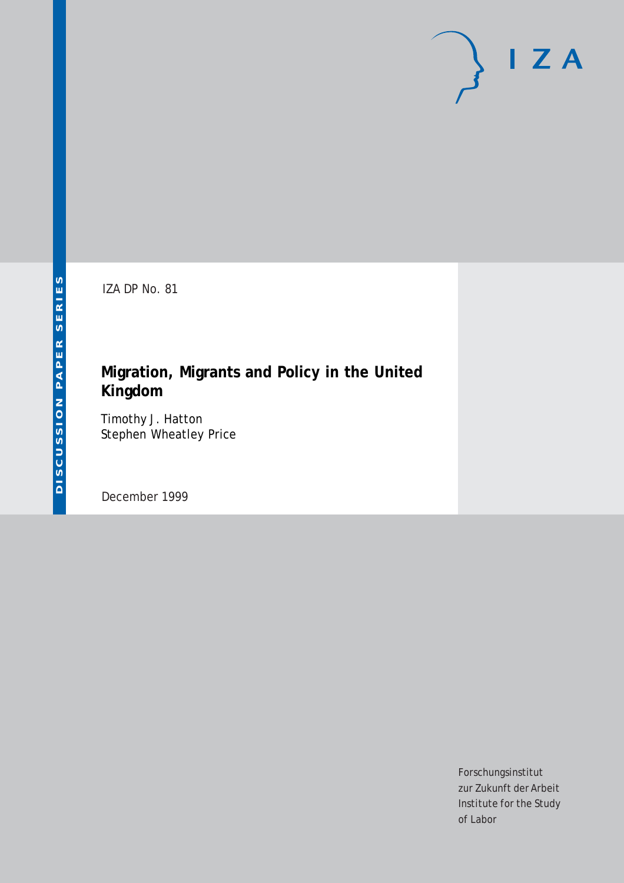IZA DP No. 81

# Migration, Migrants and Policy in the United Kingdom

Timothy J. Hatton
Stephen Wheatley Price

December 1999

DISCUSSION PAPER SERIES

Forschungsinstitut
zur Zukunft der Arbeit
Institute for the Study
of Labor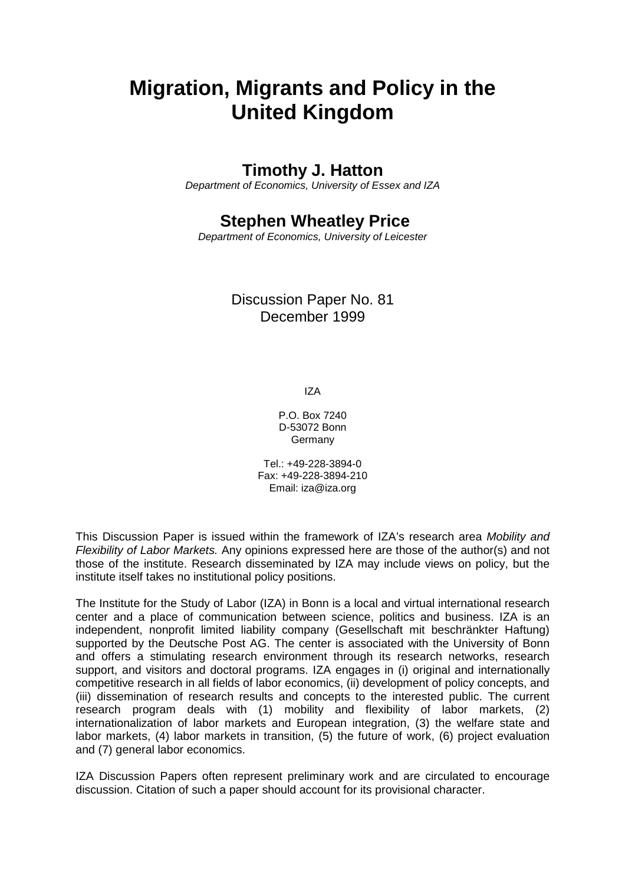# Migration, Migrants and Policy in the United Kingdom

## Timothy J. Hatton

*Department of Economics, University of Essex and IZA*

## Stephen Wheatley Price

*Department of Economics, University of Leicester*

Discussion Paper No. 81
December 1999

IZA

P.O. Box 7240
D-53072 Bonn
Germany

Tel.: +49-228-3894-0
Fax: +49-228-3894-210
Email: iza@iza.org

This Discussion Paper is issued within the framework of IZA's research area *Mobility and Flexibility of Labor Markets.* Any opinions expressed here are those of the author(s) and not those of the institute. Research disseminated by IZA may include views on policy, but the institute itself takes no institutional policy positions.

The Institute for the Study of Labor (IZA) in Bonn is a local and virtual international research center and a place of communication between science, politics and business. IZA is an independent, nonprofit limited liability company (Gesellschaft mit beschränkter Haftung) supported by the Deutsche Post AG. The center is associated with the University of Bonn and offers a stimulating research environment through its research networks, research support, and visitors and doctoral programs. IZA engages in (i) original and internationally competitive research in all fields of labor economics, (ii) development of policy concepts, and (iii) dissemination of research results and concepts to the interested public. The current research program deals with (1) mobility and flexibility of labor markets, (2) internationalization of labor markets and European integration, (3) the welfare state and labor markets, (4) labor markets in transition, (5) the future of work, (6) project evaluation and (7) general labor economics.

IZA Discussion Papers often represent preliminary work and are circulated to encourage discussion. Citation of such a paper should account for its provisional character.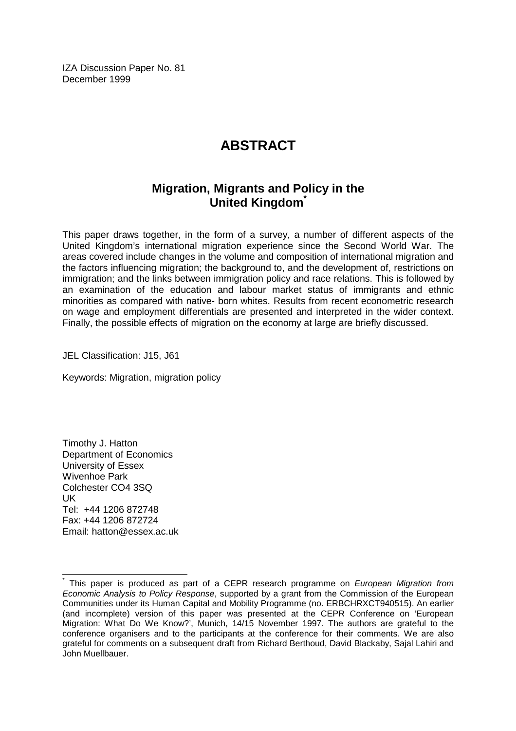IZA Discussion Paper No. 81
December 1999

# ABSTRACT

## Migration, Migrants and Policy in the United Kingdom[*]

This paper draws together, in the form of a survey, a number of different aspects of the United Kingdom's international migration experience since the Second World War. The areas covered include changes in the volume and composition of international migration and the factors influencing migration; the background to, and the development of, restrictions on immigration; and the links between immigration policy and race relations. This is followed by an examination of the education and labour market status of immigrants and ethnic minorities as compared with native- born whites. Results from recent econometric research on wage and employment differentials are presented and interpreted in the wider context. Finally, the possible effects of migration on the economy at large are briefly discussed.

JEL Classification: J15, J61

Keywords: Migration, migration policy

Timothy J. Hatton
Department of Economics
University of Essex
Wivenhoe Park
Colchester CO4 3SQ
UK
Tel: +44 1206 872748
Fax: +44 1206 872724
Email: hatton@essex.ac.uk

---

[*] This paper is produced as part of a CEPR research programme on *European Migration from Economic Analysis to Policy Response*, supported by a grant from the Commission of the European Communities under its Human Capital and Mobility Programme (no. ERBCHRXCT940515). An earlier (and incomplete) version of this paper was presented at the CEPR Conference on 'European Migration: What Do We Know?', Munich, 14/15 November 1997. The authors are grateful to the conference organisers and to the participants at the conference for their comments. We are also grateful for comments on a subsequent draft from Richard Berthoud, David Blackaby, Sajal Lahiri and John Muellbauer.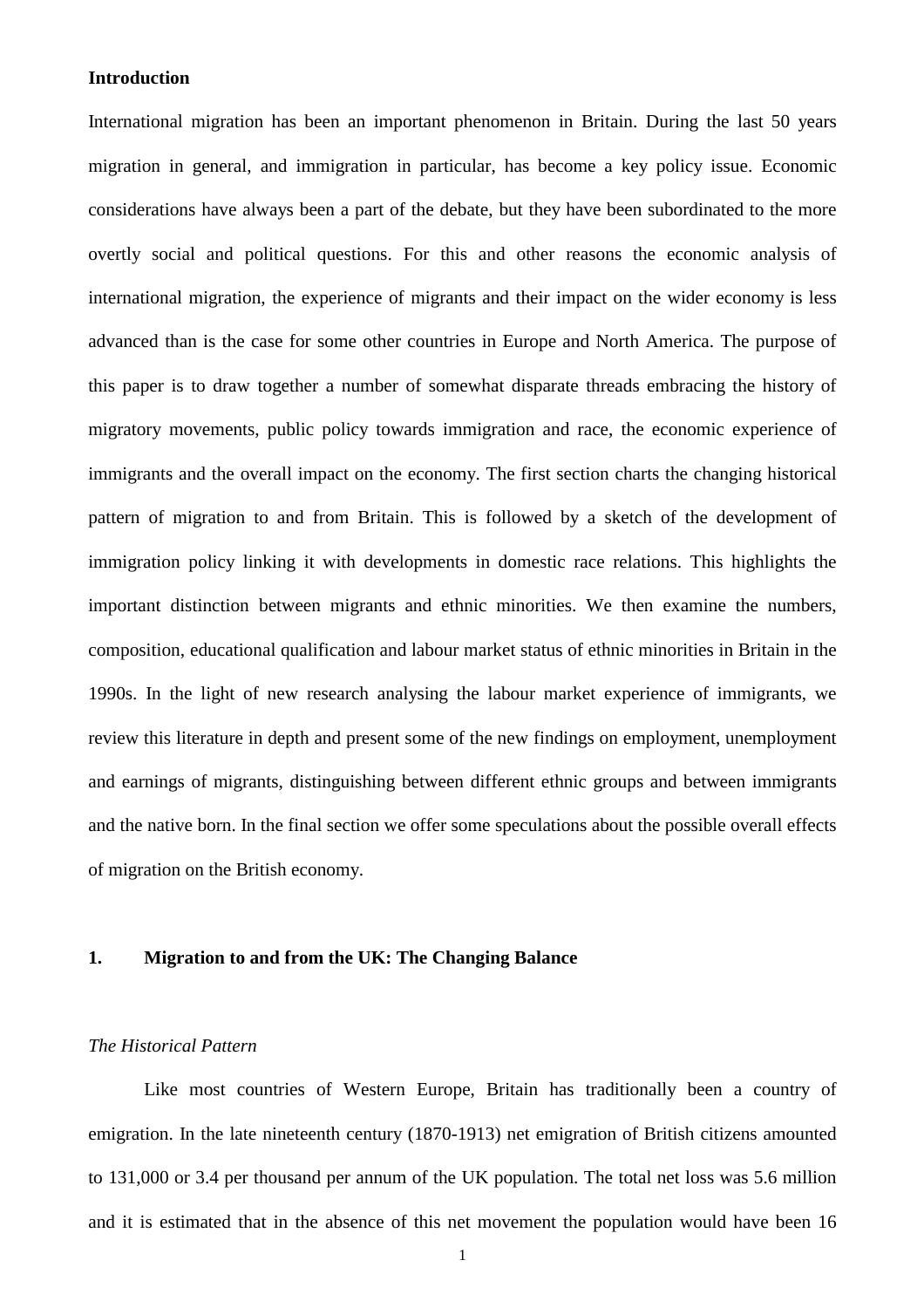**Introduction**

International migration has been an important phenomenon in Britain. During the last 50 years migration in general, and immigration in particular, has become a key policy issue. Economic considerations have always been a part of the debate, but they have been subordinated to the more overtly social and political questions. For this and other reasons the economic analysis of international migration, the experience of migrants and their impact on the wider economy is less advanced than is the case for some other countries in Europe and North America. The purpose of this paper is to draw together a number of somewhat disparate threads embracing the history of migratory movements, public policy towards immigration and race, the economic experience of immigrants and the overall impact on the economy. The first section charts the changing historical pattern of migration to and from Britain. This is followed by a sketch of the development of immigration policy linking it with developments in domestic race relations. This highlights the important distinction between migrants and ethnic minorities. We then examine the numbers, composition, educational qualification and labour market status of ethnic minorities in Britain in the 1990s. In the light of new research analysing the labour market experience of immigrants, we review this literature in depth and present some of the new findings on employment, unemployment and earnings of migrants, distinguishing between different ethnic groups and between immigrants and the native born. In the final section we offer some speculations about the possible overall effects of migration on the British economy.

## 1. Migration to and from the UK: The Changing Balance

*The Historical Pattern*

Like most countries of Western Europe, Britain has traditionally been a country of emigration. In the late nineteenth century (1870-1913) net emigration of British citizens amounted to 131,000 or 3.4 per thousand per annum of the UK population. The total net loss was 5.6 million and it is estimated that in the absence of this net movement the population would have been 16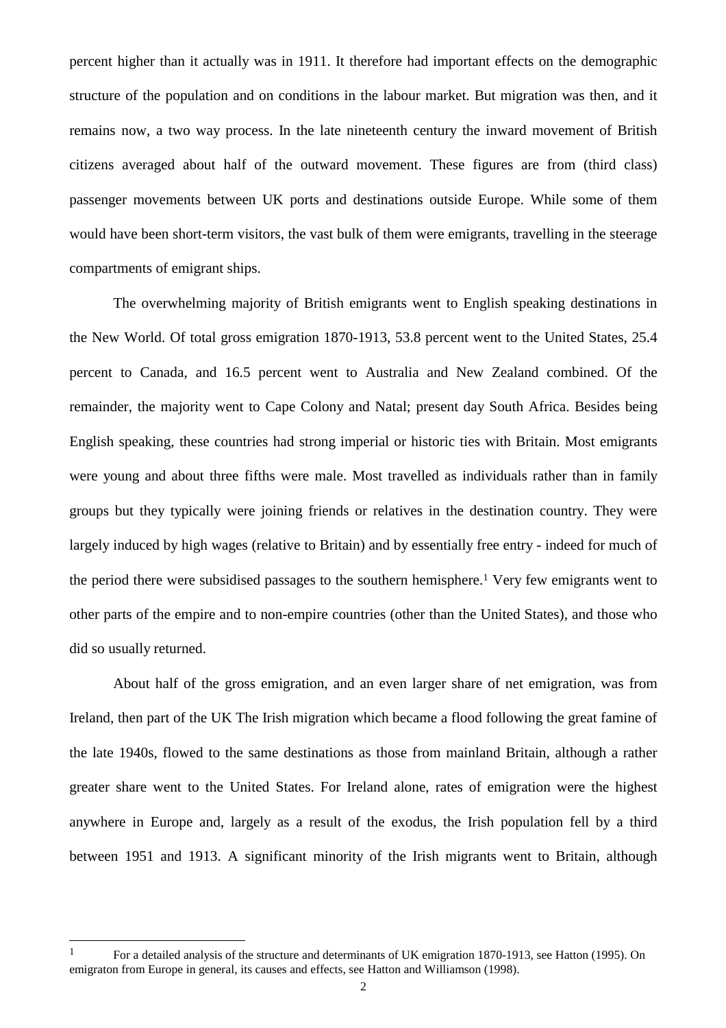percent higher than it actually was in 1911. It therefore had important effects on the demographic structure of the population and on conditions in the labour market. But migration was then, and it remains now, a two way process. In the late nineteenth century the inward movement of British citizens averaged about half of the outward movement. These figures are from (third class) passenger movements between UK ports and destinations outside Europe. While some of them would have been short-term visitors, the vast bulk of them were emigrants, travelling in the steerage compartments of emigrant ships.

The overwhelming majority of British emigrants went to English speaking destinations in the New World. Of total gross emigration 1870-1913, 53.8 percent went to the United States, 25.4 percent to Canada, and 16.5 percent went to Australia and New Zealand combined. Of the remainder, the majority went to Cape Colony and Natal; present day South Africa. Besides being English speaking, these countries had strong imperial or historic ties with Britain. Most emigrants were young and about three fifths were male. Most travelled as individuals rather than in family groups but they typically were joining friends or relatives in the destination country. They were largely induced by high wages (relative to Britain) and by essentially free entry - indeed for much of the period there were subsidised passages to the southern hemisphere.[1] Very few emigrants went to other parts of the empire and to non-empire countries (other than the United States), and those who did so usually returned.

About half of the gross emigration, and an even larger share of net emigration, was from Ireland, then part of the UK The Irish migration which became a flood following the great famine of the late 1940s, flowed to the same destinations as those from mainland Britain, although a rather greater share went to the United States. For Ireland alone, rates of emigration were the highest anywhere in Europe and, largely as a result of the exodus, the Irish population fell by a third between 1951 and 1913. A significant minority of the Irish migrants went to Britain, although

---

[1] For a detailed analysis of the structure and determinants of UK emigration 1870-1913, see Hatton (1995). On emigraton from Europe in general, its causes and effects, see Hatton and Williamson (1998).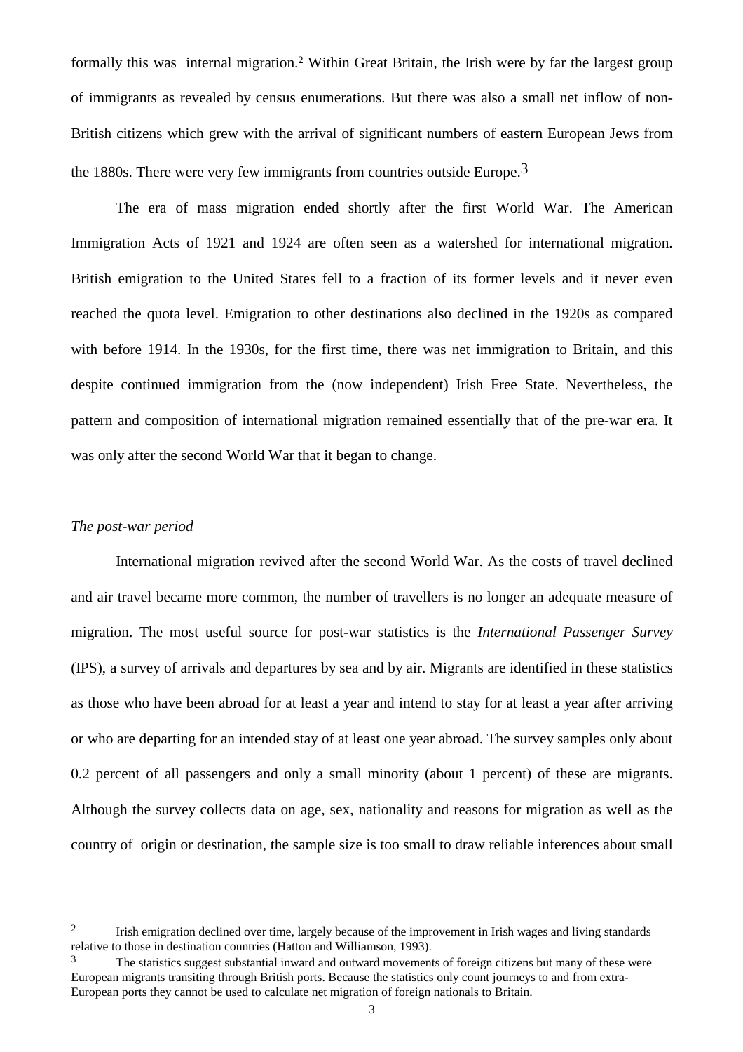formally this was internal migration.[2] Within Great Britain, the Irish were by far the largest group of immigrants as revealed by census enumerations. But there was also a small net inflow of non-British citizens which grew with the arrival of significant numbers of eastern European Jews from the 1880s. There were very few immigrants from countries outside Europe.[3]

The era of mass migration ended shortly after the first World War. The American Immigration Acts of 1921 and 1924 are often seen as a watershed for international migration. British emigration to the United States fell to a fraction of its former levels and it never even reached the quota level. Emigration to other destinations also declined in the 1920s as compared with before 1914. In the 1930s, for the first time, there was net immigration to Britain, and this despite continued immigration from the (now independent) Irish Free State. Nevertheless, the pattern and composition of international migration remained essentially that of the pre-war era. It was only after the second World War that it began to change.

*The post-war period*

International migration revived after the second World War. As the costs of travel declined and air travel became more common, the number of travellers is no longer an adequate measure of migration. The most useful source for post-war statistics is the *International Passenger Survey* (IPS), a survey of arrivals and departures by sea and by air. Migrants are identified in these statistics as those who have been abroad for at least a year and intend to stay for at least a year after arriving or who are departing for an intended stay of at least one year abroad. The survey samples only about 0.2 percent of all passengers and only a small minority (about 1 percent) of these are migrants. Although the survey collects data on age, sex, nationality and reasons for migration as well as the country of origin or destination, the sample size is too small to draw reliable inferences about small

---

[2] Irish emigration declined over time, largely because of the improvement in Irish wages and living standards relative to those in destination countries (Hatton and Williamson, 1993).

[3] The statistics suggest substantial inward and outward movements of foreign citizens but many of these were European migrants transiting through British ports. Because the statistics only count journeys to and from extra-European ports they cannot be used to calculate net migration of foreign nationals to Britain.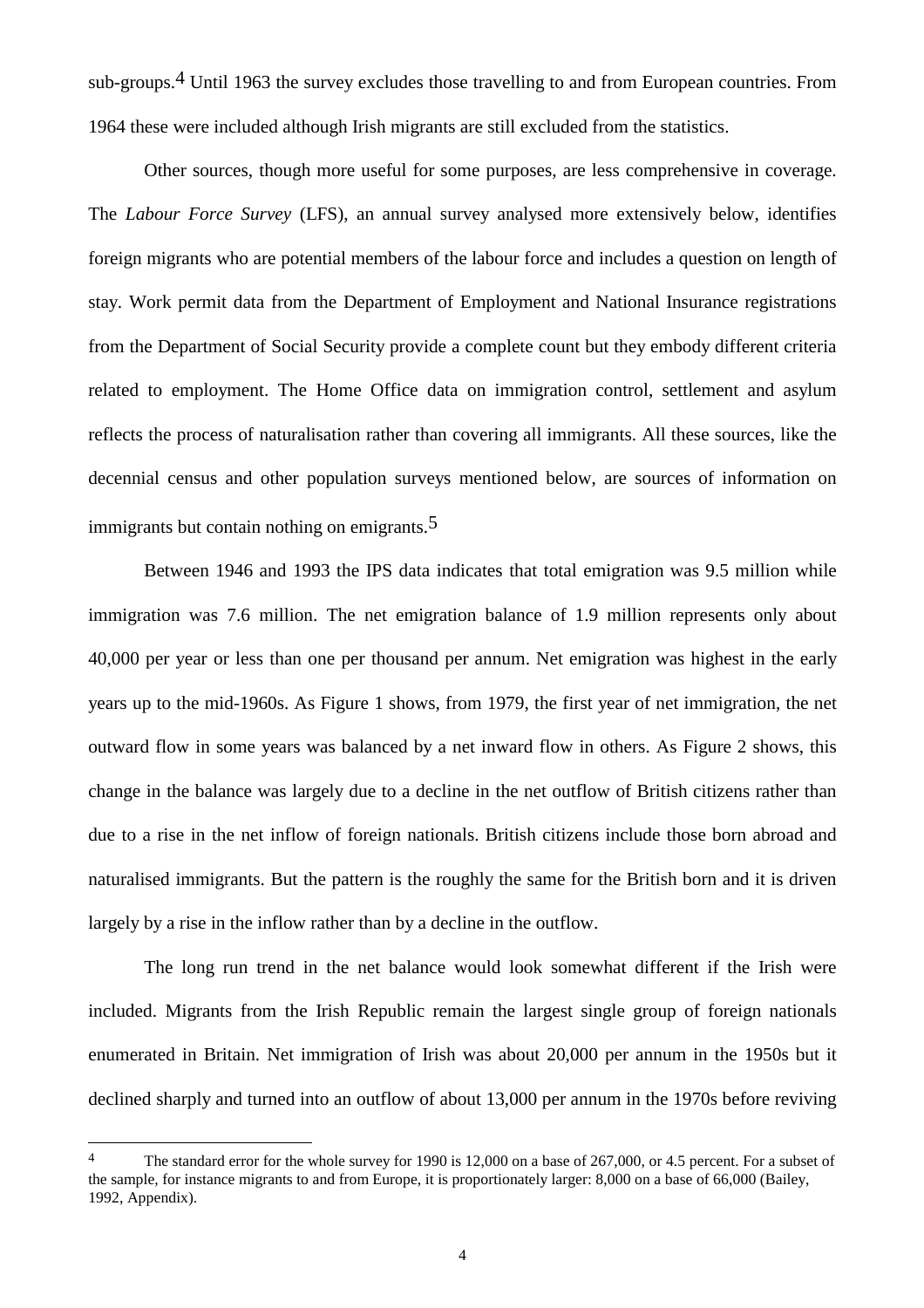sub-groups.[4] Until 1963 the survey excludes those travelling to and from European countries. From 1964 these were included although Irish migrants are still excluded from the statistics.

Other sources, though more useful for some purposes, are less comprehensive in coverage. The *Labour Force Survey* (LFS), an annual survey analysed more extensively below, identifies foreign migrants who are potential members of the labour force and includes a question on length of stay. Work permit data from the Department of Employment and National Insurance registrations from the Department of Social Security provide a complete count but they embody different criteria related to employment. The Home Office data on immigration control, settlement and asylum reflects the process of naturalisation rather than covering all immigrants. All these sources, like the decennial census and other population surveys mentioned below, are sources of information on immigrants but contain nothing on emigrants.[5]

Between 1946 and 1993 the IPS data indicates that total emigration was 9.5 million while immigration was 7.6 million. The net emigration balance of 1.9 million represents only about 40,000 per year or less than one per thousand per annum. Net emigration was highest in the early years up to the mid-1960s. As Figure 1 shows, from 1979, the first year of net immigration, the net outward flow in some years was balanced by a net inward flow in others. As Figure 2 shows, this change in the balance was largely due to a decline in the net outflow of British citizens rather than due to a rise in the net inflow of foreign nationals. British citizens include those born abroad and naturalised immigrants. But the pattern is the roughly the same for the British born and it is driven largely by a rise in the inflow rather than by a decline in the outflow.

The long run trend in the net balance would look somewhat different if the Irish were included. Migrants from the Irish Republic remain the largest single group of foreign nationals enumerated in Britain. Net immigration of Irish was about 20,000 per annum in the 1950s but it declined sharply and turned into an outflow of about 13,000 per annum in the 1970s before reviving

---

[4] The standard error for the whole survey for 1990 is 12,000 on a base of 267,000, or 4.5 percent. For a subset of the sample, for instance migrants to and from Europe, it is proportionately larger: 8,000 on a base of 66,000 (Bailey, 1992, Appendix).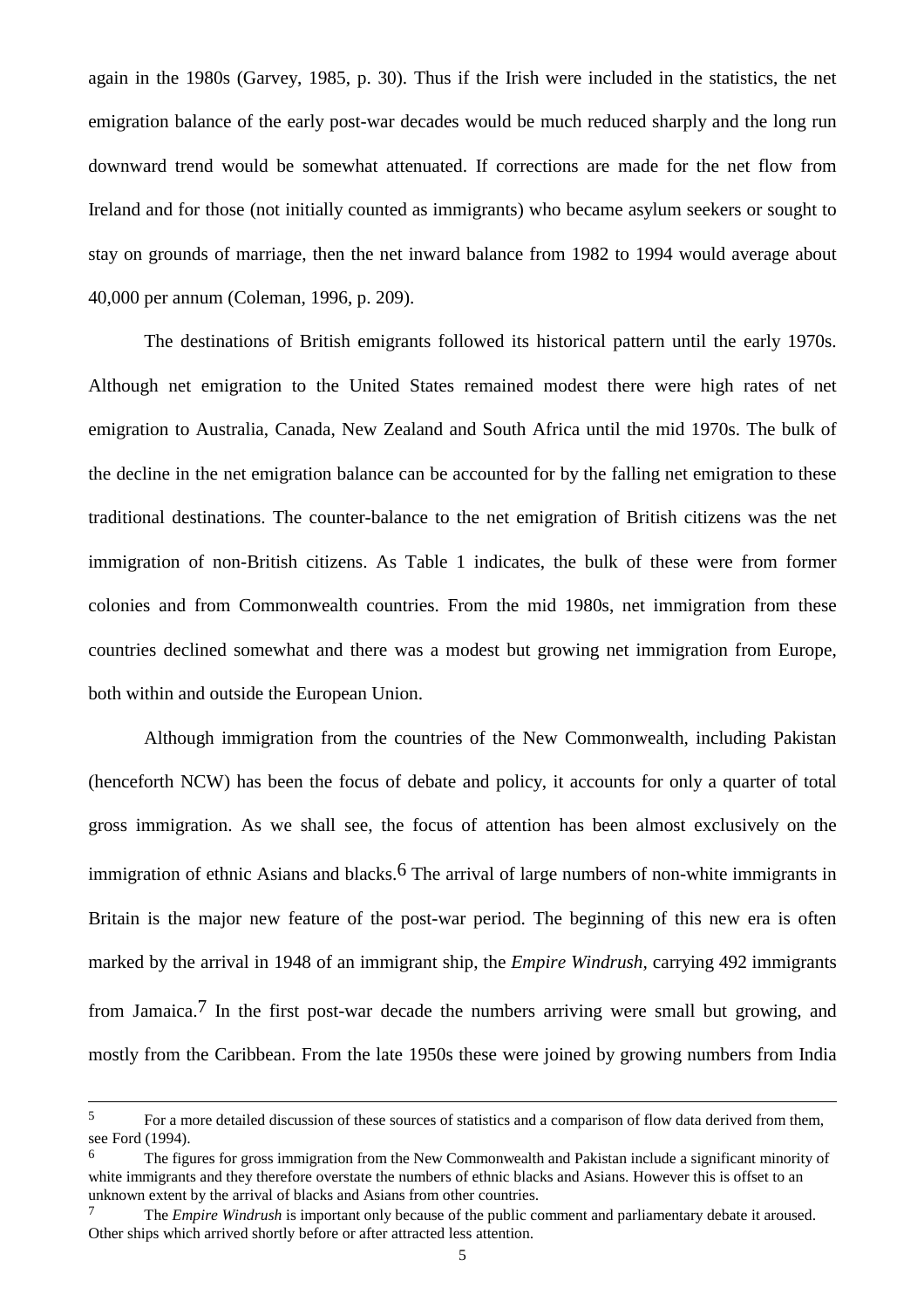again in the 1980s (Garvey, 1985, p. 30). Thus if the Irish were included in the statistics, the net emigration balance of the early post-war decades would be much reduced sharply and the long run downward trend would be somewhat attenuated. If corrections are made for the net flow from Ireland and for those (not initially counted as immigrants) who became asylum seekers or sought to stay on grounds of marriage, then the net inward balance from 1982 to 1994 would average about 40,000 per annum (Coleman, 1996, p. 209).

The destinations of British emigrants followed its historical pattern until the early 1970s. Although net emigration to the United States remained modest there were high rates of net emigration to Australia, Canada, New Zealand and South Africa until the mid 1970s. The bulk of the decline in the net emigration balance can be accounted for by the falling net emigration to these traditional destinations. The counter-balance to the net emigration of British citizens was the net immigration of non-British citizens. As Table 1 indicates, the bulk of these were from former colonies and from Commonwealth countries. From the mid 1980s, net immigration from these countries declined somewhat and there was a modest but growing net immigration from Europe, both within and outside the European Union.

Although immigration from the countries of the New Commonwealth, including Pakistan (henceforth NCW) has been the focus of debate and policy, it accounts for only a quarter of total gross immigration. As we shall see, the focus of attention has been almost exclusively on the immigration of ethnic Asians and blacks.[6] The arrival of large numbers of non-white immigrants in Britain is the major new feature of the post-war period. The beginning of this new era is often marked by the arrival in 1948 of an immigrant ship, the *Empire Windrush*, carrying 492 immigrants from Jamaica.[7] In the first post-war decade the numbers arriving were small but growing, and mostly from the Caribbean. From the late 1950s these were joined by growing numbers from India

---

[5] For a more detailed discussion of these sources of statistics and a comparison of flow data derived from them, see Ford (1994).

[6] The figures for gross immigration from the New Commonwealth and Pakistan include a significant minority of white immigrants and they therefore overstate the numbers of ethnic blacks and Asians. However this is offset to an unknown extent by the arrival of blacks and Asians from other countries.

[7] The *Empire Windrush* is important only because of the public comment and parliamentary debate it aroused. Other ships which arrived shortly before or after attracted less attention.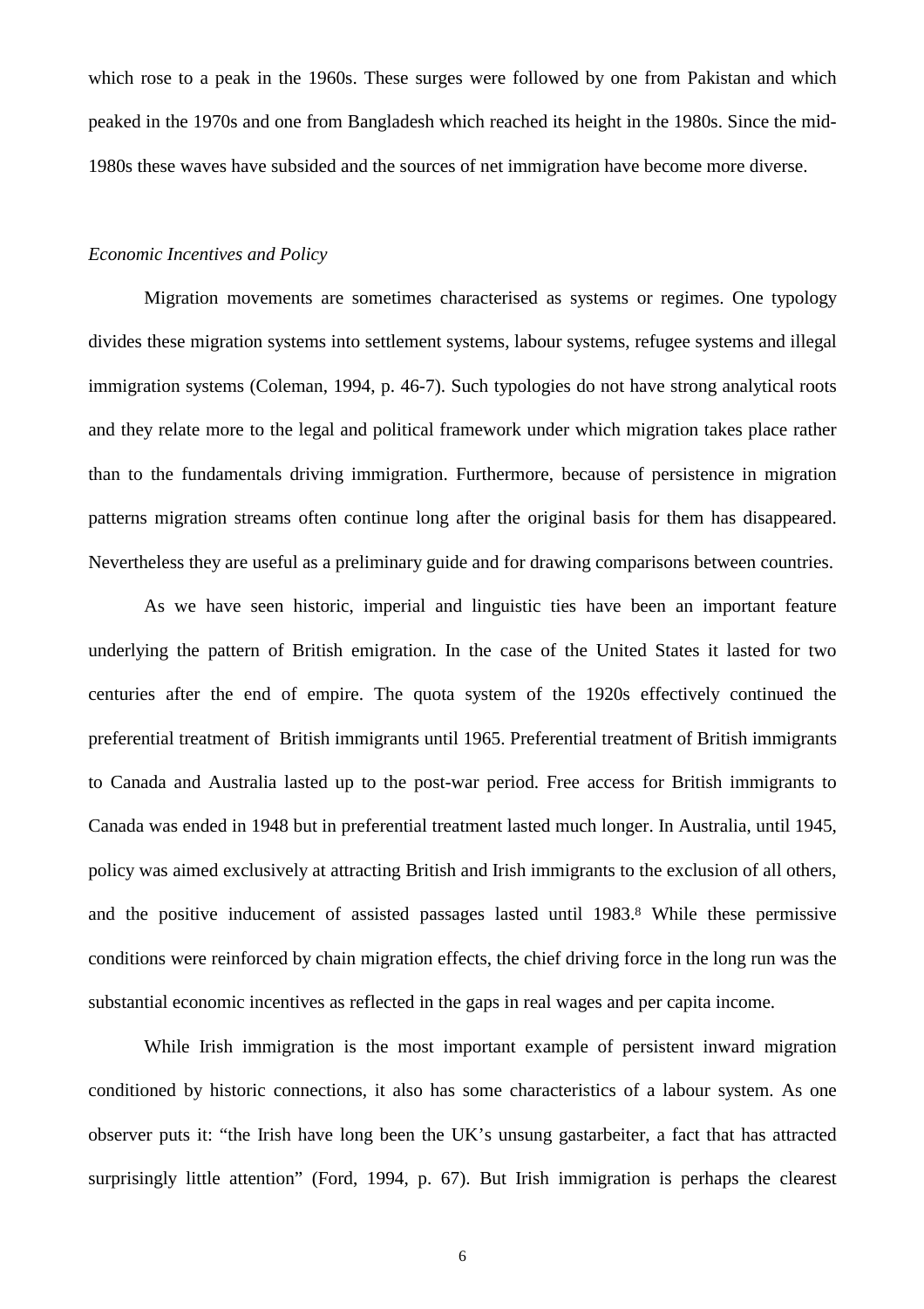which rose to a peak in the 1960s. These surges were followed by one from Pakistan and which peaked in the 1970s and one from Bangladesh which reached its height in the 1980s. Since the mid-1980s these waves have subsided and the sources of net immigration have become more diverse.

*Economic Incentives and Policy*

Migration movements are sometimes characterised as systems or regimes. One typology divides these migration systems into settlement systems, labour systems, refugee systems and illegal immigration systems (Coleman, 1994, p. 46-7). Such typologies do not have strong analytical roots and they relate more to the legal and political framework under which migration takes place rather than to the fundamentals driving immigration. Furthermore, because of persistence in migration patterns migration streams often continue long after the original basis for them has disappeared. Nevertheless they are useful as a preliminary guide and for drawing comparisons between countries.

As we have seen historic, imperial and linguistic ties have been an important feature underlying the pattern of British emigration. In the case of the United States it lasted for two centuries after the end of empire. The quota system of the 1920s effectively continued the preferential treatment of British immigrants until 1965. Preferential treatment of British immigrants to Canada and Australia lasted up to the post-war period. Free access for British immigrants to Canada was ended in 1948 but in preferential treatment lasted much longer. In Australia, until 1945, policy was aimed exclusively at attracting British and Irish immigrants to the exclusion of all others, and the positive inducement of assisted passages lasted until 1983.[8] While these permissive conditions were reinforced by chain migration effects, the chief driving force in the long run was the substantial economic incentives as reflected in the gaps in real wages and per capita income.

While Irish immigration is the most important example of persistent inward migration conditioned by historic connections, it also has some characteristics of a labour system. As one observer puts it: "the Irish have long been the UK's unsung gastarbeiter, a fact that has attracted surprisingly little attention" (Ford, 1994, p. 67). But Irish immigration is perhaps the clearest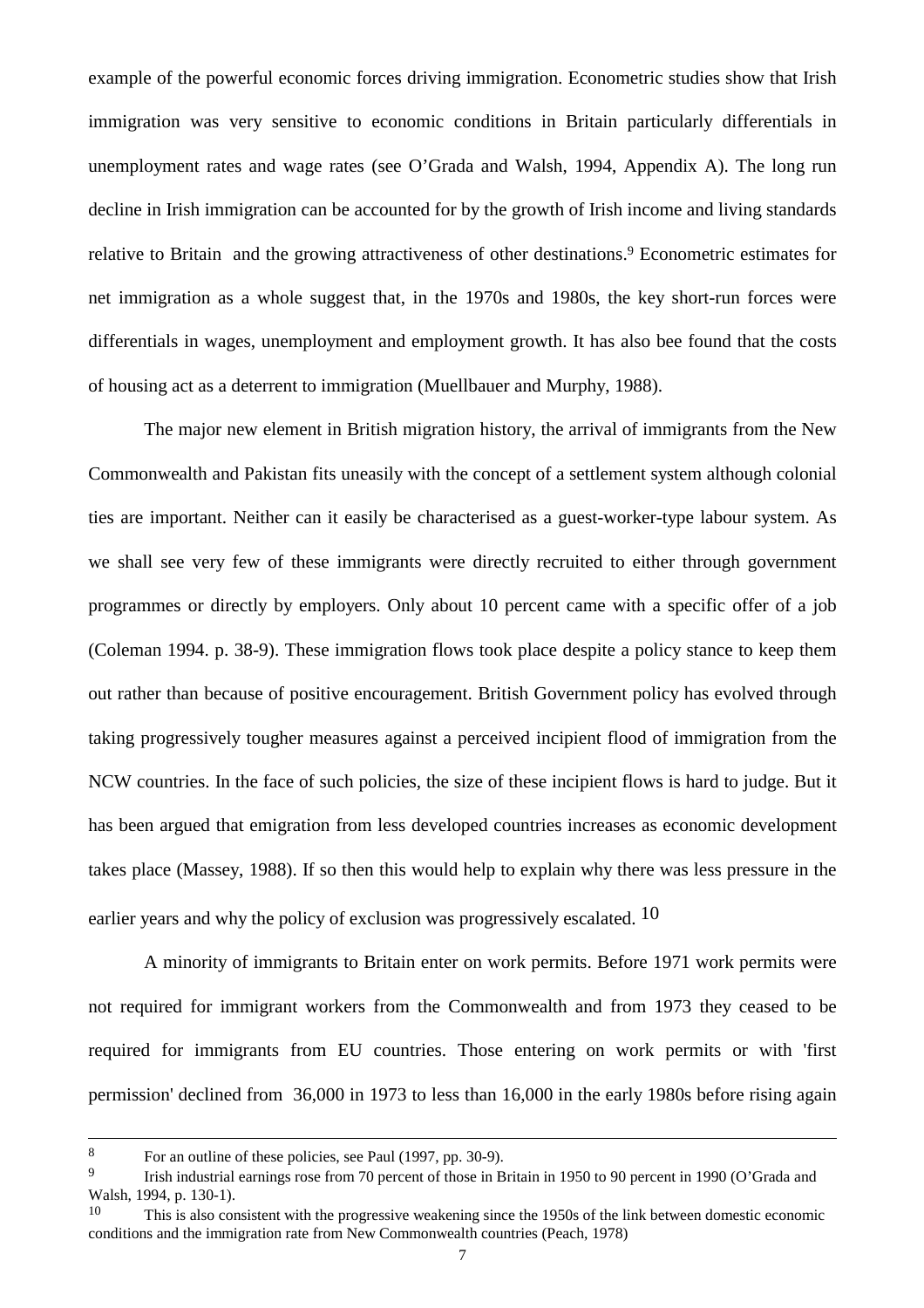example of the powerful economic forces driving immigration. Econometric studies show that Irish immigration was very sensitive to economic conditions in Britain particularly differentials in unemployment rates and wage rates (see O'Grada and Walsh, 1994, Appendix A). The long run decline in Irish immigration can be accounted for by the growth of Irish income and living standards relative to Britain and the growing attractiveness of other destinations.[9] Econometric estimates for net immigration as a whole suggest that, in the 1970s and 1980s, the key short-run forces were differentials in wages, unemployment and employment growth. It has also bee found that the costs of housing act as a deterrent to immigration (Muellbauer and Murphy, 1988).

The major new element in British migration history, the arrival of immigrants from the New Commonwealth and Pakistan fits uneasily with the concept of a settlement system although colonial ties are important. Neither can it easily be characterised as a guest-worker-type labour system. As we shall see very few of these immigrants were directly recruited to either through government programmes or directly by employers. Only about 10 percent came with a specific offer of a job (Coleman 1994. p. 38-9). These immigration flows took place despite a policy stance to keep them out rather than because of positive encouragement. British Government policy has evolved through taking progressively tougher measures against a perceived incipient flood of immigration from the NCW countries. In the face of such policies, the size of these incipient flows is hard to judge. But it has been argued that emigration from less developed countries increases as economic development takes place (Massey, 1988). If so then this would help to explain why there was less pressure in the earlier years and why the policy of exclusion was progressively escalated.[10]

A minority of immigrants to Britain enter on work permits. Before 1971 work permits were not required for immigrant workers from the Commonwealth and from 1973 they ceased to be required for immigrants from EU countries. Those entering on work permits or with 'first permission' declined from 36,000 in 1973 to less than 16,000 in the early 1980s before rising again

---

[8] For an outline of these policies, see Paul (1997, pp. 30-9).

[9] Irish industrial earnings rose from 70 percent of those in Britain in 1950 to 90 percent in 1990 (O'Grada and Walsh, 1994, p. 130-1).

[10] This is also consistent with the progressive weakening since the 1950s of the link between domestic economic conditions and the immigration rate from New Commonwealth countries (Peach, 1978)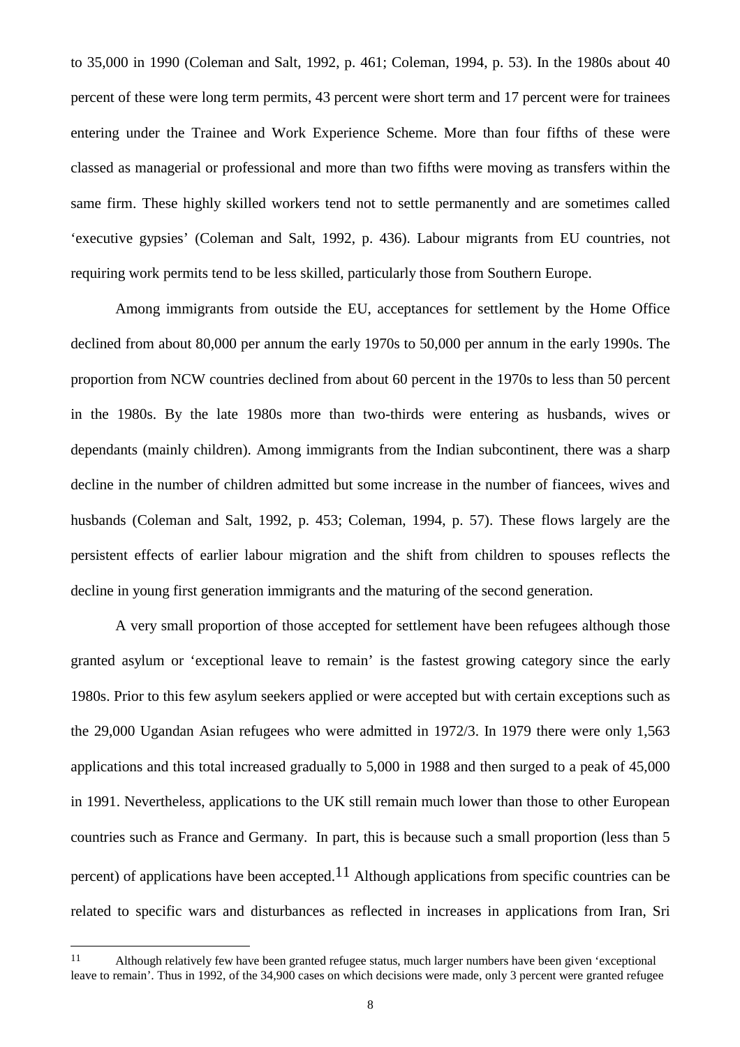to 35,000 in 1990 (Coleman and Salt, 1992, p. 461; Coleman, 1994, p. 53). In the 1980s about 40 percent of these were long term permits, 43 percent were short term and 17 percent were for trainees entering under the Trainee and Work Experience Scheme. More than four fifths of these were classed as managerial or professional and more than two fifths were moving as transfers within the same firm. These highly skilled workers tend not to settle permanently and are sometimes called 'executive gypsies' (Coleman and Salt, 1992, p. 436). Labour migrants from EU countries, not requiring work permits tend to be less skilled, particularly those from Southern Europe.

Among immigrants from outside the EU, acceptances for settlement by the Home Office declined from about 80,000 per annum the early 1970s to 50,000 per annum in the early 1990s. The proportion from NCW countries declined from about 60 percent in the 1970s to less than 50 percent in the 1980s. By the late 1980s more than two-thirds were entering as husbands, wives or dependants (mainly children). Among immigrants from the Indian subcontinent, there was a sharp decline in the number of children admitted but some increase in the number of fiancees, wives and husbands (Coleman and Salt, 1992, p. 453; Coleman, 1994, p. 57). These flows largely are the persistent effects of earlier labour migration and the shift from children to spouses reflects the decline in young first generation immigrants and the maturing of the second generation.

A very small proportion of those accepted for settlement have been refugees although those granted asylum or 'exceptional leave to remain' is the fastest growing category since the early 1980s. Prior to this few asylum seekers applied or were accepted but with certain exceptions such as the 29,000 Ugandan Asian refugees who were admitted in 1972/3. In 1979 there were only 1,563 applications and this total increased gradually to 5,000 in 1988 and then surged to a peak of 45,000 in 1991. Nevertheless, applications to the UK still remain much lower than those to other European countries such as France and Germany. In part, this is because such a small proportion (less than 5 percent) of applications have been accepted.[11] Although applications from specific countries can be related to specific wars and disturbances as reflected in increases in applications from Iran, Sri

[11] Although relatively few have been granted refugee status, much larger numbers have been given 'exceptional leave to remain'. Thus in 1992, of the 34,900 cases on which decisions were made, only 3 percent were granted refugee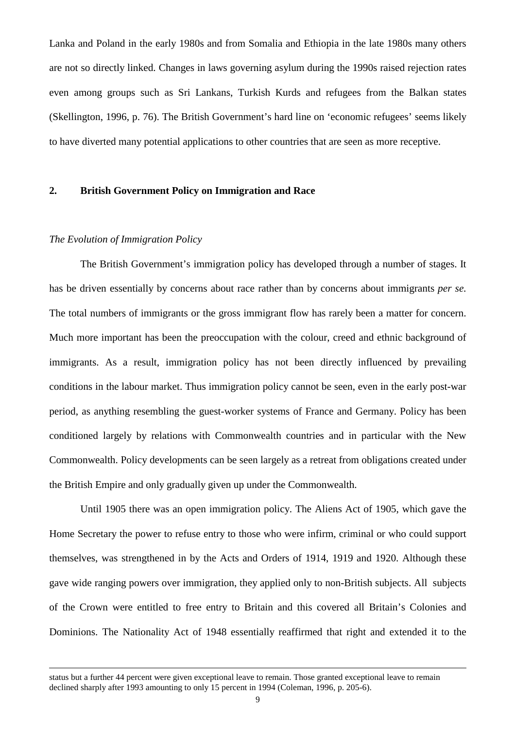Lanka and Poland in the early 1980s and from Somalia and Ethiopia in the late 1980s many others are not so directly linked. Changes in laws governing asylum during the 1990s raised rejection rates even among groups such as Sri Lankans, Turkish Kurds and refugees from the Balkan states (Skellington, 1996, p. 76). The British Government's hard line on 'economic refugees' seems likely to have diverted many potential applications to other countries that are seen as more receptive.

## 2. British Government Policy on Immigration and Race

### *The Evolution of Immigration Policy*

The British Government's immigration policy has developed through a number of stages. It has be driven essentially by concerns about race rather than by concerns about immigrants *per se.* The total numbers of immigrants or the gross immigrant flow has rarely been a matter for concern. Much more important has been the preoccupation with the colour, creed and ethnic background of immigrants. As a result, immigration policy has not been directly influenced by prevailing conditions in the labour market. Thus immigration policy cannot be seen, even in the early post-war period, as anything resembling the guest-worker systems of France and Germany. Policy has been conditioned largely by relations with Commonwealth countries and in particular with the New Commonwealth. Policy developments can be seen largely as a retreat from obligations created under the British Empire and only gradually given up under the Commonwealth.

Until 1905 there was an open immigration policy. The Aliens Act of 1905, which gave the Home Secretary the power to refuse entry to those who were infirm, criminal or who could support themselves, was strengthened in by the Acts and Orders of 1914, 1919 and 1920. Although these gave wide ranging powers over immigration, they applied only to non-British subjects. All subjects of the Crown were entitled to free entry to Britain and this covered all Britain's Colonies and Dominions. The Nationality Act of 1948 essentially reaffirmed that right and extended it to the

status but a further 44 percent were given exceptional leave to remain. Those granted exceptional leave to remain declined sharply after 1993 amounting to only 15 percent in 1994 (Coleman, 1996, p. 205-6).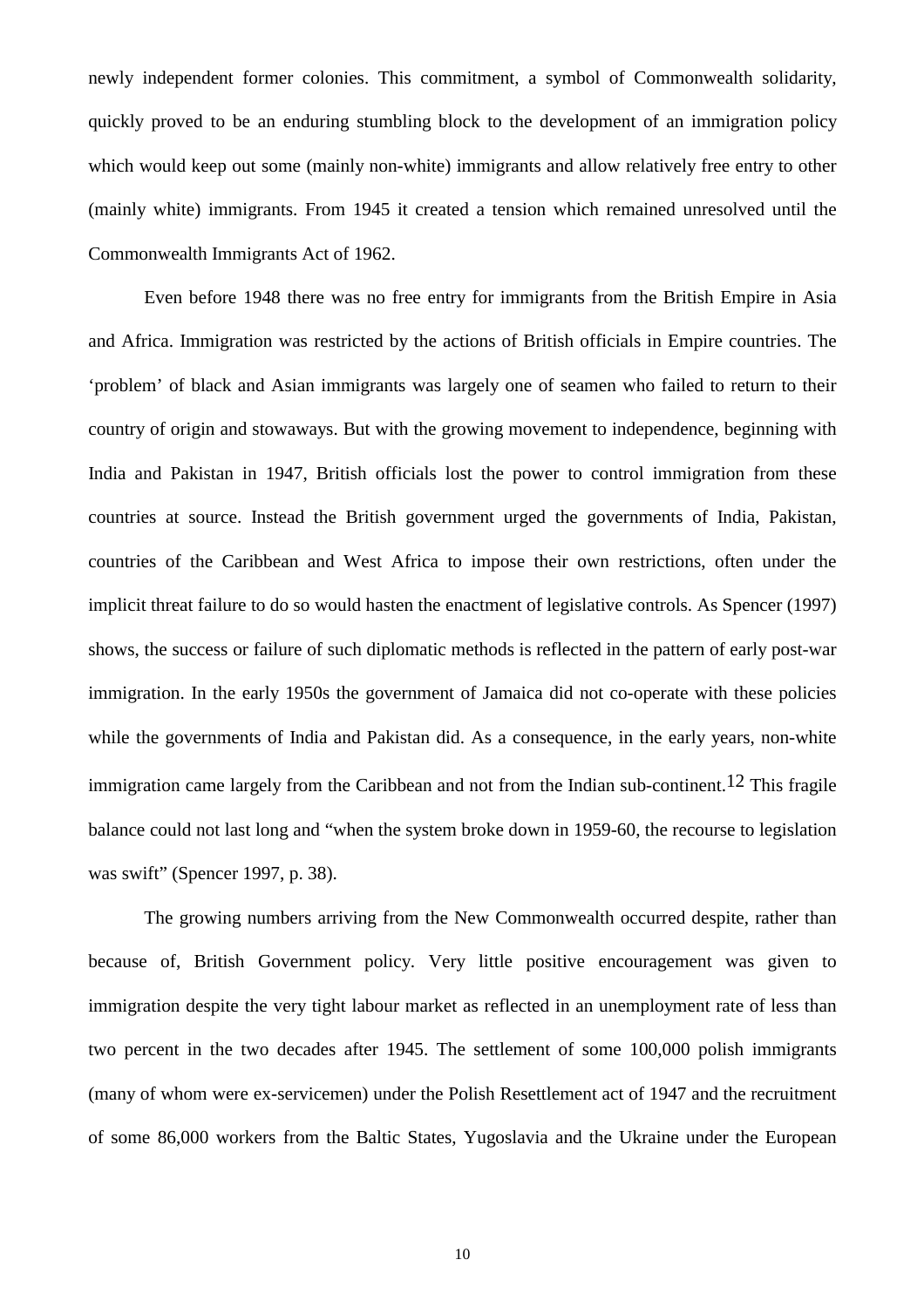newly independent former colonies. This commitment, a symbol of Commonwealth solidarity, quickly proved to be an enduring stumbling block to the development of an immigration policy which would keep out some (mainly non-white) immigrants and allow relatively free entry to other (mainly white) immigrants. From 1945 it created a tension which remained unresolved until the Commonwealth Immigrants Act of 1962.

Even before 1948 there was no free entry for immigrants from the British Empire in Asia and Africa. Immigration was restricted by the actions of British officials in Empire countries. The 'problem' of black and Asian immigrants was largely one of seamen who failed to return to their country of origin and stowaways. But with the growing movement to independence, beginning with India and Pakistan in 1947, British officials lost the power to control immigration from these countries at source. Instead the British government urged the governments of India, Pakistan, countries of the Caribbean and West Africa to impose their own restrictions, often under the implicit threat failure to do so would hasten the enactment of legislative controls. As Spencer (1997) shows, the success or failure of such diplomatic methods is reflected in the pattern of early post-war immigration. In the early 1950s the government of Jamaica did not co-operate with these policies while the governments of India and Pakistan did. As a consequence, in the early years, non-white immigration came largely from the Caribbean and not from the Indian sub-continent.[12] This fragile balance could not last long and "when the system broke down in 1959-60, the recourse to legislation was swift" (Spencer 1997, p. 38).

The growing numbers arriving from the New Commonwealth occurred despite, rather than because of, British Government policy. Very little positive encouragement was given to immigration despite the very tight labour market as reflected in an unemployment rate of less than two percent in the two decades after 1945. The settlement of some 100,000 polish immigrants (many of whom were ex-servicemen) under the Polish Resettlement act of 1947 and the recruitment of some 86,000 workers from the Baltic States, Yugoslavia and the Ukraine under the European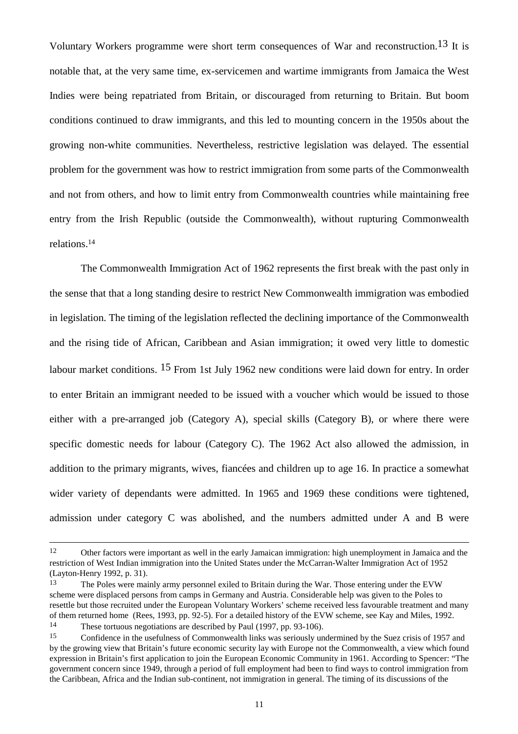Voluntary Workers programme were short term consequences of War and reconstruction.[13] It is notable that, at the very same time, ex-servicemen and wartime immigrants from Jamaica the West Indies were being repatriated from Britain, or discouraged from returning to Britain. But boom conditions continued to draw immigrants, and this led to mounting concern in the 1950s about the growing non-white communities. Nevertheless, restrictive legislation was delayed. The essential problem for the government was how to restrict immigration from some parts of the Commonwealth and not from others, and how to limit entry from Commonwealth countries while maintaining free entry from the Irish Republic (outside the Commonwealth), without rupturing Commonwealth relations.[14]

The Commonwealth Immigration Act of 1962 represents the first break with the past only in the sense that that a long standing desire to restrict New Commonwealth immigration was embodied in legislation. The timing of the legislation reflected the declining importance of the Commonwealth and the rising tide of African, Caribbean and Asian immigration; it owed very little to domestic labour market conditions. [15] From 1st July 1962 new conditions were laid down for entry. In order to enter Britain an immigrant needed to be issued with a voucher which would be issued to those either with a pre-arranged job (Category A), special skills (Category B), or where there were specific domestic needs for labour (Category C). The 1962 Act also allowed the admission, in addition to the primary migrants, wives, fiancées and children up to age 16. In practice a somewhat wider variety of dependants were admitted. In 1965 and 1969 these conditions were tightened, admission under category C was abolished, and the numbers admitted under A and B were

---

[12] Other factors were important as well in the early Jamaican immigration: high unemployment in Jamaica and the restriction of West Indian immigration into the United States under the McCarran-Walter Immigration Act of 1952 (Layton-Henry 1992, p. 31).

[13] The Poles were mainly army personnel exiled to Britain during the War. Those entering under the EVW scheme were displaced persons from camps in Germany and Austria. Considerable help was given to the Poles to resettle but those recruited under the European Voluntary Workers' scheme received less favourable treatment and many of them returned home (Rees, 1993, pp. 92-5). For a detailed history of the EVW scheme, see Kay and Miles, 1992.

[14] These tortuous negotiations are described by Paul (1997, pp. 93-106).

[15] Confidence in the usefulness of Commonwealth links was seriously undermined by the Suez crisis of 1957 and by the growing view that Britain's future economic security lay with Europe not the Commonwealth, a view which found expression in Britain's first application to join the European Economic Community in 1961. According to Spencer: "The government concern since 1949, through a period of full employment had been to find ways to control immigration from the Caribbean, Africa and the Indian sub-continent, not immigration in general. The timing of its discussions of the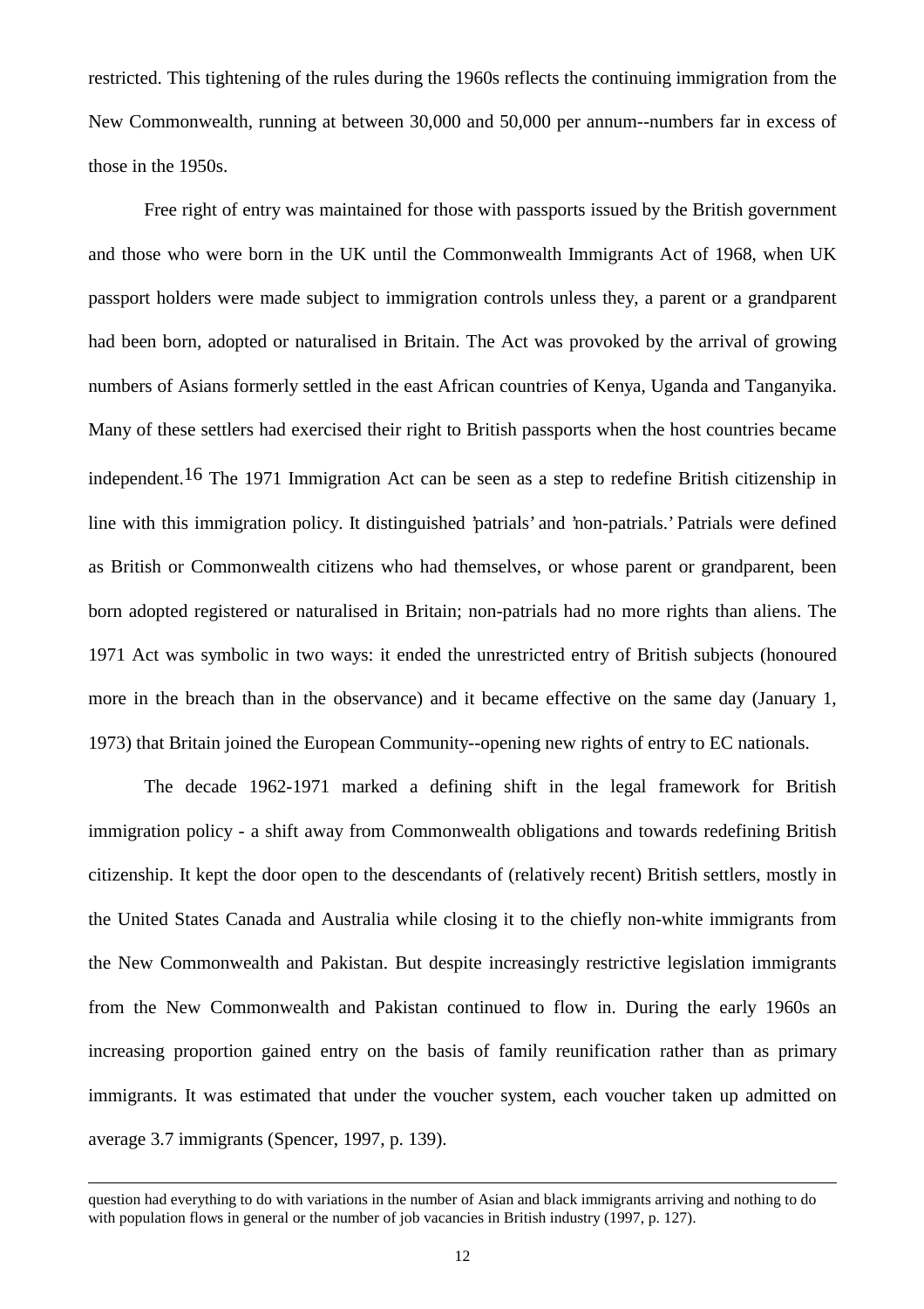restricted. This tightening of the rules during the 1960s reflects the continuing immigration from the New Commonwealth, running at between 30,000 and 50,000 per annum--numbers far in excess of those in the 1950s.

Free right of entry was maintained for those with passports issued by the British government and those who were born in the UK until the Commonwealth Immigrants Act of 1968, when UK passport holders were made subject to immigration controls unless they, a parent or a grandparent had been born, adopted or naturalised in Britain. The Act was provoked by the arrival of growing numbers of Asians formerly settled in the east African countries of Kenya, Uganda and Tanganyika. Many of these settlers had exercised their right to British passports when the host countries became independent.[16] The 1971 Immigration Act can be seen as a step to redefine British citizenship in line with this immigration policy. It distinguished 'patrials' and 'non-patrials.' Patrials were defined as British or Commonwealth citizens who had themselves, or whose parent or grandparent, been born adopted registered or naturalised in Britain; non-patrials had no more rights than aliens. The 1971 Act was symbolic in two ways: it ended the unrestricted entry of British subjects (honoured more in the breach than in the observance) and it became effective on the same day (January 1, 1973) that Britain joined the European Community--opening new rights of entry to EC nationals.

The decade 1962-1971 marked a defining shift in the legal framework for British immigration policy - a shift away from Commonwealth obligations and towards redefining British citizenship. It kept the door open to the descendants of (relatively recent) British settlers, mostly in the United States Canada and Australia while closing it to the chiefly non-white immigrants from the New Commonwealth and Pakistan. But despite increasingly restrictive legislation immigrants from the New Commonwealth and Pakistan continued to flow in. During the early 1960s an increasing proportion gained entry on the basis of family reunification rather than as primary immigrants. It was estimated that under the voucher system, each voucher taken up admitted on average 3.7 immigrants (Spencer, 1997, p. 139).

---

question had everything to do with variations in the number of Asian and black immigrants arriving and nothing to do with population flows in general or the number of job vacancies in British industry (1997, p. 127).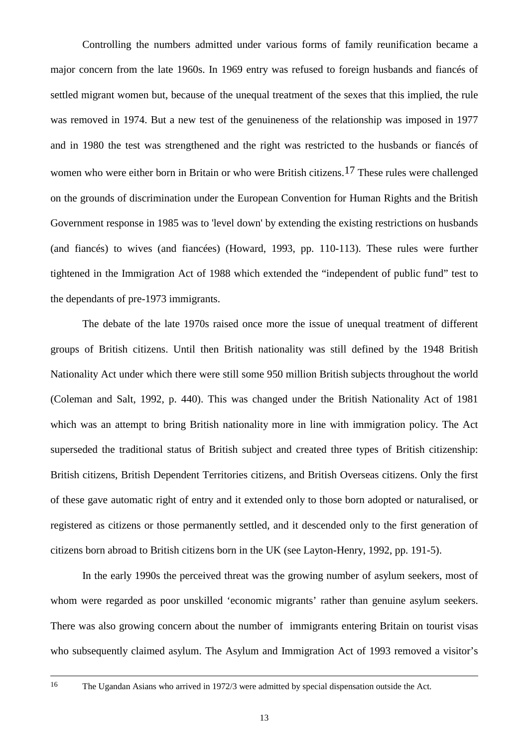Controlling the numbers admitted under various forms of family reunification became a major concern from the late 1960s. In 1969 entry was refused to foreign husbands and fiancés of settled migrant women but, because of the unequal treatment of the sexes that this implied, the rule was removed in 1974. But a new test of the genuineness of the relationship was imposed in 1977 and in 1980 the test was strengthened and the right was restricted to the husbands or fiancés of women who were either born in Britain or who were British citizens.[17] These rules were challenged on the grounds of discrimination under the European Convention for Human Rights and the British Government response in 1985 was to 'level down' by extending the existing restrictions on husbands (and fiancés) to wives (and fiancées) (Howard, 1993, pp. 110-113). These rules were further tightened in the Immigration Act of 1988 which extended the "independent of public fund" test to the dependants of pre-1973 immigrants.

The debate of the late 1970s raised once more the issue of unequal treatment of different groups of British citizens. Until then British nationality was still defined by the 1948 British Nationality Act under which there were still some 950 million British subjects throughout the world (Coleman and Salt, 1992, p. 440). This was changed under the British Nationality Act of 1981 which was an attempt to bring British nationality more in line with immigration policy. The Act superseded the traditional status of British subject and created three types of British citizenship: British citizens, British Dependent Territories citizens, and British Overseas citizens. Only the first of these gave automatic right of entry and it extended only to those born adopted or naturalised, or registered as citizens or those permanently settled, and it descended only to the first generation of citizens born abroad to British citizens born in the UK (see Layton-Henry, 1992, pp. 191-5).

In the early 1990s the perceived threat was the growing number of asylum seekers, most of whom were regarded as poor unskilled 'economic migrants' rather than genuine asylum seekers. There was also growing concern about the number of immigrants entering Britain on tourist visas who subsequently claimed asylum. The Asylum and Immigration Act of 1993 removed a visitor's

---

[16] The Ugandan Asians who arrived in 1972/3 were admitted by special dispensation outside the Act.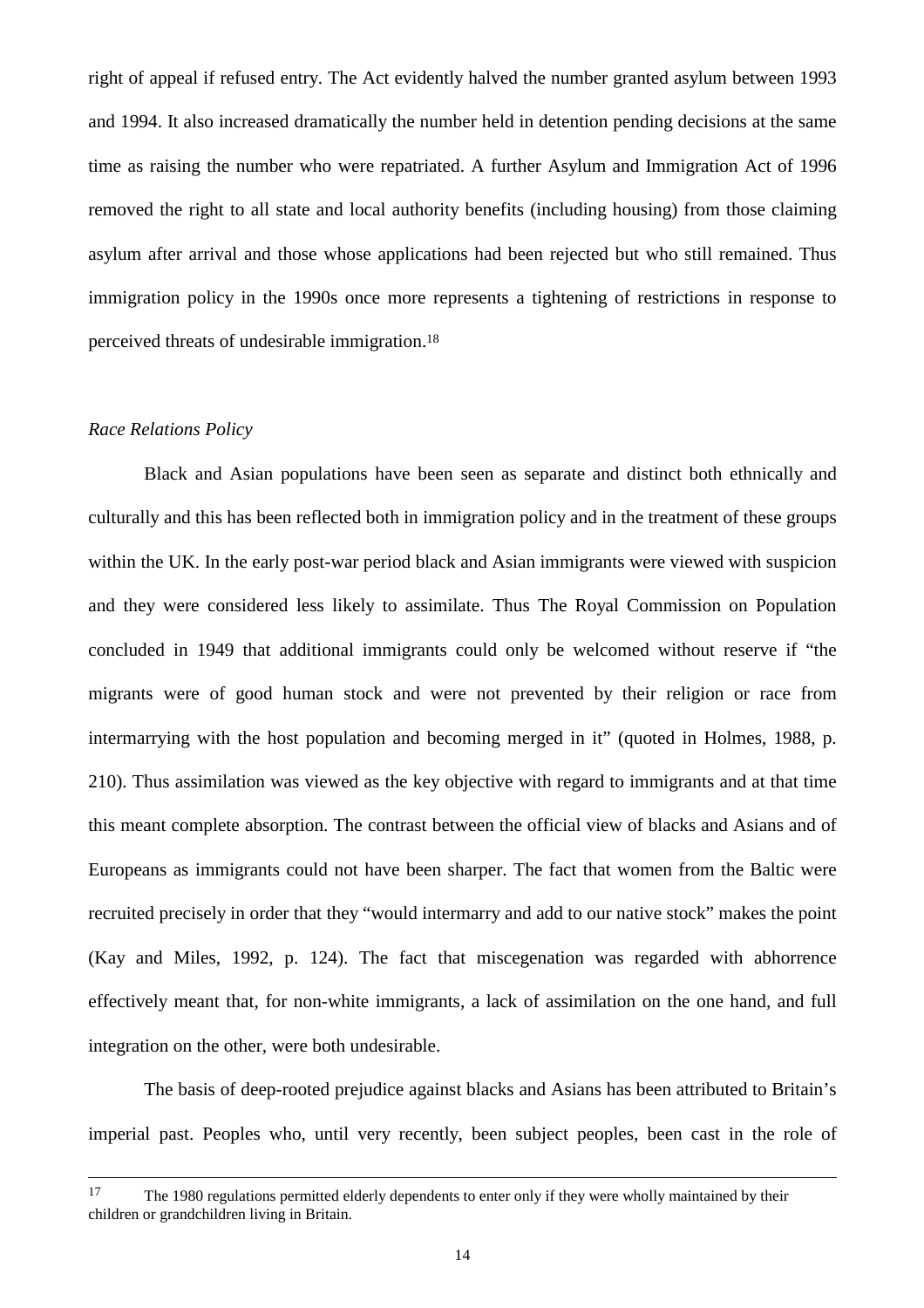right of appeal if refused entry. The Act evidently halved the number granted asylum between 1993 and 1994. It also increased dramatically the number held in detention pending decisions at the same time as raising the number who were repatriated. A further Asylum and Immigration Act of 1996 removed the right to all state and local authority benefits (including housing) from those claiming asylum after arrival and those whose applications had been rejected but who still remained. Thus immigration policy in the 1990s once more represents a tightening of restrictions in response to perceived threats of undesirable immigration.[18]

*Race Relations Policy*

Black and Asian populations have been seen as separate and distinct both ethnically and culturally and this has been reflected both in immigration policy and in the treatment of these groups within the UK. In the early post-war period black and Asian immigrants were viewed with suspicion and they were considered less likely to assimilate. Thus The Royal Commission on Population concluded in 1949 that additional immigrants could only be welcomed without reserve if "the migrants were of good human stock and were not prevented by their religion or race from intermarrying with the host population and becoming merged in it" (quoted in Holmes, 1988, p. 210). Thus assimilation was viewed as the key objective with regard to immigrants and at that time this meant complete absorption. The contrast between the official view of blacks and Asians and of Europeans as immigrants could not have been sharper. The fact that women from the Baltic were recruited precisely in order that they "would intermarry and add to our native stock" makes the point (Kay and Miles, 1992, p. 124). The fact that miscegenation was regarded with abhorrence effectively meant that, for non-white immigrants, a lack of assimilation on the one hand, and full integration on the other, were both undesirable.

The basis of deep-rooted prejudice against blacks and Asians has been attributed to Britain's imperial past. Peoples who, until very recently, been subject peoples, been cast in the role of

---

[17] The 1980 regulations permitted elderly dependents to enter only if they were wholly maintained by their children or grandchildren living in Britain.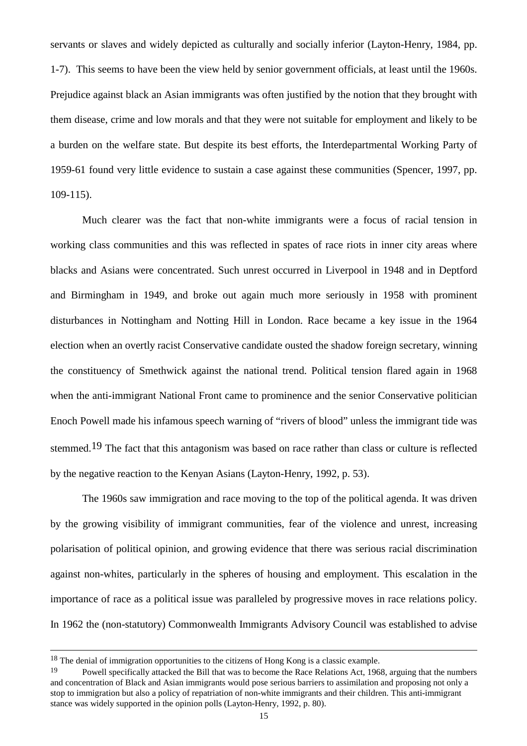servants or slaves and widely depicted as culturally and socially inferior (Layton-Henry, 1984, pp. 1-7). This seems to have been the view held by senior government officials, at least until the 1960s. Prejudice against black an Asian immigrants was often justified by the notion that they brought with them disease, crime and low morals and that they were not suitable for employment and likely to be a burden on the welfare state. But despite its best efforts, the Interdepartmental Working Party of 1959-61 found very little evidence to sustain a case against these communities (Spencer, 1997, pp. 109-115).

Much clearer was the fact that non-white immigrants were a focus of racial tension in working class communities and this was reflected in spates of race riots in inner city areas where blacks and Asians were concentrated. Such unrest occurred in Liverpool in 1948 and in Deptford and Birmingham in 1949, and broke out again much more seriously in 1958 with prominent disturbances in Nottingham and Notting Hill in London. Race became a key issue in the 1964 election when an overtly racist Conservative candidate ousted the shadow foreign secretary, winning the constituency of Smethwick against the national trend. Political tension flared again in 1968 when the anti-immigrant National Front came to prominence and the senior Conservative politician Enoch Powell made his infamous speech warning of "rivers of blood" unless the immigrant tide was stemmed.[19] The fact that this antagonism was based on race rather than class or culture is reflected by the negative reaction to the Kenyan Asians (Layton-Henry, 1992, p. 53).

The 1960s saw immigration and race moving to the top of the political agenda. It was driven by the growing visibility of immigrant communities, fear of the violence and unrest, increasing polarisation of political opinion, and growing evidence that there was serious racial discrimination against non-whites, particularly in the spheres of housing and employment. This escalation in the importance of race as a political issue was paralleled by progressive moves in race relations policy. In 1962 the (non-statutory) Commonwealth Immigrants Advisory Council was established to advise

---

[18] The denial of immigration opportunities to the citizens of Hong Kong is a classic example.

[19] Powell specifically attacked the Bill that was to become the Race Relations Act, 1968, arguing that the numbers and concentration of Black and Asian immigrants would pose serious barriers to assimilation and proposing not only a stop to immigration but also a policy of repatriation of non-white immigrants and their children. This anti-immigrant stance was widely supported in the opinion polls (Layton-Henry, 1992, p. 80).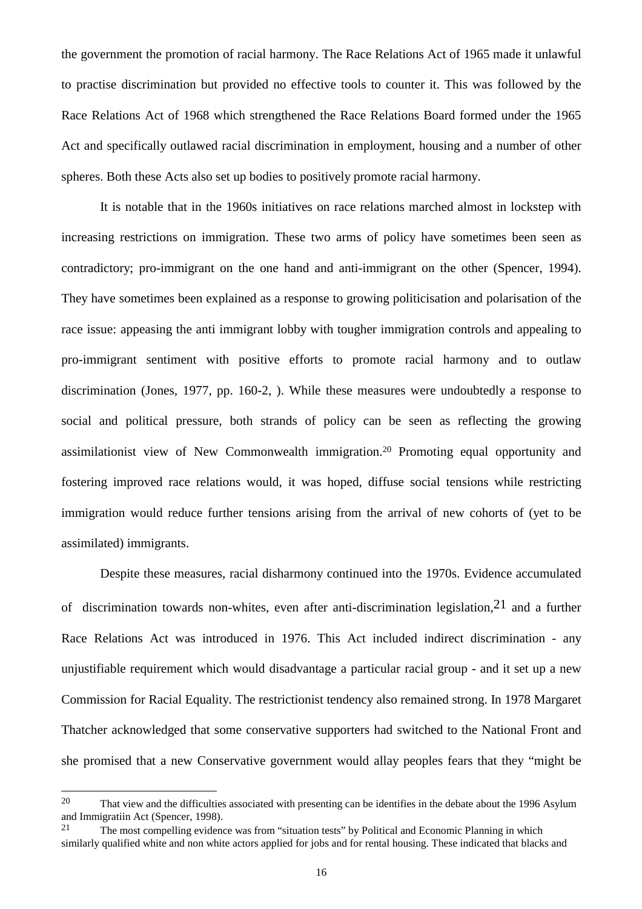the government the promotion of racial harmony. The Race Relations Act of 1965 made it unlawful to practise discrimination but provided no effective tools to counter it. This was followed by the Race Relations Act of 1968 which strengthened the Race Relations Board formed under the 1965 Act and specifically outlawed racial discrimination in employment, housing and a number of other spheres. Both these Acts also set up bodies to positively promote racial harmony.

It is notable that in the 1960s initiatives on race relations marched almost in lockstep with increasing restrictions on immigration. These two arms of policy have sometimes been seen as contradictory; pro-immigrant on the one hand and anti-immigrant on the other (Spencer, 1994). They have sometimes been explained as a response to growing politicisation and polarisation of the race issue: appeasing the anti immigrant lobby with tougher immigration controls and appealing to pro-immigrant sentiment with positive efforts to promote racial harmony and to outlaw discrimination (Jones, 1977, pp. 160-2, ). While these measures were undoubtedly a response to social and political pressure, both strands of policy can be seen as reflecting the growing assimilationist view of New Commonwealth immigration.[20] Promoting equal opportunity and fostering improved race relations would, it was hoped, diffuse social tensions while restricting immigration would reduce further tensions arising from the arrival of new cohorts of (yet to be assimilated) immigrants.

Despite these measures, racial disharmony continued into the 1970s. Evidence accumulated of discrimination towards non-whites, even after anti-discrimination legislation,[21] and a further Race Relations Act was introduced in 1976. This Act included indirect discrimination - any unjustifiable requirement which would disadvantage a particular racial group - and it set up a new Commission for Racial Equality. The restrictionist tendency also remained strong. In 1978 Margaret Thatcher acknowledged that some conservative supporters had switched to the National Front and she promised that a new Conservative government would allay peoples fears that they "might be

---

[20] That view and the difficulties associated with presenting can be identifies in the debate about the 1996 Asylum and Immigratiin Act (Spencer, 1998).

[21] The most compelling evidence was from "situation tests" by Political and Economic Planning in which similarly qualified white and non white actors applied for jobs and for rental housing. These indicated that blacks and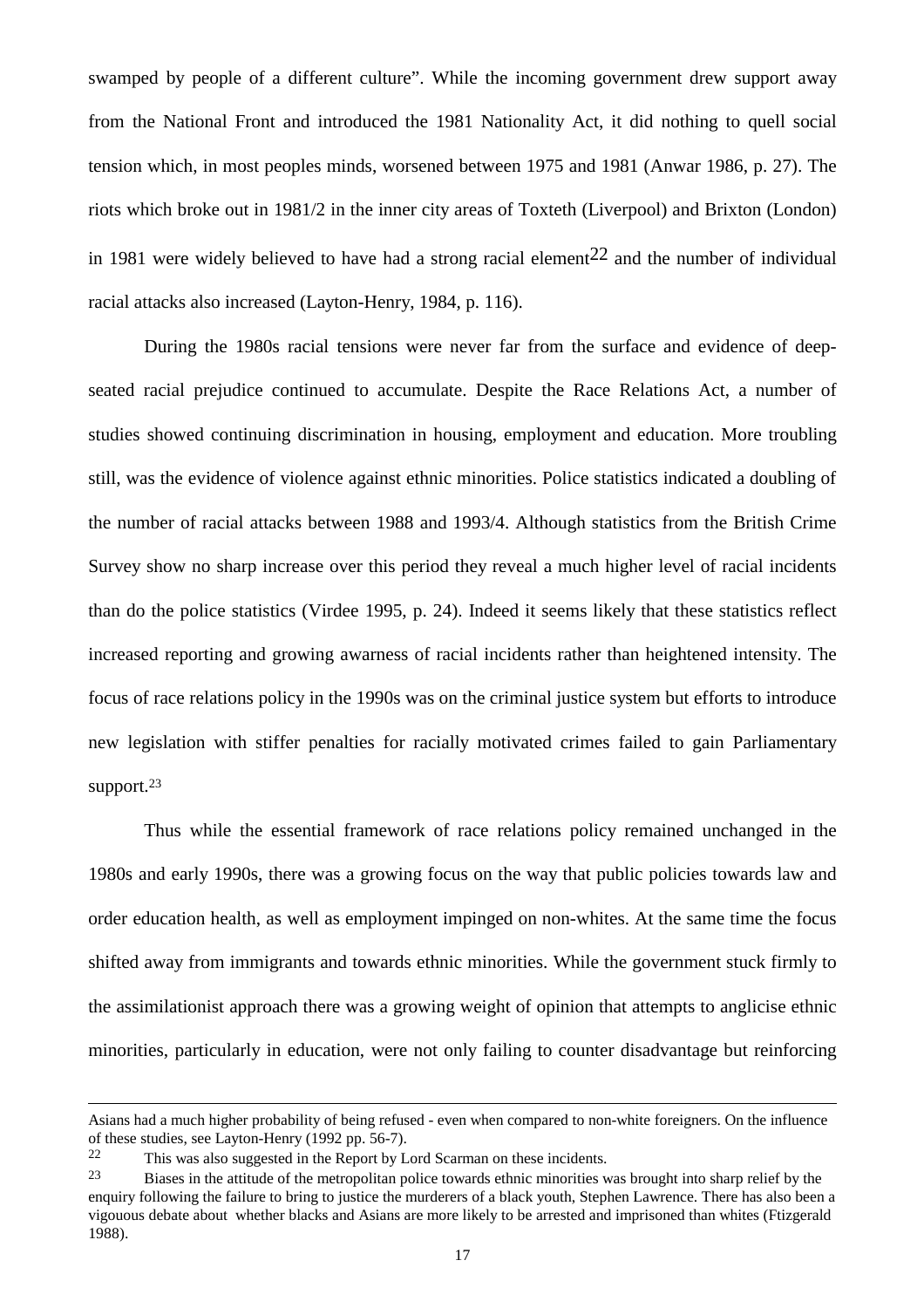swamped by people of a different culture". While the incoming government drew support away from the National Front and introduced the 1981 Nationality Act, it did nothing to quell social tension which, in most peoples minds, worsened between 1975 and 1981 (Anwar 1986, p. 27). The riots which broke out in 1981/2 in the inner city areas of Toxteth (Liverpool) and Brixton (London) in 1981 were widely believed to have had a strong racial element[22] and the number of individual racial attacks also increased (Layton-Henry, 1984, p. 116).

During the 1980s racial tensions were never far from the surface and evidence of deep-seated racial prejudice continued to accumulate. Despite the Race Relations Act, a number of studies showed continuing discrimination in housing, employment and education. More troubling still, was the evidence of violence against ethnic minorities. Police statistics indicated a doubling of the number of racial attacks between 1988 and 1993/4. Although statistics from the British Crime Survey show no sharp increase over this period they reveal a much higher level of racial incidents than do the police statistics (Virdee 1995, p. 24). Indeed it seems likely that these statistics reflect increased reporting and growing awarness of racial incidents rather than heightened intensity. The focus of race relations policy in the 1990s was on the criminal justice system but efforts to introduce new legislation with stiffer penalties for racially motivated crimes failed to gain Parliamentary support.[23]

Thus while the essential framework of race relations policy remained unchanged in the 1980s and early 1990s, there was a growing focus on the way that public policies towards law and order education health, as well as employment impinged on non-whites. At the same time the focus shifted away from immigrants and towards ethnic minorities. While the government stuck firmly to the assimilationist approach there was a growing weight of opinion that attempts to anglicise ethnic minorities, particularly in education, were not only failing to counter disadvantage but reinforcing

---

Asians had a much higher probability of being refused - even when compared to non-white foreigners. On the influence of these studies, see Layton-Henry (1992 pp. 56-7).

[22] This was also suggested in the Report by Lord Scarman on these incidents.

[23] Biases in the attitude of the metropolitan police towards ethnic minorities was brought into sharp relief by the enquiry following the failure to bring to justice the murderers of a black youth, Stephen Lawrence. There has also been a vigouous debate about whether blacks and Asians are more likely to be arrested and imprisoned than whites (Ftizgerald 1988).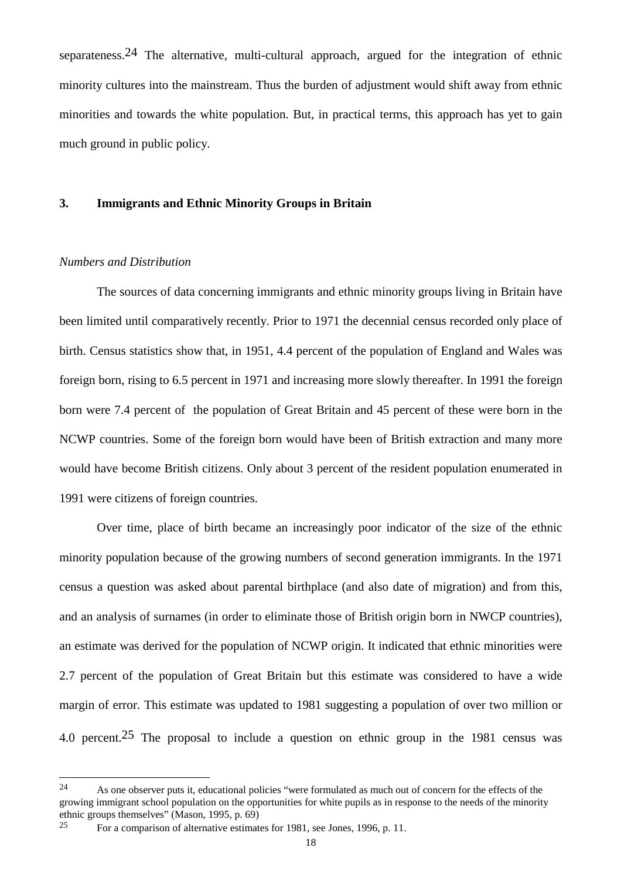separateness.[24] The alternative, multi-cultural approach, argued for the integration of ethnic minority cultures into the mainstream. Thus the burden of adjustment would shift away from ethnic minorities and towards the white population. But, in practical terms, this approach has yet to gain much ground in public policy.

## 3. Immigrants and Ethnic Minority Groups in Britain

### *Numbers and Distribution*

The sources of data concerning immigrants and ethnic minority groups living in Britain have been limited until comparatively recently. Prior to 1971 the decennial census recorded only place of birth. Census statistics show that, in 1951, 4.4 percent of the population of England and Wales was foreign born, rising to 6.5 percent in 1971 and increasing more slowly thereafter. In 1991 the foreign born were 7.4 percent of the population of Great Britain and 45 percent of these were born in the NCWP countries. Some of the foreign born would have been of British extraction and many more would have become British citizens. Only about 3 percent of the resident population enumerated in 1991 were citizens of foreign countries.

Over time, place of birth became an increasingly poor indicator of the size of the ethnic minority population because of the growing numbers of second generation immigrants. In the 1971 census a question was asked about parental birthplace (and also date of migration) and from this, and an analysis of surnames (in order to eliminate those of British origin born in NWCP countries), an estimate was derived for the population of NCWP origin. It indicated that ethnic minorities were 2.7 percent of the population of Great Britain but this estimate was considered to have a wide margin of error. This estimate was updated to 1981 suggesting a population of over two million or 4.0 percent.[25] The proposal to include a question on ethnic group in the 1981 census was

---

[24] As one observer puts it, educational policies "were formulated as much out of concern for the effects of the growing immigrant school population on the opportunities for white pupils as in response to the needs of the minority ethnic groups themselves" (Mason, 1995, p. 69)

[25] For a comparison of alternative estimates for 1981, see Jones, 1996, p. 11.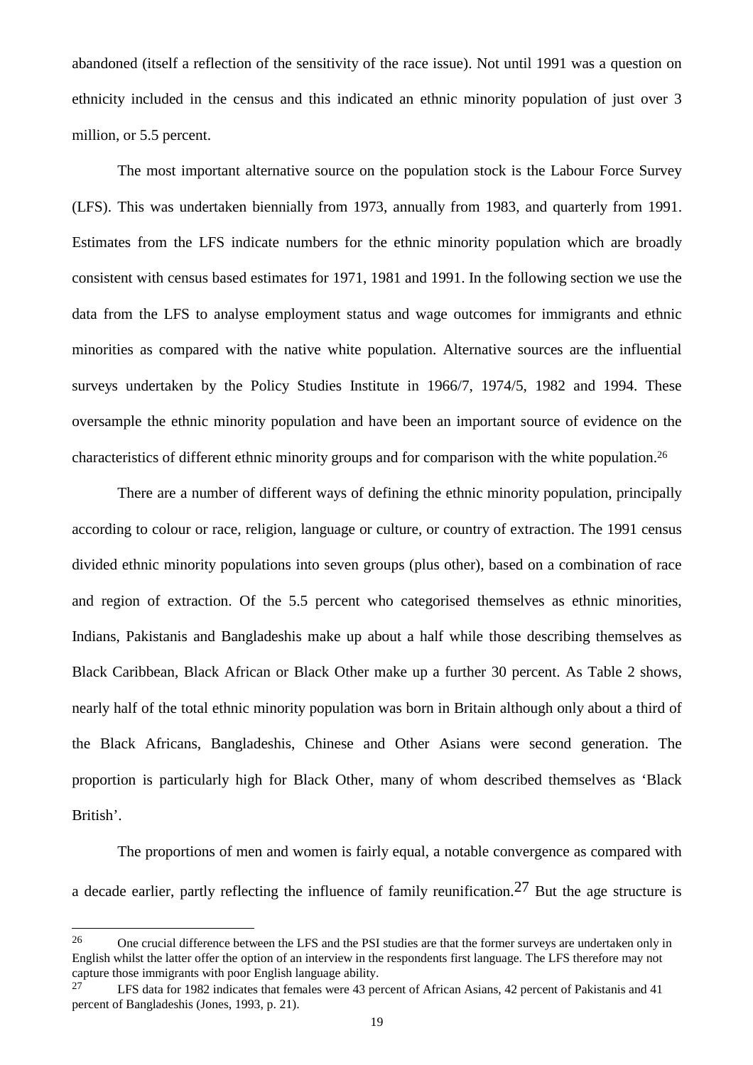abandoned (itself a reflection of the sensitivity of the race issue). Not until 1991 was a question on ethnicity included in the census and this indicated an ethnic minority population of just over 3 million, or 5.5 percent.

The most important alternative source on the population stock is the Labour Force Survey (LFS). This was undertaken biennially from 1973, annually from 1983, and quarterly from 1991. Estimates from the LFS indicate numbers for the ethnic minority population which are broadly consistent with census based estimates for 1971, 1981 and 1991. In the following section we use the data from the LFS to analyse employment status and wage outcomes for immigrants and ethnic minorities as compared with the native white population. Alternative sources are the influential surveys undertaken by the Policy Studies Institute in 1966/7, 1974/5, 1982 and 1994. These oversample the ethnic minority population and have been an important source of evidence on the characteristics of different ethnic minority groups and for comparison with the white population.[26]

There are a number of different ways of defining the ethnic minority population, principally according to colour or race, religion, language or culture, or country of extraction. The 1991 census divided ethnic minority populations into seven groups (plus other), based on a combination of race and region of extraction. Of the 5.5 percent who categorised themselves as ethnic minorities, Indians, Pakistanis and Bangladeshis make up about a half while those describing themselves as Black Caribbean, Black African or Black Other make up a further 30 percent. As Table 2 shows, nearly half of the total ethnic minority population was born in Britain although only about a third of the Black Africans, Bangladeshis, Chinese and Other Asians were second generation. The proportion is particularly high for Black Other, many of whom described themselves as 'Black British'.

The proportions of men and women is fairly equal, a notable convergence as compared with a decade earlier, partly reflecting the influence of family reunification.[27] But the age structure is

[26] One crucial difference between the LFS and the PSI studies are that the former surveys are undertaken only in English whilst the latter offer the option of an interview in the respondents first language. The LFS therefore may not capture those immigrants with poor English language ability.

[27] LFS data for 1982 indicates that females were 43 percent of African Asians, 42 percent of Pakistanis and 41 percent of Bangladeshis (Jones, 1993, p. 21).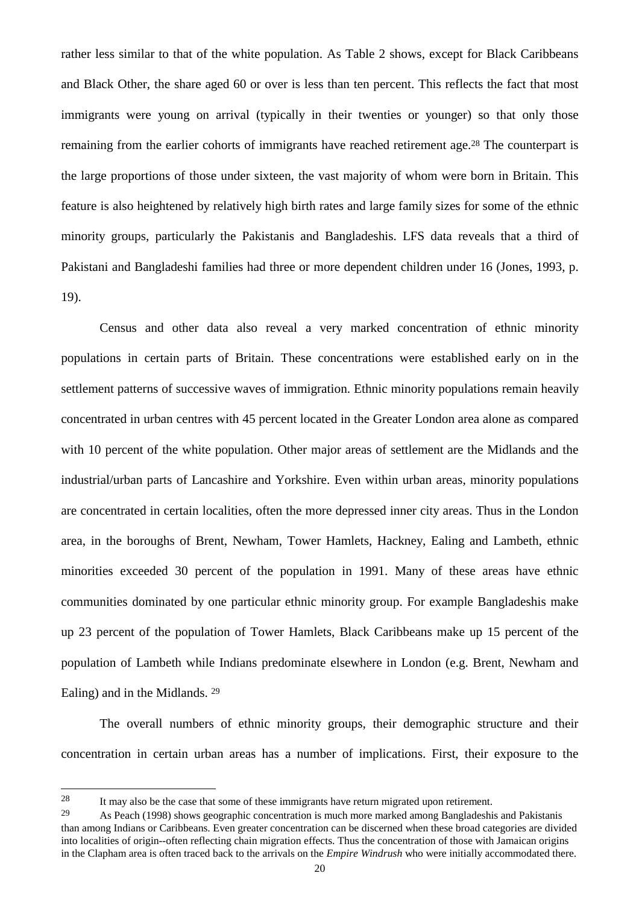rather less similar to that of the white population. As Table 2 shows, except for Black Caribbeans and Black Other, the share aged 60 or over is less than ten percent. This reflects the fact that most immigrants were young on arrival (typically in their twenties or younger) so that only those remaining from the earlier cohorts of immigrants have reached retirement age.[28] The counterpart is the large proportions of those under sixteen, the vast majority of whom were born in Britain. This feature is also heightened by relatively high birth rates and large family sizes for some of the ethnic minority groups, particularly the Pakistanis and Bangladeshis. LFS data reveals that a third of Pakistani and Bangladeshi families had three or more dependent children under 16 (Jones, 1993, p. 19).

Census and other data also reveal a very marked concentration of ethnic minority populations in certain parts of Britain. These concentrations were established early on in the settlement patterns of successive waves of immigration. Ethnic minority populations remain heavily concentrated in urban centres with 45 percent located in the Greater London area alone as compared with 10 percent of the white population. Other major areas of settlement are the Midlands and the industrial/urban parts of Lancashire and Yorkshire. Even within urban areas, minority populations are concentrated in certain localities, often the more depressed inner city areas. Thus in the London area, in the boroughs of Brent, Newham, Tower Hamlets, Hackney, Ealing and Lambeth, ethnic minorities exceeded 30 percent of the population in 1991. Many of these areas have ethnic communities dominated by one particular ethnic minority group. For example Bangladeshis make up 23 percent of the population of Tower Hamlets, Black Caribbeans make up 15 percent of the population of Lambeth while Indians predominate elsewhere in London (e.g. Brent, Newham and Ealing) and in the Midlands. [29]

The overall numbers of ethnic minority groups, their demographic structure and their concentration in certain urban areas has a number of implications. First, their exposure to the

---

[28] It may also be the case that some of these immigrants have return migrated upon retirement.

[29] As Peach (1998) shows geographic concentration is much more marked among Bangladeshis and Pakistanis than among Indians or Caribbeans. Even greater concentration can be discerned when these broad categories are divided into localities of origin--often reflecting chain migration effects. Thus the concentration of those with Jamaican origins in the Clapham area is often traced back to the arrivals on the *Empire Windrush* who were initially accommodated there.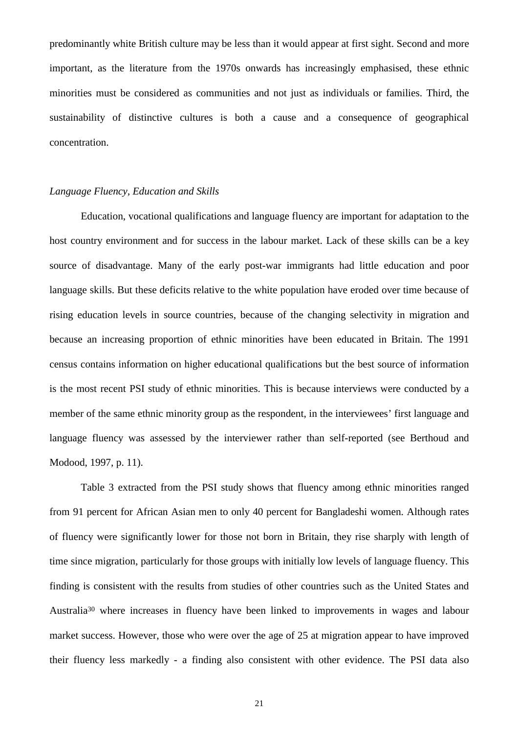predominantly white British culture may be less than it would appear at first sight. Second and more important, as the literature from the 1970s onwards has increasingly emphasised, these ethnic minorities must be considered as communities and not just as individuals or families. Third, the sustainability of distinctive cultures is both a cause and a consequence of geographical concentration.

*Language Fluency, Education and Skills*

Education, vocational qualifications and language fluency are important for adaptation to the host country environment and for success in the labour market. Lack of these skills can be a key source of disadvantage. Many of the early post-war immigrants had little education and poor language skills. But these deficits relative to the white population have eroded over time because of rising education levels in source countries, because of the changing selectivity in migration and because an increasing proportion of ethnic minorities have been educated in Britain. The 1991 census contains information on higher educational qualifications but the best source of information is the most recent PSI study of ethnic minorities. This is because interviews were conducted by a member of the same ethnic minority group as the respondent, in the interviewees' first language and language fluency was assessed by the interviewer rather than self-reported (see Berthoud and Modood, 1997, p. 11).

Table 3 extracted from the PSI study shows that fluency among ethnic minorities ranged from 91 percent for African Asian men to only 40 percent for Bangladeshi women. Although rates of fluency were significantly lower for those not born in Britain, they rise sharply with length of time since migration, particularly for those groups with initially low levels of language fluency. This finding is consistent with the results from studies of other countries such as the United States and Australia[30] where increases in fluency have been linked to improvements in wages and labour market success. However, those who were over the age of 25 at migration appear to have improved their fluency less markedly - a finding also consistent with other evidence. The PSI data also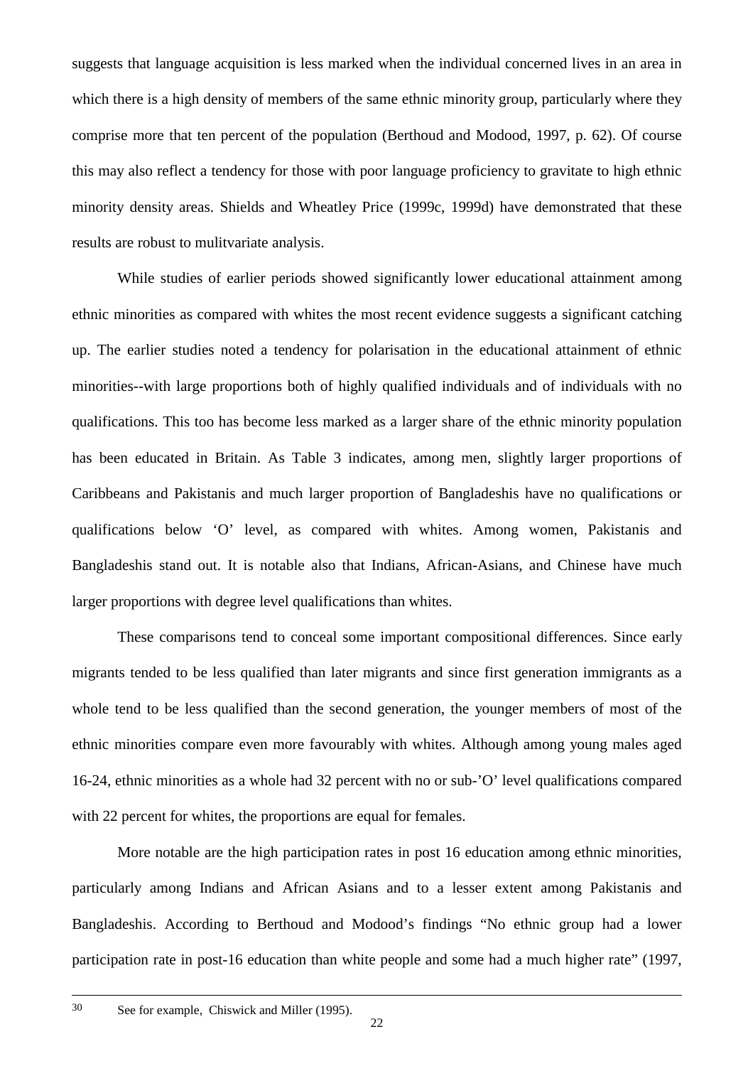suggests that language acquisition is less marked when the individual concerned lives in an area in which there is a high density of members of the same ethnic minority group, particularly where they comprise more that ten percent of the population (Berthoud and Modood, 1997, p. 62). Of course this may also reflect a tendency for those with poor language proficiency to gravitate to high ethnic minority density areas. Shields and Wheatley Price (1999c, 1999d) have demonstrated that these results are robust to mulitvariate analysis.

While studies of earlier periods showed significantly lower educational attainment among ethnic minorities as compared with whites the most recent evidence suggests a significant catching up. The earlier studies noted a tendency for polarisation in the educational attainment of ethnic minorities--with large proportions both of highly qualified individuals and of individuals with no qualifications. This too has become less marked as a larger share of the ethnic minority population has been educated in Britain. As Table 3 indicates, among men, slightly larger proportions of Caribbeans and Pakistanis and much larger proportion of Bangladeshis have no qualifications or qualifications below 'O' level, as compared with whites. Among women, Pakistanis and Bangladeshis stand out. It is notable also that Indians, African-Asians, and Chinese have much larger proportions with degree level qualifications than whites.

These comparisons tend to conceal some important compositional differences. Since early migrants tended to be less qualified than later migrants and since first generation immigrants as a whole tend to be less qualified than the second generation, the younger members of most of the ethnic minorities compare even more favourably with whites. Although among young males aged 16-24, ethnic minorities as a whole had 32 percent with no or sub-'O' level qualifications compared with 22 percent for whites, the proportions are equal for females.

More notable are the high participation rates in post 16 education among ethnic minorities, particularly among Indians and African Asians and to a lesser extent among Pakistanis and Bangladeshis. According to Berthoud and Modood's findings "No ethnic group had a lower participation rate in post-16 education than white people and some had a much higher rate" (1997,

[30] See for example, Chiswick and Miller (1995).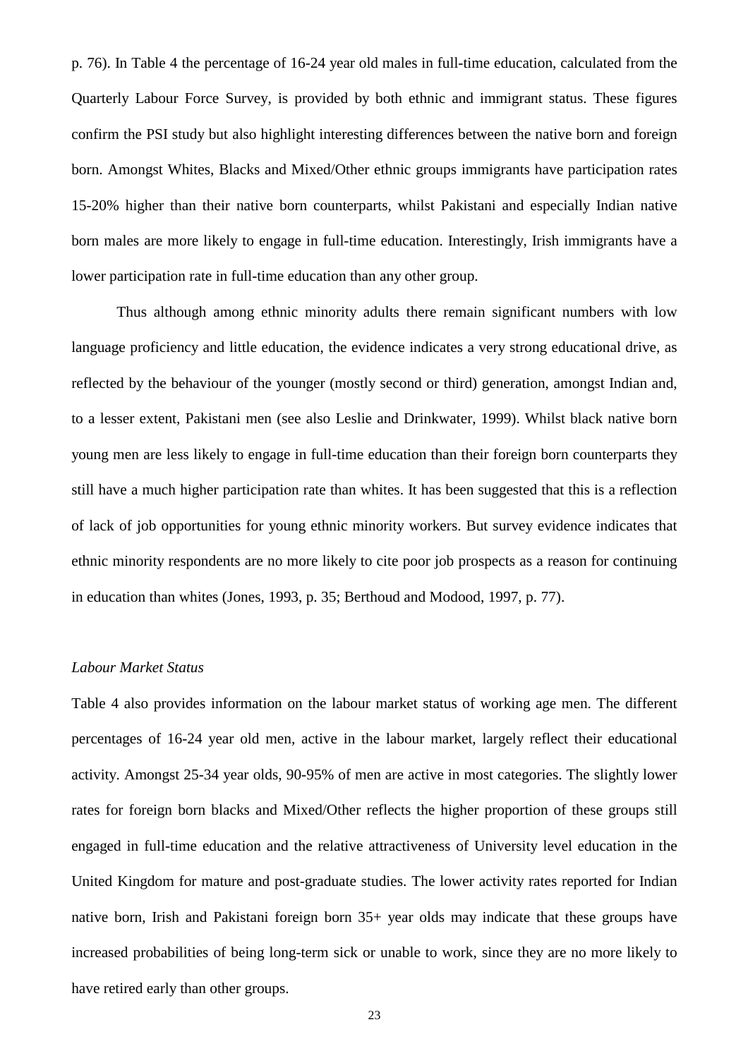p. 76). In Table 4 the percentage of 16-24 year old males in full-time education, calculated from the Quarterly Labour Force Survey, is provided by both ethnic and immigrant status. These figures confirm the PSI study but also highlight interesting differences between the native born and foreign born. Amongst Whites, Blacks and Mixed/Other ethnic groups immigrants have participation rates 15-20% higher than their native born counterparts, whilst Pakistani and especially Indian native born males are more likely to engage in full-time education. Interestingly, Irish immigrants have a lower participation rate in full-time education than any other group.

Thus although among ethnic minority adults there remain significant numbers with low language proficiency and little education, the evidence indicates a very strong educational drive, as reflected by the behaviour of the younger (mostly second or third) generation, amongst Indian and, to a lesser extent, Pakistani men (see also Leslie and Drinkwater, 1999). Whilst black native born young men are less likely to engage in full-time education than their foreign born counterparts they still have a much higher participation rate than whites. It has been suggested that this is a reflection of lack of job opportunities for young ethnic minority workers. But survey evidence indicates that ethnic minority respondents are no more likely to cite poor job prospects as a reason for continuing in education than whites (Jones, 1993, p. 35; Berthoud and Modood, 1997, p. 77).

*Labour Market Status*

Table 4 also provides information on the labour market status of working age men. The different percentages of 16-24 year old men, active in the labour market, largely reflect their educational activity. Amongst 25-34 year olds, 90-95% of men are active in most categories. The slightly lower rates for foreign born blacks and Mixed/Other reflects the higher proportion of these groups still engaged in full-time education and the relative attractiveness of University level education in the United Kingdom for mature and post-graduate studies. The lower activity rates reported for Indian native born, Irish and Pakistani foreign born 35+ year olds may indicate that these groups have increased probabilities of being long-term sick or unable to work, since they are no more likely to have retired early than other groups.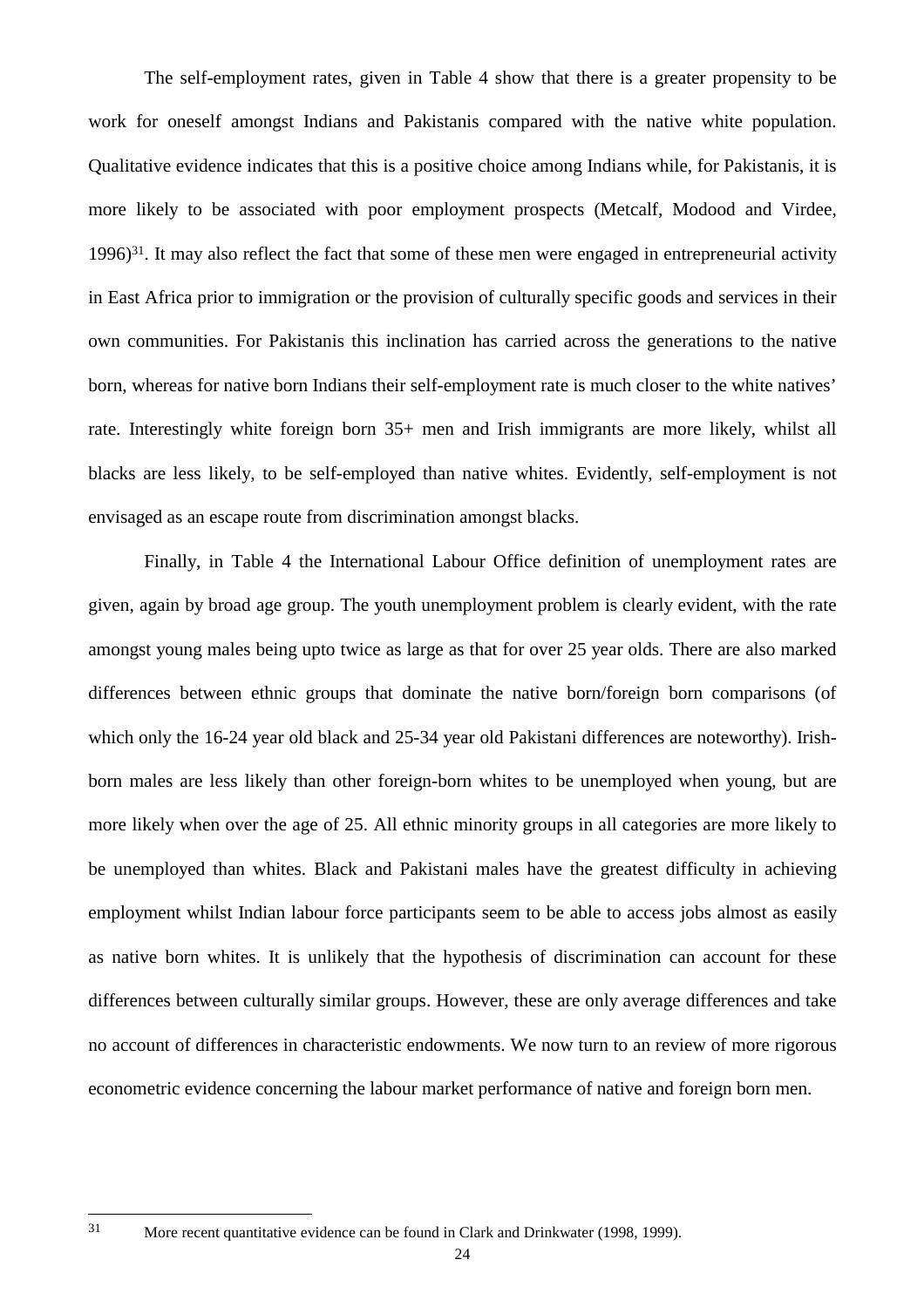The self-employment rates, given in Table 4 show that there is a greater propensity to be work for oneself amongst Indians and Pakistanis compared with the native white population. Qualitative evidence indicates that this is a positive choice among Indians while, for Pakistanis, it is more likely to be associated with poor employment prospects (Metcalf, Modood and Virdee, 1996)[31]. It may also reflect the fact that some of these men were engaged in entrepreneurial activity in East Africa prior to immigration or the provision of culturally specific goods and services in their own communities. For Pakistanis this inclination has carried across the generations to the native born, whereas for native born Indians their self-employment rate is much closer to the white natives' rate. Interestingly white foreign born 35+ men and Irish immigrants are more likely, whilst all blacks are less likely, to be self-employed than native whites. Evidently, self-employment is not envisaged as an escape route from discrimination amongst blacks.

Finally, in Table 4 the International Labour Office definition of unemployment rates are given, again by broad age group. The youth unemployment problem is clearly evident, with the rate amongst young males being upto twice as large as that for over 25 year olds. There are also marked differences between ethnic groups that dominate the native born/foreign born comparisons (of which only the 16-24 year old black and 25-34 year old Pakistani differences are noteworthy). Irish-born males are less likely than other foreign-born whites to be unemployed when young, but are more likely when over the age of 25. All ethnic minority groups in all categories are more likely to be unemployed than whites. Black and Pakistani males have the greatest difficulty in achieving employment whilst Indian labour force participants seem to be able to access jobs almost as easily as native born whites. It is unlikely that the hypothesis of discrimination can account for these differences between culturally similar groups. However, these are only average differences and take no account of differences in characteristic endowments. We now turn to an review of more rigorous econometric evidence concerning the labour market performance of native and foreign born men.

[31] More recent quantitative evidence can be found in Clark and Drinkwater (1998, 1999).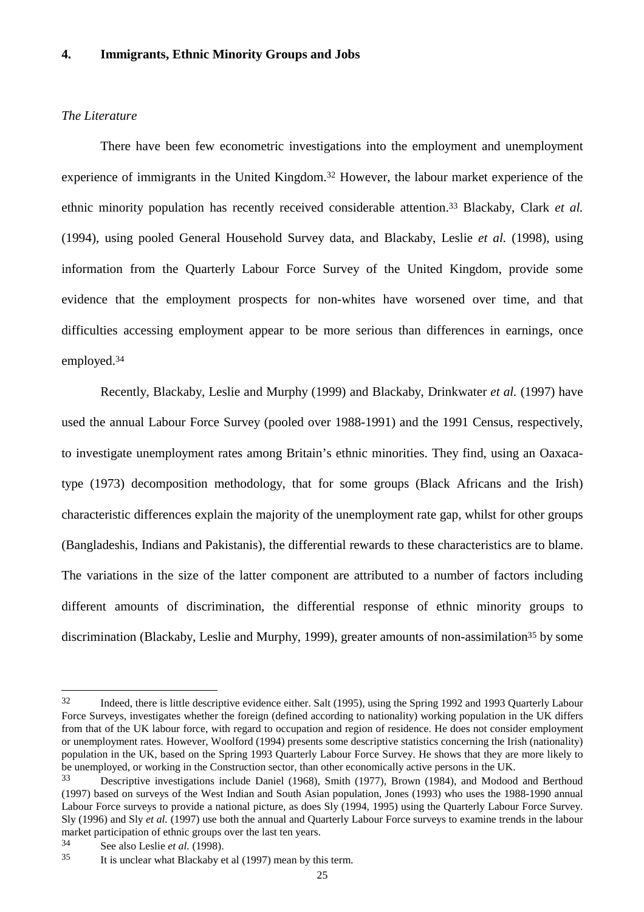## 4. Immigrants, Ethnic Minority Groups and Jobs

### *The Literature*

There have been few econometric investigations into the employment and unemployment experience of immigrants in the United Kingdom.[32] However, the labour market experience of the ethnic minority population has recently received considerable attention.[33] Blackaby, Clark *et al.* (1994), using pooled General Household Survey data, and Blackaby, Leslie *et al.* (1998), using information from the Quarterly Labour Force Survey of the United Kingdom, provide some evidence that the employment prospects for non-whites have worsened over time, and that difficulties accessing employment appear to be more serious than differences in earnings, once employed.[34]

Recently, Blackaby, Leslie and Murphy (1999) and Blackaby, Drinkwater *et al.* (1997) have used the annual Labour Force Survey (pooled over 1988-1991) and the 1991 Census, respectively, to investigate unemployment rates among Britain's ethnic minorities. They find, using an Oaxaca-type (1973) decomposition methodology, that for some groups (Black Africans and the Irish) characteristic differences explain the majority of the unemployment rate gap, whilst for other groups (Bangladeshis, Indians and Pakistanis), the differential rewards to these characteristics are to blame. The variations in the size of the latter component are attributed to a number of factors including different amounts of discrimination, the differential response of ethnic minority groups to discrimination (Blackaby, Leslie and Murphy, 1999), greater amounts of non-assimilation[35] by some

---

[32] Indeed, there is little descriptive evidence either. Salt (1995), using the Spring 1992 and 1993 Quarterly Labour Force Surveys, investigates whether the foreign (defined according to nationality) working population in the UK differs from that of the UK labour force, with regard to occupation and region of residence. He does not consider employment or unemployment rates. However, Woolford (1994) presents some descriptive statistics concerning the Irish (nationality) population in the UK, based on the Spring 1993 Quarterly Labour Force Survey. He shows that they are more likely to be unemployed, or working in the Construction sector, than other economically active persons in the UK.

[33] Descriptive investigations include Daniel (1968), Smith (1977), Brown (1984), and Modood and Berthoud (1997) based on surveys of the West Indian and South Asian population, Jones (1993) who uses the 1988-1990 annual Labour Force surveys to provide a national picture, as does Sly (1994, 1995) using the Quarterly Labour Force Survey. Sly (1996) and Sly *et al.* (1997) use both the annual and Quarterly Labour Force surveys to examine trends in the labour market participation of ethnic groups over the last ten years.

[34] See also Leslie *et al.* (1998).

[35] It is unclear what Blackaby et al (1997) mean by this term.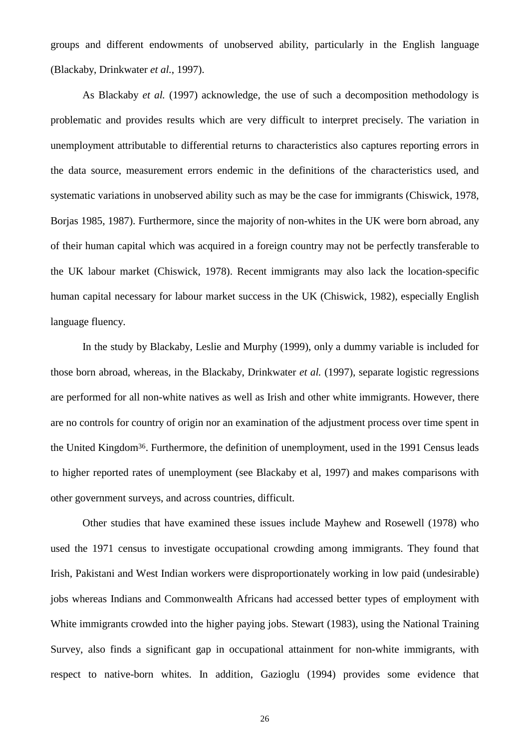groups and different endowments of unobserved ability, particularly in the English language (Blackaby, Drinkwater *et al.*, 1997).

As Blackaby *et al.* (1997) acknowledge, the use of such a decomposition methodology is problematic and provides results which are very difficult to interpret precisely. The variation in unemployment attributable to differential returns to characteristics also captures reporting errors in the data source, measurement errors endemic in the definitions of the characteristics used, and systematic variations in unobserved ability such as may be the case for immigrants (Chiswick, 1978, Borjas 1985, 1987). Furthermore, since the majority of non-whites in the UK were born abroad, any of their human capital which was acquired in a foreign country may not be perfectly transferable to the UK labour market (Chiswick, 1978). Recent immigrants may also lack the location-specific human capital necessary for labour market success in the UK (Chiswick, 1982), especially English language fluency.

In the study by Blackaby, Leslie and Murphy (1999), only a dummy variable is included for those born abroad, whereas, in the Blackaby, Drinkwater *et al.* (1997), separate logistic regressions are performed for all non-white natives as well as Irish and other white immigrants. However, there are no controls for country of origin nor an examination of the adjustment process over time spent in the United Kingdom[36]. Furthermore, the definition of unemployment, used in the 1991 Census leads to higher reported rates of unemployment (see Blackaby et al, 1997) and makes comparisons with other government surveys, and across countries, difficult.

Other studies that have examined these issues include Mayhew and Rosewell (1978) who used the 1971 census to investigate occupational crowding among immigrants. They found that Irish, Pakistani and West Indian workers were disproportionately working in low paid (undesirable) jobs whereas Indians and Commonwealth Africans had accessed better types of employment with White immigrants crowded into the higher paying jobs. Stewart (1983), using the National Training Survey, also finds a significant gap in occupational attainment for non-white immigrants, with respect to native-born whites. In addition, Gazioglu (1994) provides some evidence that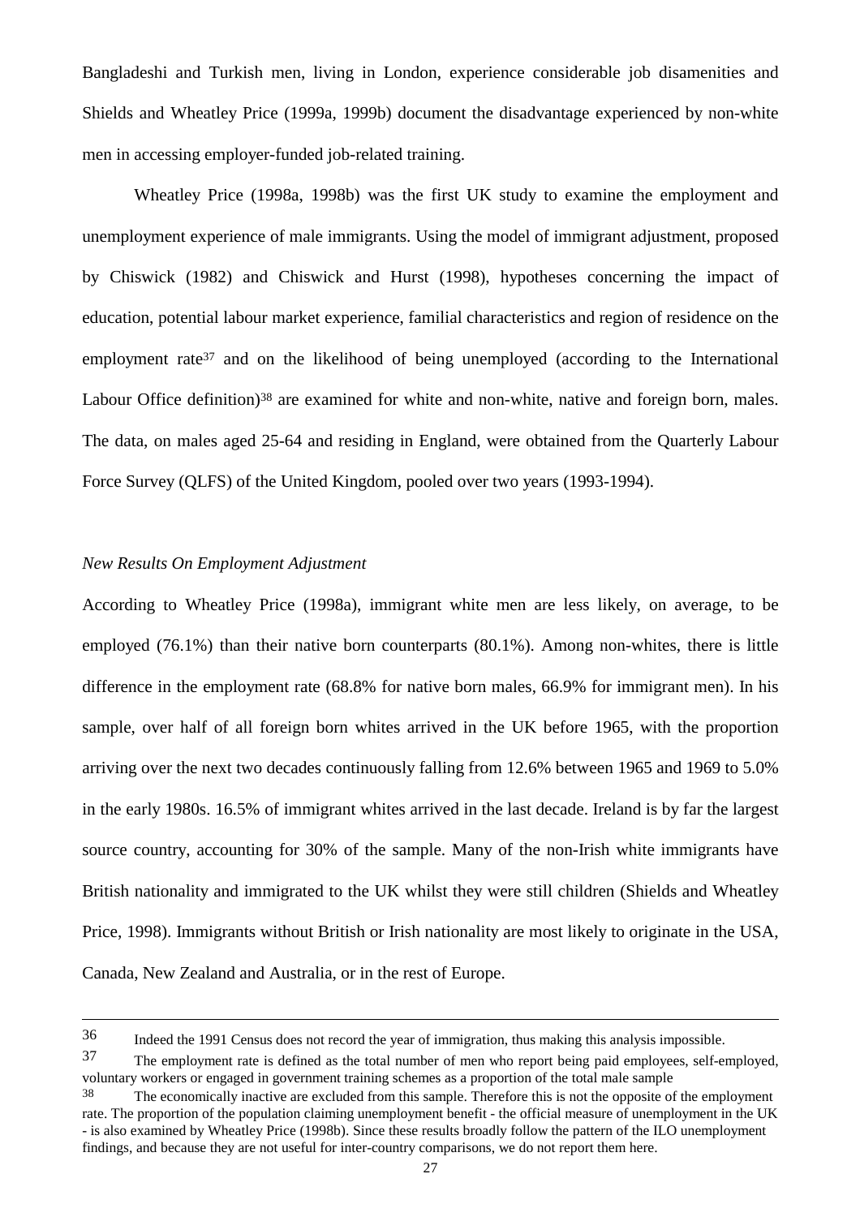Bangladeshi and Turkish men, living in London, experience considerable job disamenities and Shields and Wheatley Price (1999a, 1999b) document the disadvantage experienced by non-white men in accessing employer-funded job-related training.

Wheatley Price (1998a, 1998b) was the first UK study to examine the employment and unemployment experience of male immigrants. Using the model of immigrant adjustment, proposed by Chiswick (1982) and Chiswick and Hurst (1998), hypotheses concerning the impact of education, potential labour market experience, familial characteristics and region of residence on the employment rate[37] and on the likelihood of being unemployed (according to the International Labour Office definition)[38] are examined for white and non-white, native and foreign born, males. The data, on males aged 25-64 and residing in England, were obtained from the Quarterly Labour Force Survey (QLFS) of the United Kingdom, pooled over two years (1993-1994).

*New Results On Employment Adjustment*

According to Wheatley Price (1998a), immigrant white men are less likely, on average, to be employed (76.1%) than their native born counterparts (80.1%). Among non-whites, there is little difference in the employment rate (68.8% for native born males, 66.9% for immigrant men). In his sample, over half of all foreign born whites arrived in the UK before 1965, with the proportion arriving over the next two decades continuously falling from 12.6% between 1965 and 1969 to 5.0% in the early 1980s. 16.5% of immigrant whites arrived in the last decade. Ireland is by far the largest source country, accounting for 30% of the sample. Many of the non-Irish white immigrants have British nationality and immigrated to the UK whilst they were still children (Shields and Wheatley Price, 1998). Immigrants without British or Irish nationality are most likely to originate in the USA, Canada, New Zealand and Australia, or in the rest of Europe.

---

[36] Indeed the 1991 Census does not record the year of immigration, thus making this analysis impossible.

[37] The employment rate is defined as the total number of men who report being paid employees, self-employed, voluntary workers or engaged in government training schemes as a proportion of the total male sample

[38] The economically inactive are excluded from this sample. Therefore this is not the opposite of the employment rate. The proportion of the population claiming unemployment benefit - the official measure of unemployment in the UK - is also examined by Wheatley Price (1998b). Since these results broadly follow the pattern of the ILO unemployment findings, and because they are not useful for inter-country comparisons, we do not report them here.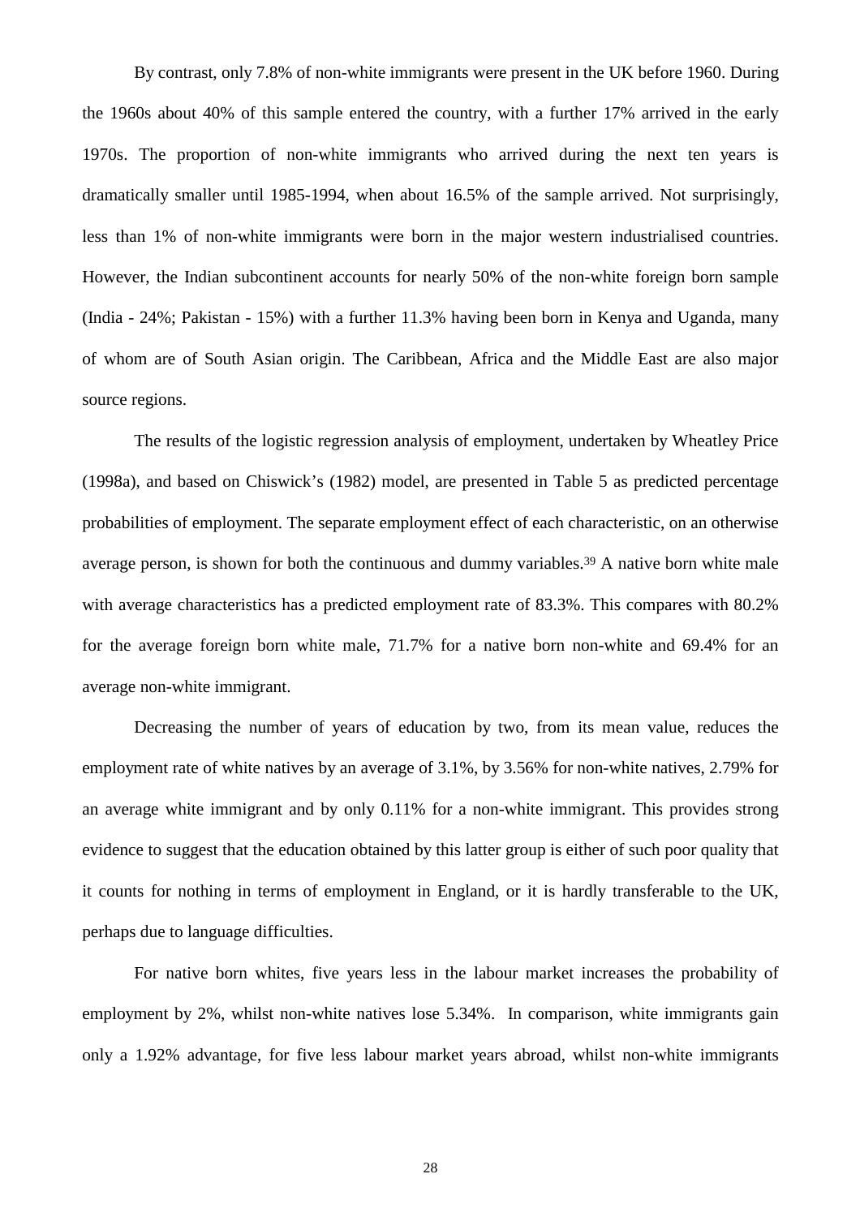By contrast, only 7.8% of non-white immigrants were present in the UK before 1960. During the 1960s about 40% of this sample entered the country, with a further 17% arrived in the early 1970s. The proportion of non-white immigrants who arrived during the next ten years is dramatically smaller until 1985-1994, when about 16.5% of the sample arrived. Not surprisingly, less than 1% of non-white immigrants were born in the major western industrialised countries. However, the Indian subcontinent accounts for nearly 50% of the non-white foreign born sample (India - 24%; Pakistan - 15%) with a further 11.3% having been born in Kenya and Uganda, many of whom are of South Asian origin. The Caribbean, Africa and the Middle East are also major source regions.

The results of the logistic regression analysis of employment, undertaken by Wheatley Price (1998a), and based on Chiswick's (1982) model, are presented in Table 5 as predicted percentage probabilities of employment. The separate employment effect of each characteristic, on an otherwise average person, is shown for both the continuous and dummy variables.[39] A native born white male with average characteristics has a predicted employment rate of 83.3%. This compares with 80.2% for the average foreign born white male, 71.7% for a native born non-white and 69.4% for an average non-white immigrant.

Decreasing the number of years of education by two, from its mean value, reduces the employment rate of white natives by an average of 3.1%, by 3.56% for non-white natives, 2.79% for an average white immigrant and by only 0.11% for a non-white immigrant. This provides strong evidence to suggest that the education obtained by this latter group is either of such poor quality that it counts for nothing in terms of employment in England, or it is hardly transferable to the UK, perhaps due to language difficulties.

For native born whites, five years less in the labour market increases the probability of employment by 2%, whilst non-white natives lose 5.34%. In comparison, white immigrants gain only a 1.92% advantage, for five less labour market years abroad, whilst non-white immigrants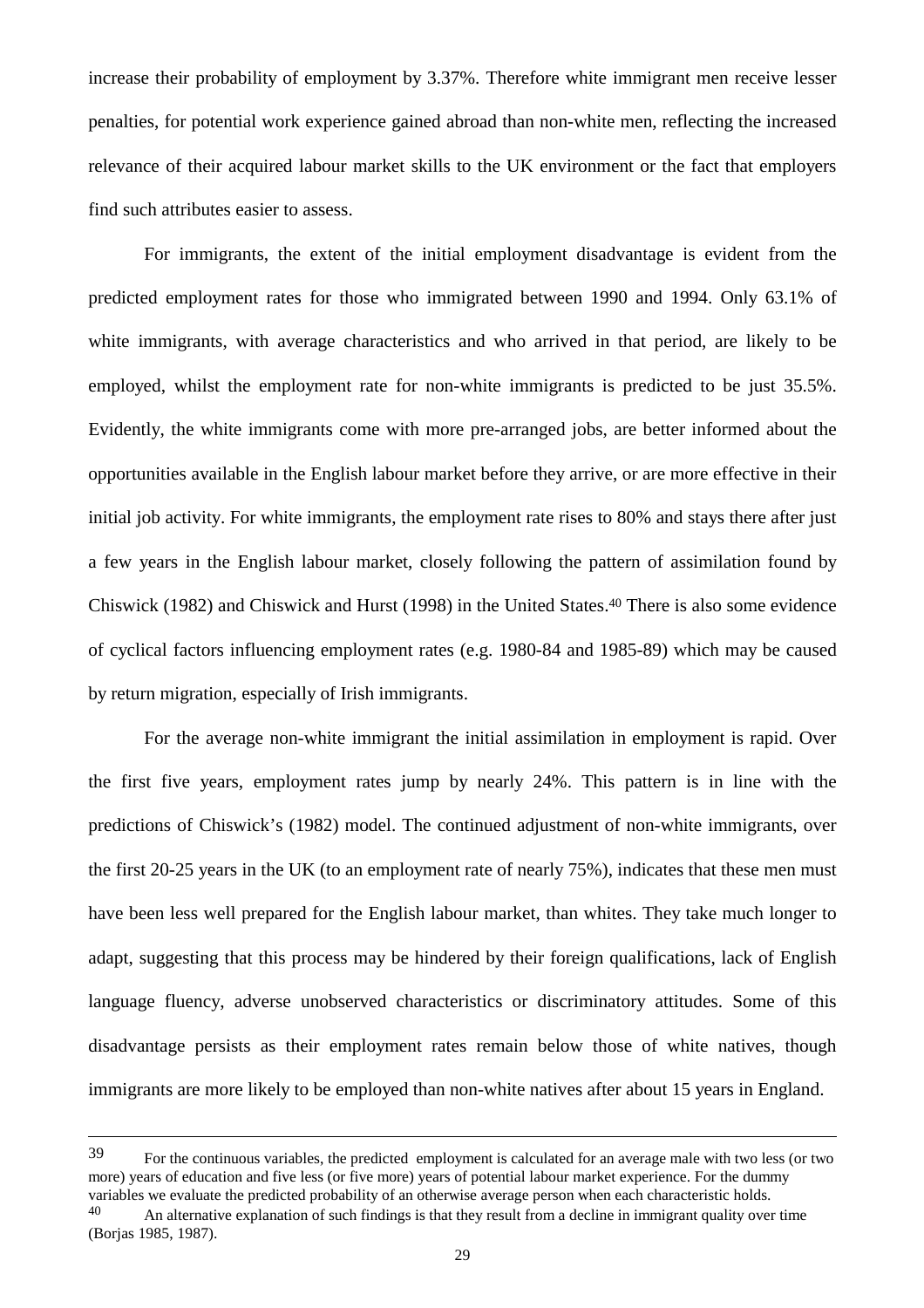increase their probability of employment by 3.37%. Therefore white immigrant men receive lesser penalties, for potential work experience gained abroad than non-white men, reflecting the increased relevance of their acquired labour market skills to the UK environment or the fact that employers find such attributes easier to assess.

For immigrants, the extent of the initial employment disadvantage is evident from the predicted employment rates for those who immigrated between 1990 and 1994. Only 63.1% of white immigrants, with average characteristics and who arrived in that period, are likely to be employed, whilst the employment rate for non-white immigrants is predicted to be just 35.5%. Evidently, the white immigrants come with more pre-arranged jobs, are better informed about the opportunities available in the English labour market before they arrive, or are more effective in their initial job activity. For white immigrants, the employment rate rises to 80% and stays there after just a few years in the English labour market, closely following the pattern of assimilation found by Chiswick (1982) and Chiswick and Hurst (1998) in the United States.[40] There is also some evidence of cyclical factors influencing employment rates (e.g. 1980-84 and 1985-89) which may be caused by return migration, especially of Irish immigrants.

For the average non-white immigrant the initial assimilation in employment is rapid. Over the first five years, employment rates jump by nearly 24%. This pattern is in line with the predictions of Chiswick's (1982) model. The continued adjustment of non-white immigrants, over the first 20-25 years in the UK (to an employment rate of nearly 75%), indicates that these men must have been less well prepared for the English labour market, than whites. They take much longer to adapt, suggesting that this process may be hindered by their foreign qualifications, lack of English language fluency, adverse unobserved characteristics or discriminatory attitudes. Some of this disadvantage persists as their employment rates remain below those of white natives, though immigrants are more likely to be employed than non-white natives after about 15 years in England.

---

[39] For the continuous variables, the predicted employment is calculated for an average male with two less (or two more) years of education and five less (or five more) years of potential labour market experience. For the dummy variables we evaluate the predicted probability of an otherwise average person when each characteristic holds.

[40] An alternative explanation of such findings is that they result from a decline in immigrant quality over time (Borjas 1985, 1987).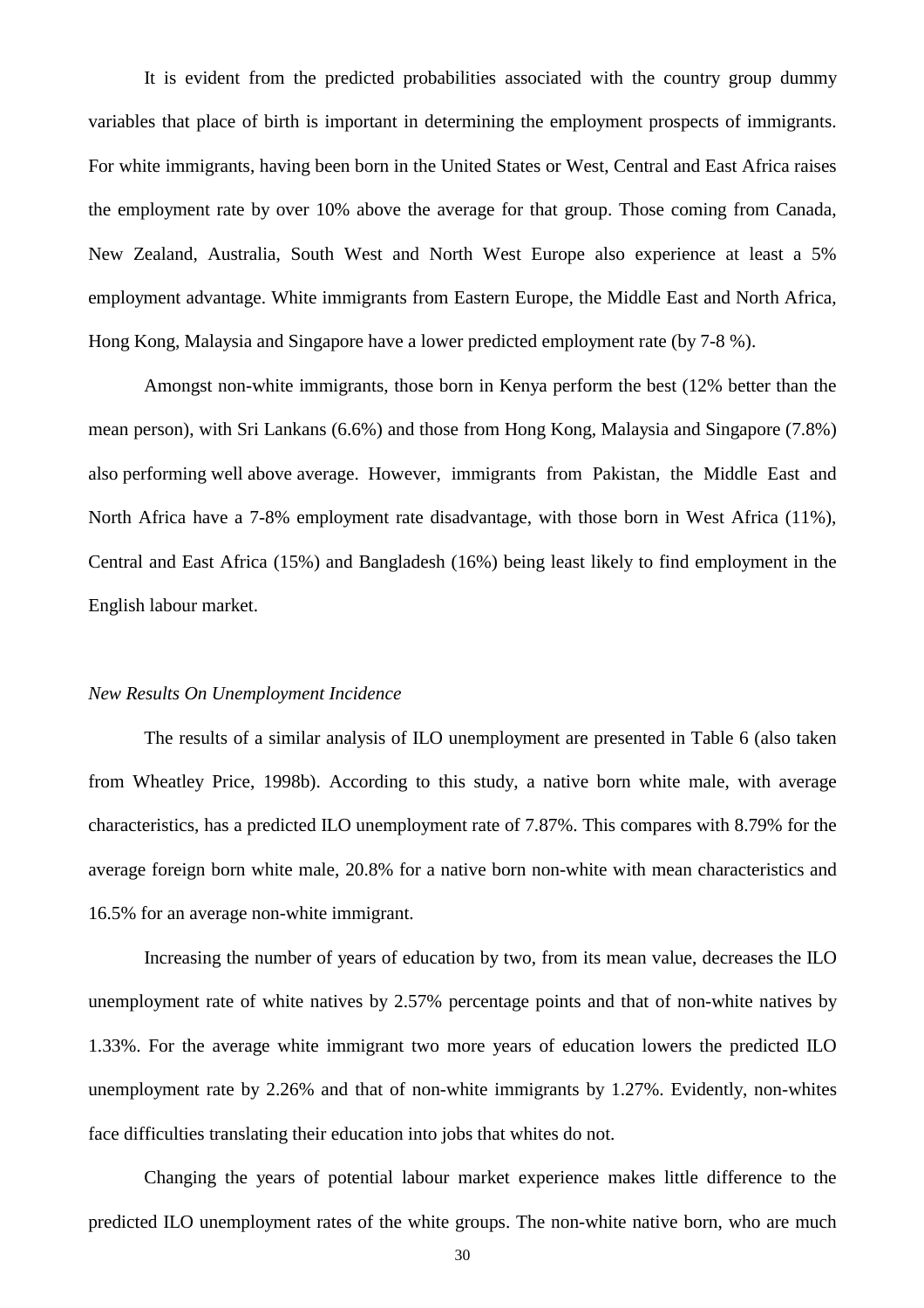It is evident from the predicted probabilities associated with the country group dummy variables that place of birth is important in determining the employment prospects of immigrants. For white immigrants, having been born in the United States or West, Central and East Africa raises the employment rate by over 10% above the average for that group. Those coming from Canada, New Zealand, Australia, South West and North West Europe also experience at least a 5% employment advantage. White immigrants from Eastern Europe, the Middle East and North Africa, Hong Kong, Malaysia and Singapore have a lower predicted employment rate (by 7-8 %).

Amongst non-white immigrants, those born in Kenya perform the best (12% better than the mean person), with Sri Lankans (6.6%) and those from Hong Kong, Malaysia and Singapore (7.8%) also performing well above average. However, immigrants from Pakistan, the Middle East and North Africa have a 7-8% employment rate disadvantage, with those born in West Africa (11%), Central and East Africa (15%) and Bangladesh (16%) being least likely to find employment in the English labour market.

*New Results On Unemployment Incidence*

The results of a similar analysis of ILO unemployment are presented in Table 6 (also taken from Wheatley Price, 1998b). According to this study, a native born white male, with average characteristics, has a predicted ILO unemployment rate of 7.87%. This compares with 8.79% for the average foreign born white male, 20.8% for a native born non-white with mean characteristics and 16.5% for an average non-white immigrant.

Increasing the number of years of education by two, from its mean value, decreases the ILO unemployment rate of white natives by 2.57% percentage points and that of non-white natives by 1.33%. For the average white immigrant two more years of education lowers the predicted ILO unemployment rate by 2.26% and that of non-white immigrants by 1.27%. Evidently, non-whites face difficulties translating their education into jobs that whites do not.

Changing the years of potential labour market experience makes little difference to the predicted ILO unemployment rates of the white groups. The non-white native born, who are much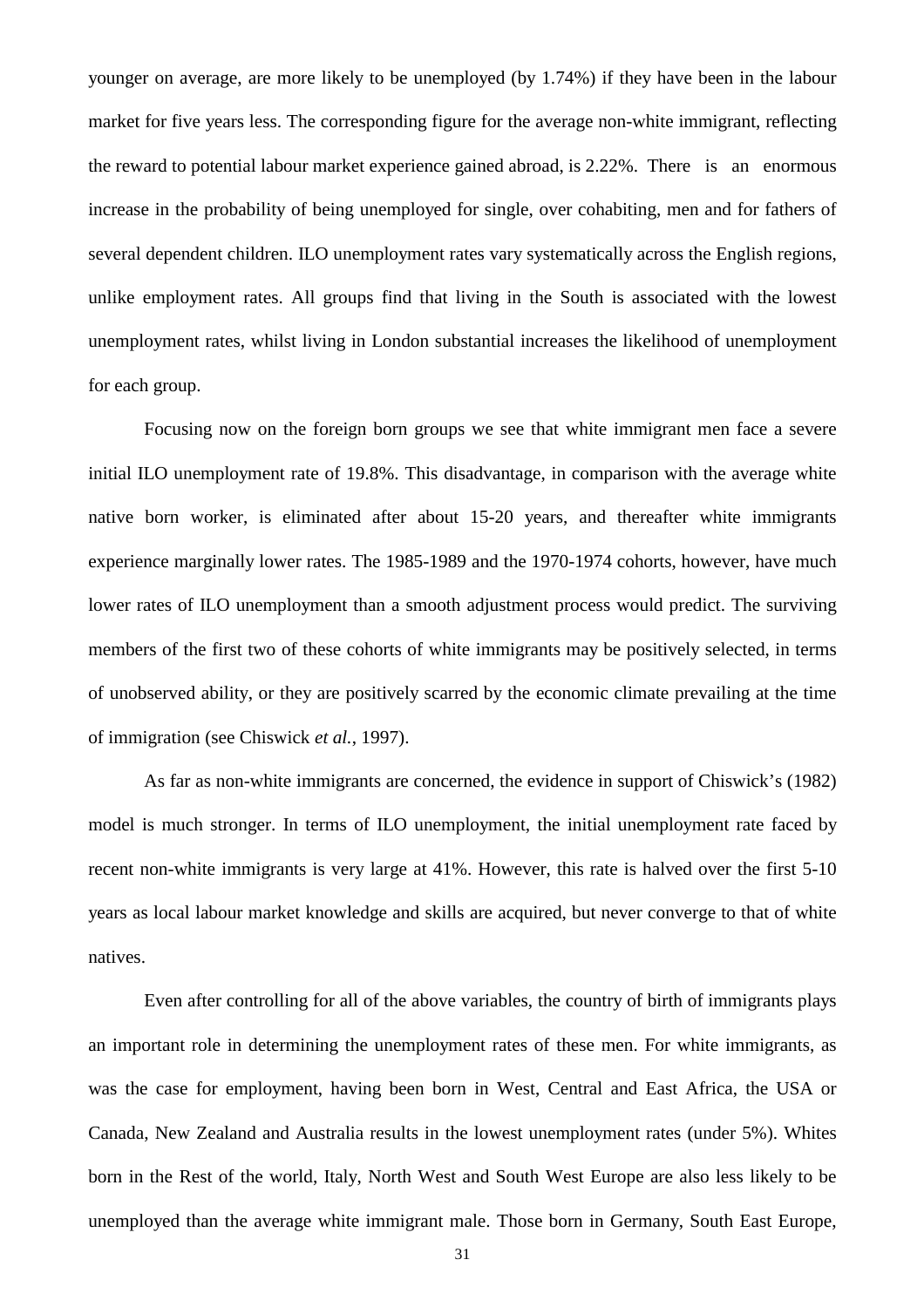younger on average, are more likely to be unemployed (by 1.74%) if they have been in the labour market for five years less. The corresponding figure for the average non-white immigrant, reflecting the reward to potential labour market experience gained abroad, is 2.22%. There is an enormous increase in the probability of being unemployed for single, over cohabiting, men and for fathers of several dependent children. ILO unemployment rates vary systematically across the English regions, unlike employment rates. All groups find that living in the South is associated with the lowest unemployment rates, whilst living in London substantial increases the likelihood of unemployment for each group.

Focusing now on the foreign born groups we see that white immigrant men face a severe initial ILO unemployment rate of 19.8%. This disadvantage, in comparison with the average white native born worker, is eliminated after about 15-20 years, and thereafter white immigrants experience marginally lower rates. The 1985-1989 and the 1970-1974 cohorts, however, have much lower rates of ILO unemployment than a smooth adjustment process would predict. The surviving members of the first two of these cohorts of white immigrants may be positively selected, in terms of unobserved ability, or they are positively scarred by the economic climate prevailing at the time of immigration (see Chiswick *et al.*, 1997).

As far as non-white immigrants are concerned, the evidence in support of Chiswick's (1982) model is much stronger. In terms of ILO unemployment, the initial unemployment rate faced by recent non-white immigrants is very large at 41%. However, this rate is halved over the first 5-10 years as local labour market knowledge and skills are acquired, but never converge to that of white natives.

Even after controlling for all of the above variables, the country of birth of immigrants plays an important role in determining the unemployment rates of these men. For white immigrants, as was the case for employment, having been born in West, Central and East Africa, the USA or Canada, New Zealand and Australia results in the lowest unemployment rates (under 5%). Whites born in the Rest of the world, Italy, North West and South West Europe are also less likely to be unemployed than the average white immigrant male. Those born in Germany, South East Europe,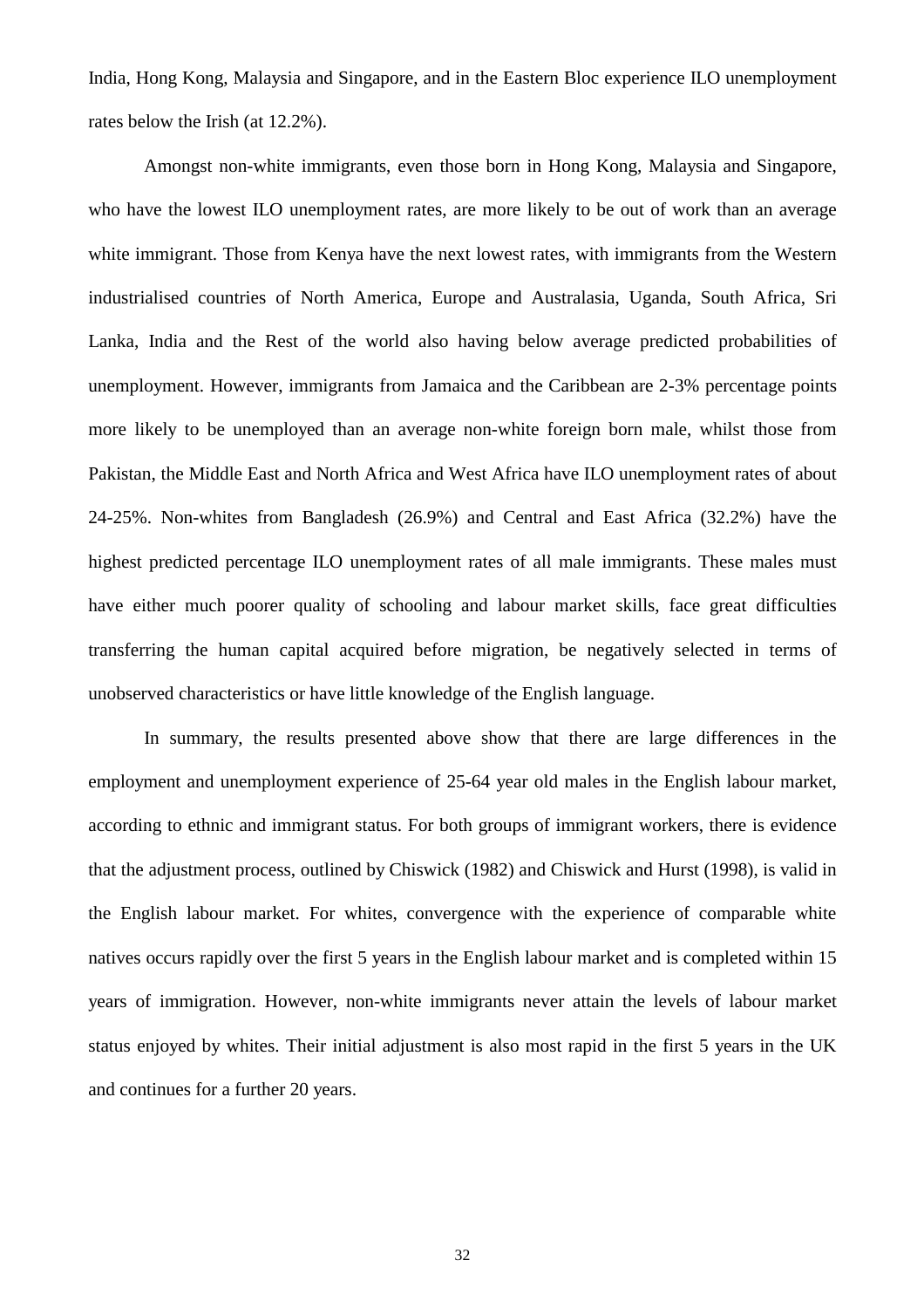India, Hong Kong, Malaysia and Singapore, and in the Eastern Bloc experience ILO unemployment rates below the Irish (at 12.2%).

Amongst non-white immigrants, even those born in Hong Kong, Malaysia and Singapore, who have the lowest ILO unemployment rates, are more likely to be out of work than an average white immigrant. Those from Kenya have the next lowest rates, with immigrants from the Western industrialised countries of North America, Europe and Australasia, Uganda, South Africa, Sri Lanka, India and the Rest of the world also having below average predicted probabilities of unemployment. However, immigrants from Jamaica and the Caribbean are 2-3% percentage points more likely to be unemployed than an average non-white foreign born male, whilst those from Pakistan, the Middle East and North Africa and West Africa have ILO unemployment rates of about 24-25%. Non-whites from Bangladesh (26.9%) and Central and East Africa (32.2%) have the highest predicted percentage ILO unemployment rates of all male immigrants. These males must have either much poorer quality of schooling and labour market skills, face great difficulties transferring the human capital acquired before migration, be negatively selected in terms of unobserved characteristics or have little knowledge of the English language.

In summary, the results presented above show that there are large differences in the employment and unemployment experience of 25-64 year old males in the English labour market, according to ethnic and immigrant status. For both groups of immigrant workers, there is evidence that the adjustment process, outlined by Chiswick (1982) and Chiswick and Hurst (1998), is valid in the English labour market. For whites, convergence with the experience of comparable white natives occurs rapidly over the first 5 years in the English labour market and is completed within 15 years of immigration. However, non-white immigrants never attain the levels of labour market status enjoyed by whites. Their initial adjustment is also most rapid in the first 5 years in the UK and continues for a further 20 years.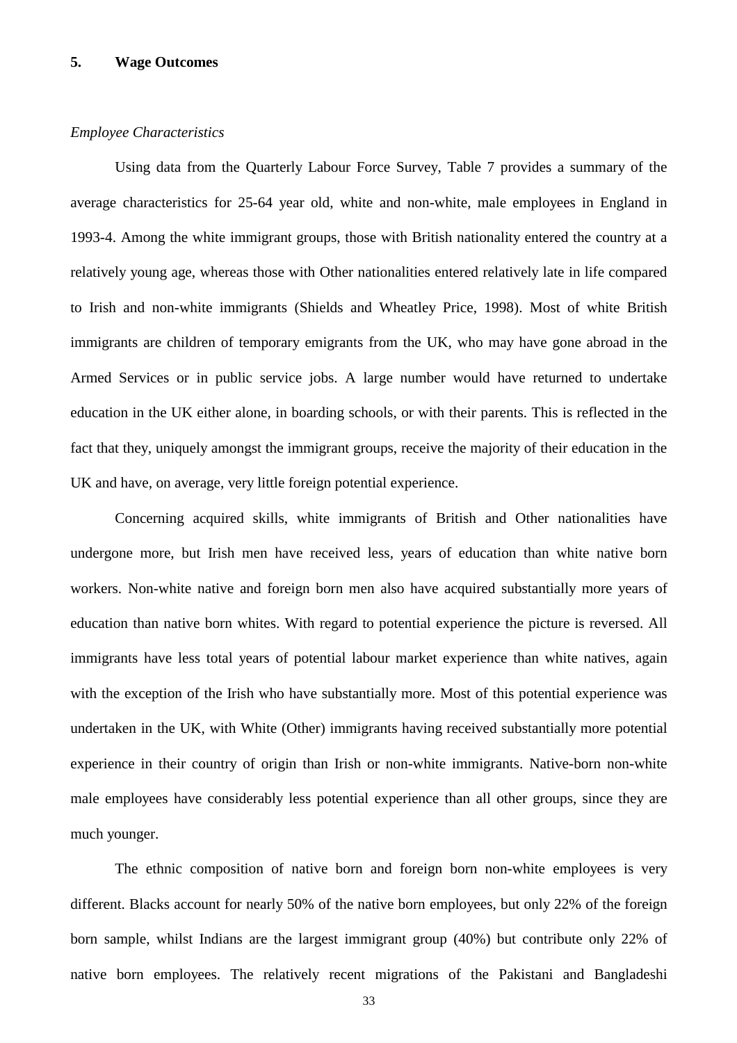## 5. Wage Outcomes

*Employee Characteristics*

Using data from the Quarterly Labour Force Survey, Table 7 provides a summary of the average characteristics for 25-64 year old, white and non-white, male employees in England in 1993-4. Among the white immigrant groups, those with British nationality entered the country at a relatively young age, whereas those with Other nationalities entered relatively late in life compared to Irish and non-white immigrants (Shields and Wheatley Price, 1998). Most of white British immigrants are children of temporary emigrants from the UK, who may have gone abroad in the Armed Services or in public service jobs. A large number would have returned to undertake education in the UK either alone, in boarding schools, or with their parents. This is reflected in the fact that they, uniquely amongst the immigrant groups, receive the majority of their education in the UK and have, on average, very little foreign potential experience.

Concerning acquired skills, white immigrants of British and Other nationalities have undergone more, but Irish men have received less, years of education than white native born workers. Non-white native and foreign born men also have acquired substantially more years of education than native born whites. With regard to potential experience the picture is reversed. All immigrants have less total years of potential labour market experience than white natives, again with the exception of the Irish who have substantially more. Most of this potential experience was undertaken in the UK, with White (Other) immigrants having received substantially more potential experience in their country of origin than Irish or non-white immigrants. Native-born non-white male employees have considerably less potential experience than all other groups, since they are much younger.

The ethnic composition of native born and foreign born non-white employees is very different. Blacks account for nearly 50% of the native born employees, but only 22% of the foreign born sample, whilst Indians are the largest immigrant group (40%) but contribute only 22% of native born employees. The relatively recent migrations of the Pakistani and Bangladeshi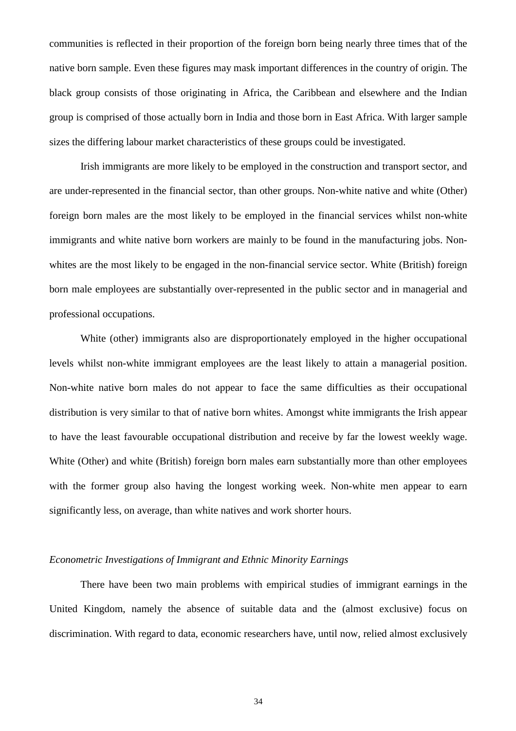communities is reflected in their proportion of the foreign born being nearly three times that of the native born sample. Even these figures may mask important differences in the country of origin. The black group consists of those originating in Africa, the Caribbean and elsewhere and the Indian group is comprised of those actually born in India and those born in East Africa. With larger sample sizes the differing labour market characteristics of these groups could be investigated.

Irish immigrants are more likely to be employed in the construction and transport sector, and are under-represented in the financial sector, than other groups. Non-white native and white (Other) foreign born males are the most likely to be employed in the financial services whilst non-white immigrants and white native born workers are mainly to be found in the manufacturing jobs. Non-whites are the most likely to be engaged in the non-financial service sector. White (British) foreign born male employees are substantially over-represented in the public sector and in managerial and professional occupations.

White (other) immigrants also are disproportionately employed in the higher occupational levels whilst non-white immigrant employees are the least likely to attain a managerial position. Non-white native born males do not appear to face the same difficulties as their occupational distribution is very similar to that of native born whites. Amongst white immigrants the Irish appear to have the least favourable occupational distribution and receive by far the lowest weekly wage. White (Other) and white (British) foreign born males earn substantially more than other employees with the former group also having the longest working week. Non-white men appear to earn significantly less, on average, than white natives and work shorter hours.

*Econometric Investigations of Immigrant and Ethnic Minority Earnings*

There have been two main problems with empirical studies of immigrant earnings in the United Kingdom, namely the absence of suitable data and the (almost exclusive) focus on discrimination. With regard to data, economic researchers have, until now, relied almost exclusively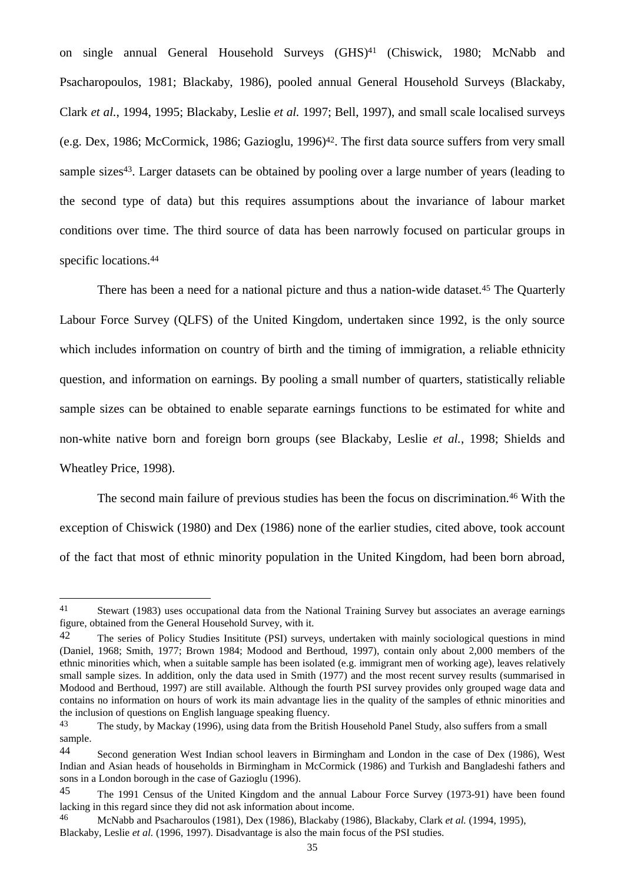on single annual General Household Surveys (GHS)[41] (Chiswick, 1980; McNabb and Psacharopoulos, 1981; Blackaby, 1986), pooled annual General Household Surveys (Blackaby, Clark *et al.*, 1994, 1995; Blackaby, Leslie *et al.* 1997; Bell, 1997), and small scale localised surveys (e.g. Dex, 1986; McCormick, 1986; Gazioglu, 1996)[42]. The first data source suffers from very small sample sizes[43]. Larger datasets can be obtained by pooling over a large number of years (leading to the second type of data) but this requires assumptions about the invariance of labour market conditions over time. The third source of data has been narrowly focused on particular groups in specific locations.[44]

There has been a need for a national picture and thus a nation-wide dataset.[45] The Quarterly Labour Force Survey (QLFS) of the United Kingdom, undertaken since 1992, is the only source which includes information on country of birth and the timing of immigration, a reliable ethnicity question, and information on earnings. By pooling a small number of quarters, statistically reliable sample sizes can be obtained to enable separate earnings functions to be estimated for white and non-white native born and foreign born groups (see Blackaby, Leslie *et al.*, 1998; Shields and Wheatley Price, 1998).

The second main failure of previous studies has been the focus on discrimination.[46] With the exception of Chiswick (1980) and Dex (1986) none of the earlier studies, cited above, took account of the fact that most of ethnic minority population in the United Kingdom, had been born abroad,

---

[41] Stewart (1983) uses occupational data from the National Training Survey but associates an average earnings figure, obtained from the General Household Survey, with it.

[42] The series of Policy Studies Insititute (PSI) surveys, undertaken with mainly sociological questions in mind (Daniel, 1968; Smith, 1977; Brown 1984; Modood and Berthoud, 1997), contain only about 2,000 members of the ethnic minorities which, when a suitable sample has been isolated (e.g. immigrant men of working age), leaves relatively small sample sizes. In addition, only the data used in Smith (1977) and the most recent survey results (summarised in Modood and Berthoud, 1997) are still available. Although the fourth PSI survey provides only grouped wage data and contains no information on hours of work its main advantage lies in the quality of the samples of ethnic minorities and the inclusion of questions on English language speaking fluency.

[43] The study, by Mackay (1996), using data from the British Household Panel Study, also suffers from a small sample.

[44] Second generation West Indian school leavers in Birmingham and London in the case of Dex (1986), West Indian and Asian heads of households in Birmingham in McCormick (1986) and Turkish and Bangladeshi fathers and sons in a London borough in the case of Gazioglu (1996).

[45] The 1991 Census of the United Kingdom and the annual Labour Force Survey (1973-91) have been found lacking in this regard since they did not ask information about income.

[46] McNabb and Psacharoulos (1981), Dex (1986), Blackaby (1986), Blackaby, Clark *et al.* (1994, 1995), Blackaby, Leslie *et al.* (1996, 1997). Disadvantage is also the main focus of the PSI studies.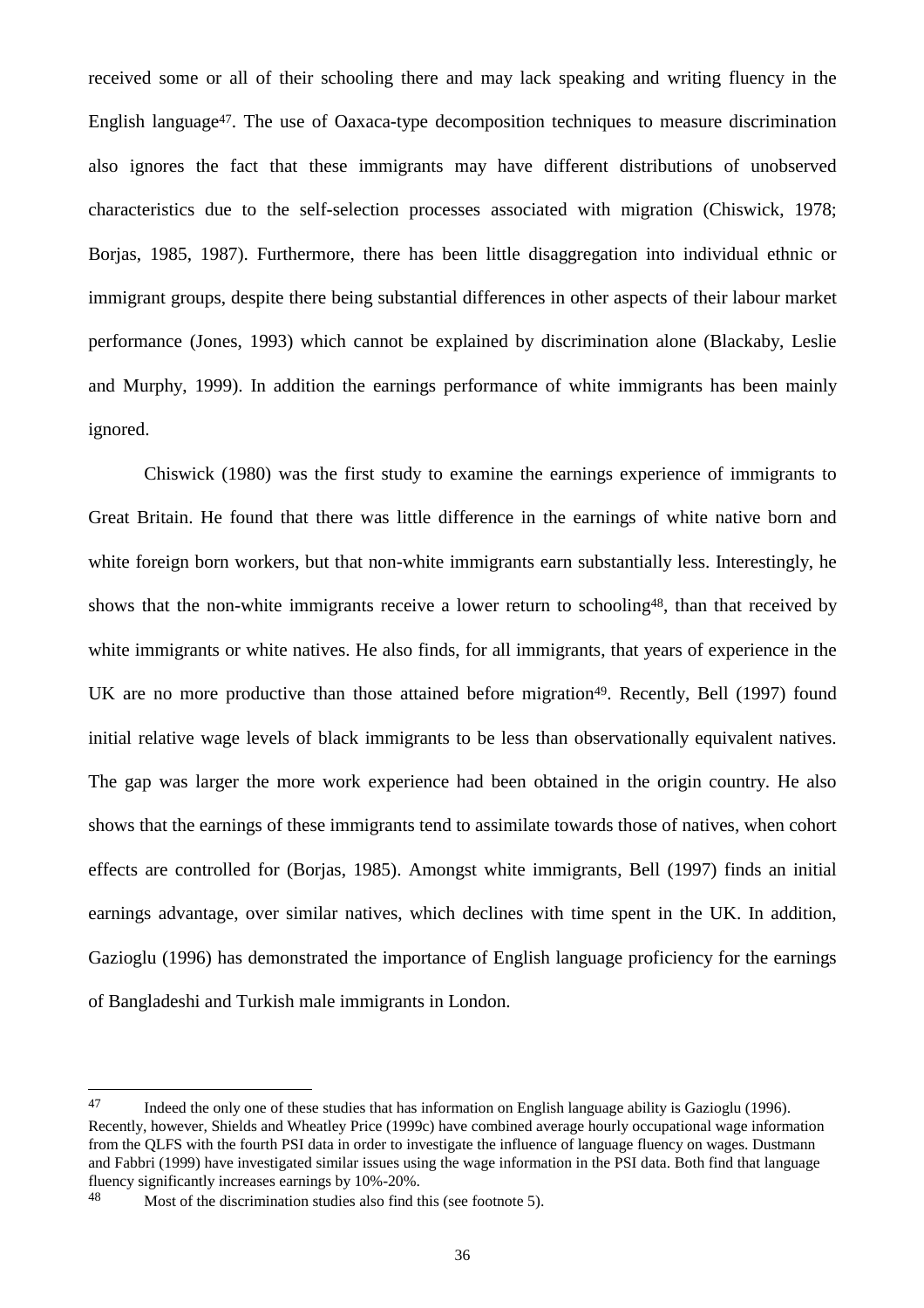received some or all of their schooling there and may lack speaking and writing fluency in the English language[47]. The use of Oaxaca-type decomposition techniques to measure discrimination also ignores the fact that these immigrants may have different distributions of unobserved characteristics due to the self-selection processes associated with migration (Chiswick, 1978; Borjas, 1985, 1987). Furthermore, there has been little disaggregation into individual ethnic or immigrant groups, despite there being substantial differences in other aspects of their labour market performance (Jones, 1993) which cannot be explained by discrimination alone (Blackaby, Leslie and Murphy, 1999). In addition the earnings performance of white immigrants has been mainly ignored.

Chiswick (1980) was the first study to examine the earnings experience of immigrants to Great Britain. He found that there was little difference in the earnings of white native born and white foreign born workers, but that non-white immigrants earn substantially less. Interestingly, he shows that the non-white immigrants receive a lower return to schooling[48], than that received by white immigrants or white natives. He also finds, for all immigrants, that years of experience in the UK are no more productive than those attained before migration[49]. Recently, Bell (1997) found initial relative wage levels of black immigrants to be less than observationally equivalent natives. The gap was larger the more work experience had been obtained in the origin country. He also shows that the earnings of these immigrants tend to assimilate towards those of natives, when cohort effects are controlled for (Borjas, 1985). Amongst white immigrants, Bell (1997) finds an initial earnings advantage, over similar natives, which declines with time spent in the UK. In addition, Gazioglu (1996) has demonstrated the importance of English language proficiency for the earnings of Bangladeshi and Turkish male immigrants in London.

---

[47] Indeed the only one of these studies that has information on English language ability is Gazioglu (1996). Recently, however, Shields and Wheatley Price (1999c) have combined average hourly occupational wage information from the QLFS with the fourth PSI data in order to investigate the influence of language fluency on wages. Dustmann and Fabbri (1999) have investigated similar issues using the wage information in the PSI data. Both find that language fluency significantly increases earnings by 10%-20%.

[48] Most of the discrimination studies also find this (see footnote 5).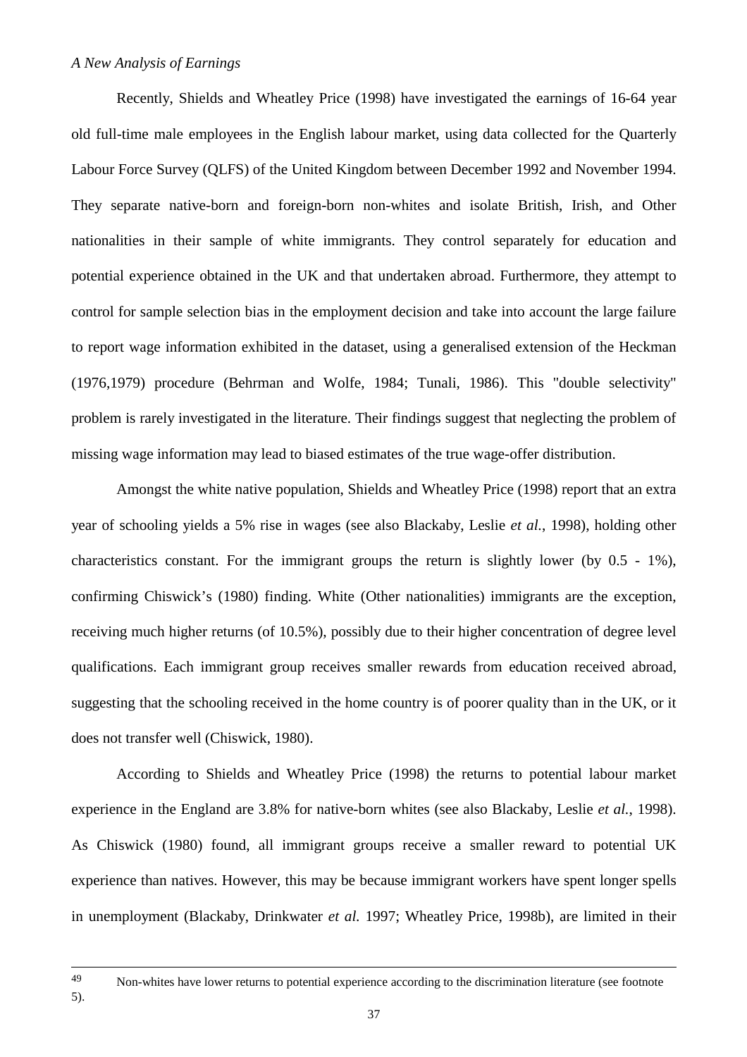*A New Analysis of Earnings*

Recently, Shields and Wheatley Price (1998) have investigated the earnings of 16-64 year old full-time male employees in the English labour market, using data collected for the Quarterly Labour Force Survey (QLFS) of the United Kingdom between December 1992 and November 1994. They separate native-born and foreign-born non-whites and isolate British, Irish, and Other nationalities in their sample of white immigrants. They control separately for education and potential experience obtained in the UK and that undertaken abroad. Furthermore, they attempt to control for sample selection bias in the employment decision and take into account the large failure to report wage information exhibited in the dataset, using a generalised extension of the Heckman (1976,1979) procedure (Behrman and Wolfe, 1984; Tunali, 1986). This "double selectivity" problem is rarely investigated in the literature. Their findings suggest that neglecting the problem of missing wage information may lead to biased estimates of the true wage-offer distribution.

Amongst the white native population, Shields and Wheatley Price (1998) report that an extra year of schooling yields a 5% rise in wages (see also Blackaby, Leslie *et al.*, 1998), holding other characteristics constant. For the immigrant groups the return is slightly lower (by 0.5 - 1%), confirming Chiswick's (1980) finding. White (Other nationalities) immigrants are the exception, receiving much higher returns (of 10.5%), possibly due to their higher concentration of degree level qualifications. Each immigrant group receives smaller rewards from education received abroad, suggesting that the schooling received in the home country is of poorer quality than in the UK, or it does not transfer well (Chiswick, 1980).

According to Shields and Wheatley Price (1998) the returns to potential labour market experience in the England are 3.8% for native-born whites (see also Blackaby, Leslie *et al.*, 1998). As Chiswick (1980) found, all immigrant groups receive a smaller reward to potential UK experience than natives. However, this may be because immigrant workers have spent longer spells in unemployment (Blackaby, Drinkwater *et al.* 1997; Wheatley Price, 1998b), are limited in their

---

[49] Non-whites have lower returns to potential experience according to the discrimination literature (see footnote 5).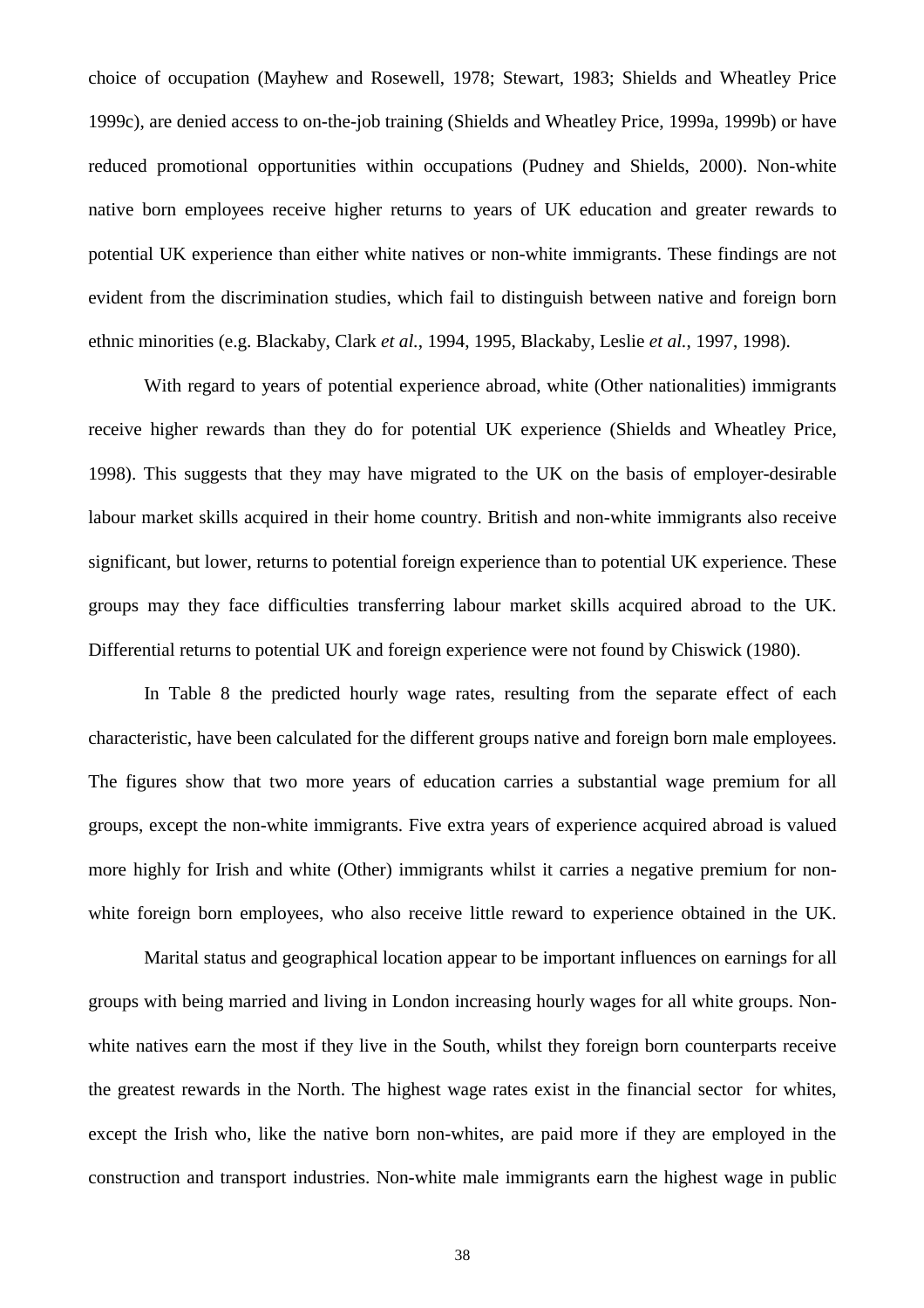choice of occupation (Mayhew and Rosewell, 1978; Stewart, 1983; Shields and Wheatley Price 1999c), are denied access to on-the-job training (Shields and Wheatley Price, 1999a, 1999b) or have reduced promotional opportunities within occupations (Pudney and Shields, 2000). Non-white native born employees receive higher returns to years of UK education and greater rewards to potential UK experience than either white natives or non-white immigrants. These findings are not evident from the discrimination studies, which fail to distinguish between native and foreign born ethnic minorities (e.g. Blackaby, Clark *et al.*, 1994, 1995, Blackaby, Leslie *et al.*, 1997, 1998).

With regard to years of potential experience abroad, white (Other nationalities) immigrants receive higher rewards than they do for potential UK experience (Shields and Wheatley Price, 1998). This suggests that they may have migrated to the UK on the basis of employer-desirable labour market skills acquired in their home country. British and non-white immigrants also receive significant, but lower, returns to potential foreign experience than to potential UK experience. These groups may they face difficulties transferring labour market skills acquired abroad to the UK. Differential returns to potential UK and foreign experience were not found by Chiswick (1980).

In Table 8 the predicted hourly wage rates, resulting from the separate effect of each characteristic, have been calculated for the different groups native and foreign born male employees. The figures show that two more years of education carries a substantial wage premium for all groups, except the non-white immigrants. Five extra years of experience acquired abroad is valued more highly for Irish and white (Other) immigrants whilst it carries a negative premium for non-white foreign born employees, who also receive little reward to experience obtained in the UK.

Marital status and geographical location appear to be important influences on earnings for all groups with being married and living in London increasing hourly wages for all white groups. Non-white natives earn the most if they live in the South, whilst they foreign born counterparts receive the greatest rewards in the North. The highest wage rates exist in the financial sector for whites, except the Irish who, like the native born non-whites, are paid more if they are employed in the construction and transport industries. Non-white male immigrants earn the highest wage in public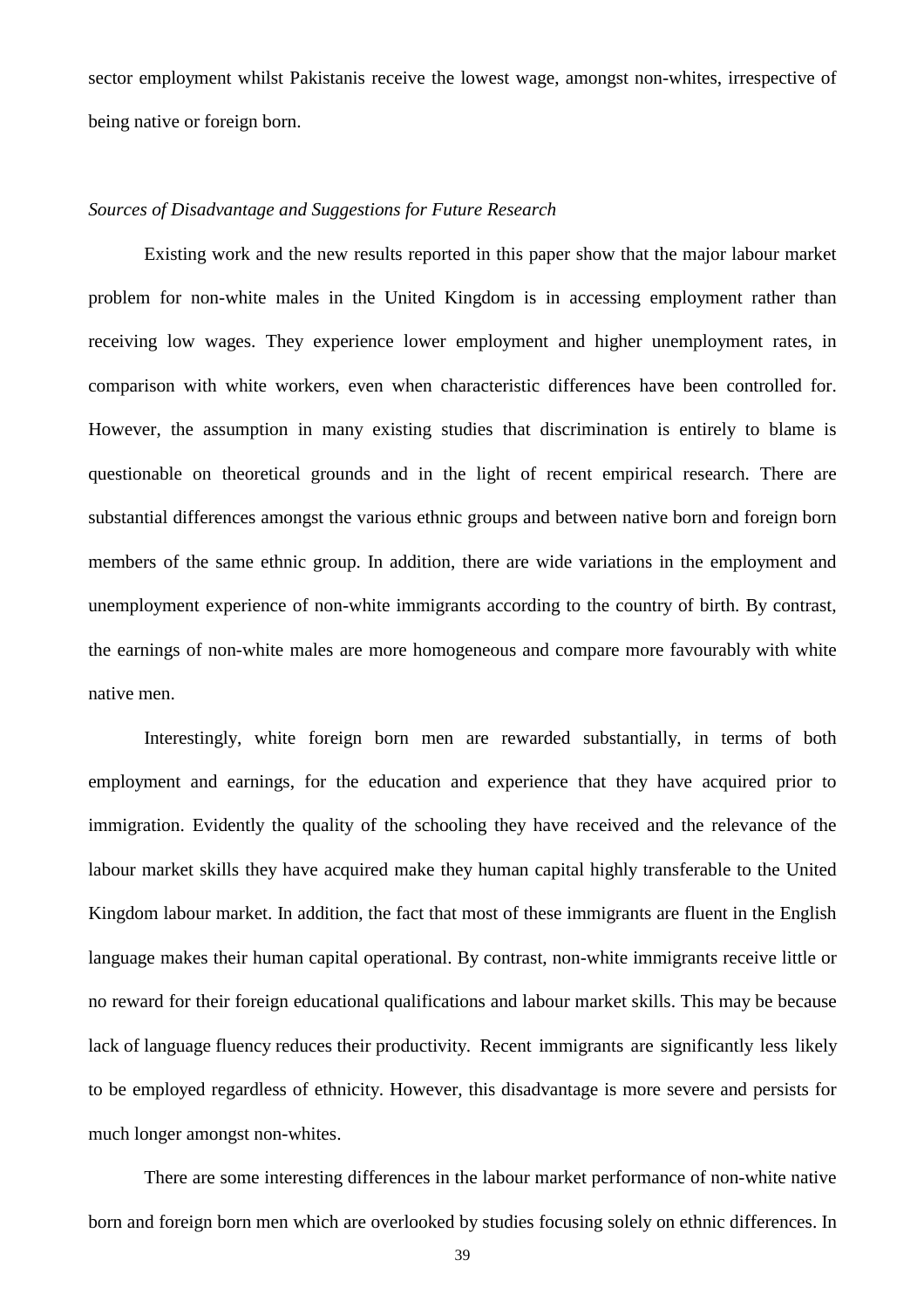sector employment whilst Pakistanis receive the lowest wage, amongst non-whites, irrespective of being native or foreign born.

*Sources of Disadvantage and Suggestions for Future Research*

Existing work and the new results reported in this paper show that the major labour market problem for non-white males in the United Kingdom is in accessing employment rather than receiving low wages. They experience lower employment and higher unemployment rates, in comparison with white workers, even when characteristic differences have been controlled for. However, the assumption in many existing studies that discrimination is entirely to blame is questionable on theoretical grounds and in the light of recent empirical research. There are substantial differences amongst the various ethnic groups and between native born and foreign born members of the same ethnic group. In addition, there are wide variations in the employment and unemployment experience of non-white immigrants according to the country of birth. By contrast, the earnings of non-white males are more homogeneous and compare more favourably with white native men.

Interestingly, white foreign born men are rewarded substantially, in terms of both employment and earnings, for the education and experience that they have acquired prior to immigration. Evidently the quality of the schooling they have received and the relevance of the labour market skills they have acquired make they human capital highly transferable to the United Kingdom labour market. In addition, the fact that most of these immigrants are fluent in the English language makes their human capital operational. By contrast, non-white immigrants receive little or no reward for their foreign educational qualifications and labour market skills. This may be because lack of language fluency reduces their productivity. Recent immigrants are significantly less likely to be employed regardless of ethnicity. However, this disadvantage is more severe and persists for much longer amongst non-whites.

There are some interesting differences in the labour market performance of non-white native born and foreign born men which are overlooked by studies focusing solely on ethnic differences. In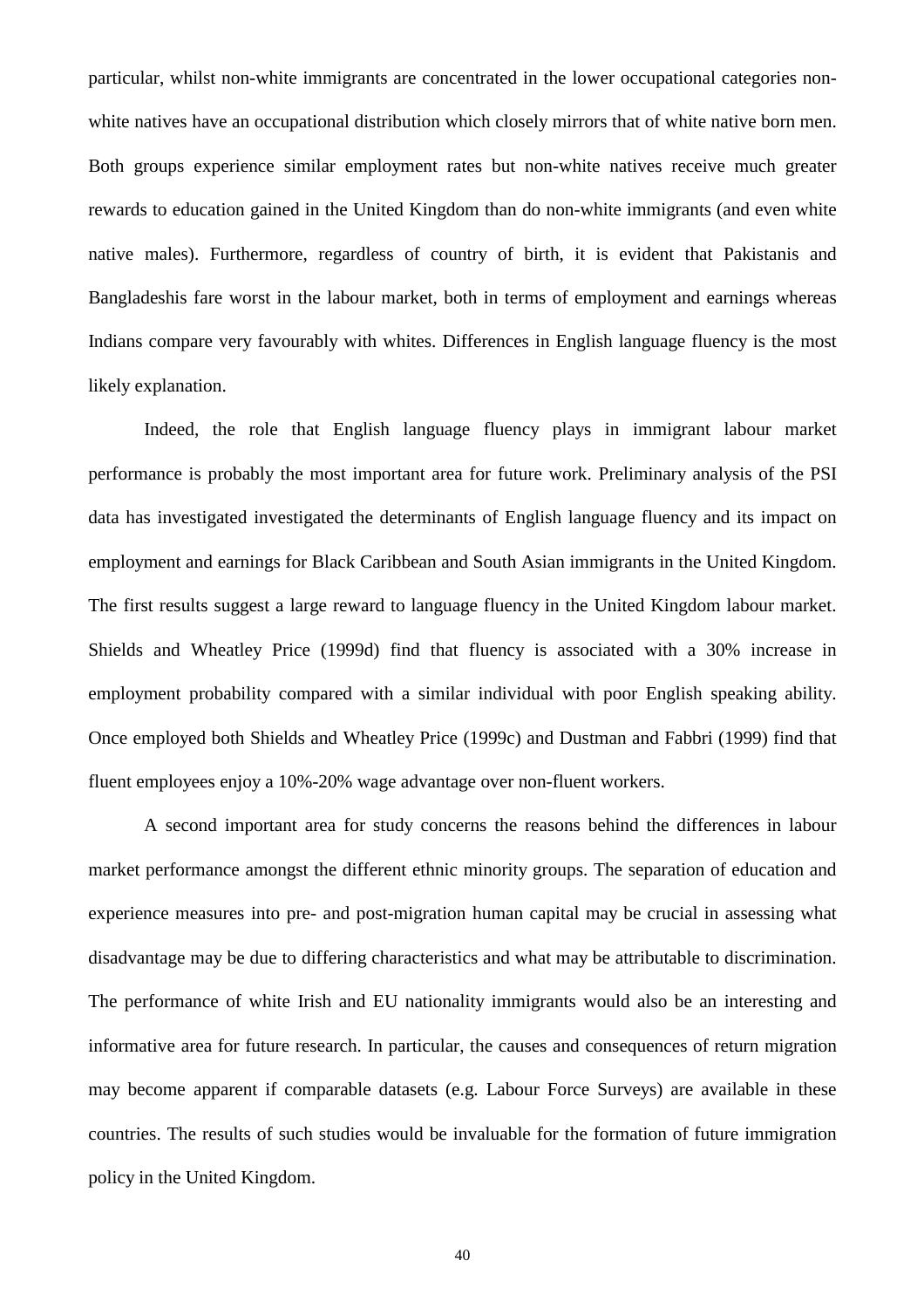particular, whilst non-white immigrants are concentrated in the lower occupational categories non-white natives have an occupational distribution which closely mirrors that of white native born men. Both groups experience similar employment rates but non-white natives receive much greater rewards to education gained in the United Kingdom than do non-white immigrants (and even white native males). Furthermore, regardless of country of birth, it is evident that Pakistanis and Bangladeshis fare worst in the labour market, both in terms of employment and earnings whereas Indians compare very favourably with whites. Differences in English language fluency is the most likely explanation.

Indeed, the role that English language fluency plays in immigrant labour market performance is probably the most important area for future work. Preliminary analysis of the PSI data has investigated investigated the determinants of English language fluency and its impact on employment and earnings for Black Caribbean and South Asian immigrants in the United Kingdom. The first results suggest a large reward to language fluency in the United Kingdom labour market. Shields and Wheatley Price (1999d) find that fluency is associated with a 30% increase in employment probability compared with a similar individual with poor English speaking ability. Once employed both Shields and Wheatley Price (1999c) and Dustman and Fabbri (1999) find that fluent employees enjoy a 10%-20% wage advantage over non-fluent workers.

A second important area for study concerns the reasons behind the differences in labour market performance amongst the different ethnic minority groups. The separation of education and experience measures into pre- and post-migration human capital may be crucial in assessing what disadvantage may be due to differing characteristics and what may be attributable to discrimination. The performance of white Irish and EU nationality immigrants would also be an interesting and informative area for future research. In particular, the causes and consequences of return migration may become apparent if comparable datasets (e.g. Labour Force Surveys) are available in these countries. The results of such studies would be invaluable for the formation of future immigration policy in the United Kingdom.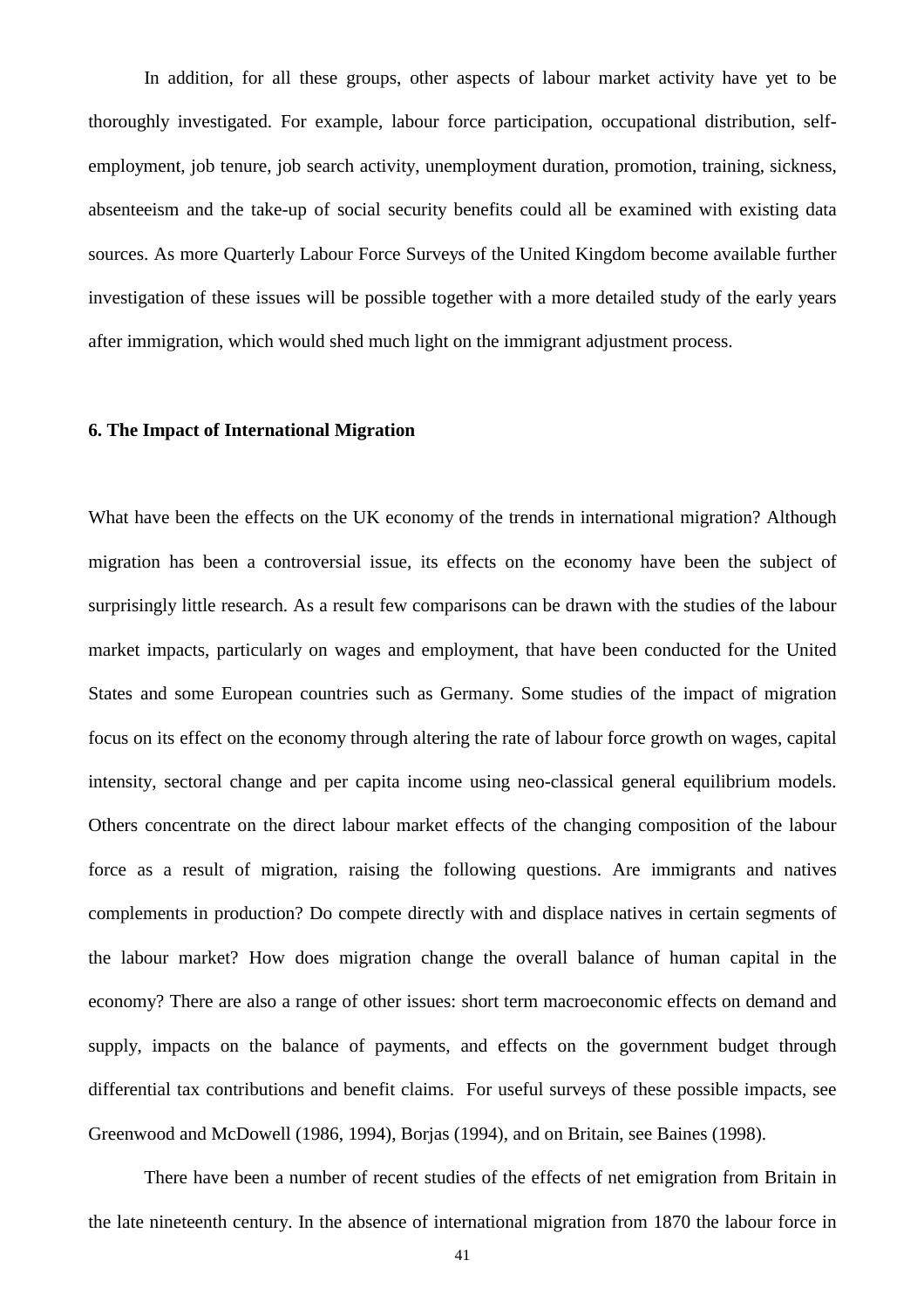In addition, for all these groups, other aspects of labour market activity have yet to be thoroughly investigated. For example, labour force participation, occupational distribution, self-employment, job tenure, job search activity, unemployment duration, promotion, training, sickness, absenteeism and the take-up of social security benefits could all be examined with existing data sources. As more Quarterly Labour Force Surveys of the United Kingdom become available further investigation of these issues will be possible together with a more detailed study of the early years after immigration, which would shed much light on the immigrant adjustment process.

### 6. The Impact of International Migration

What have been the effects on the UK economy of the trends in international migration? Although migration has been a controversial issue, its effects on the economy have been the subject of surprisingly little research. As a result few comparisons can be drawn with the studies of the labour market impacts, particularly on wages and employment, that have been conducted for the United States and some European countries such as Germany. Some studies of the impact of migration focus on its effect on the economy through altering the rate of labour force growth on wages, capital intensity, sectoral change and per capita income using neo-classical general equilibrium models. Others concentrate on the direct labour market effects of the changing composition of the labour force as a result of migration, raising the following questions. Are immigrants and natives complements in production? Do compete directly with and displace natives in certain segments of the labour market? How does migration change the overall balance of human capital in the economy? There are also a range of other issues: short term macroeconomic effects on demand and supply, impacts on the balance of payments, and effects on the government budget through differential tax contributions and benefit claims. For useful surveys of these possible impacts, see Greenwood and McDowell (1986, 1994), Borjas (1994), and on Britain, see Baines (1998).

There have been a number of recent studies of the effects of net emigration from Britain in the late nineteenth century. In the absence of international migration from 1870 the labour force in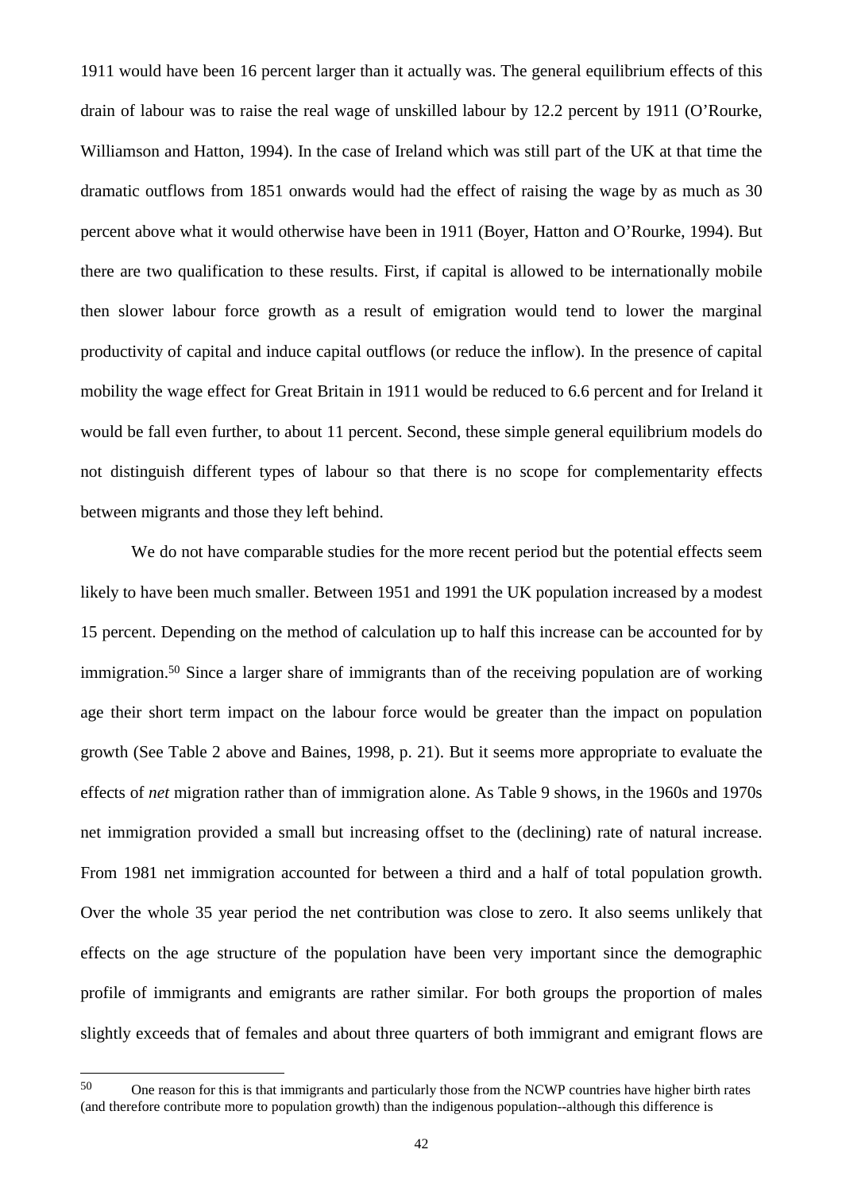1911 would have been 16 percent larger than it actually was. The general equilibrium effects of this drain of labour was to raise the real wage of unskilled labour by 12.2 percent by 1911 (O'Rourke, Williamson and Hatton, 1994). In the case of Ireland which was still part of the UK at that time the dramatic outflows from 1851 onwards would had the effect of raising the wage by as much as 30 percent above what it would otherwise have been in 1911 (Boyer, Hatton and O'Rourke, 1994). But there are two qualification to these results. First, if capital is allowed to be internationally mobile then slower labour force growth as a result of emigration would tend to lower the marginal productivity of capital and induce capital outflows (or reduce the inflow). In the presence of capital mobility the wage effect for Great Britain in 1911 would be reduced to 6.6 percent and for Ireland it would be fall even further, to about 11 percent. Second, these simple general equilibrium models do not distinguish different types of labour so that there is no scope for complementarity effects between migrants and those they left behind.

We do not have comparable studies for the more recent period but the potential effects seem likely to have been much smaller. Between 1951 and 1991 the UK population increased by a modest 15 percent. Depending on the method of calculation up to half this increase can be accounted for by immigration.[50] Since a larger share of immigrants than of the receiving population are of working age their short term impact on the labour force would be greater than the impact on population growth (See Table 2 above and Baines, 1998, p. 21). But it seems more appropriate to evaluate the effects of *net* migration rather than of immigration alone. As Table 9 shows, in the 1960s and 1970s net immigration provided a small but increasing offset to the (declining) rate of natural increase. From 1981 net immigration accounted for between a third and a half of total population growth. Over the whole 35 year period the net contribution was close to zero. It also seems unlikely that effects on the age structure of the population have been very important since the demographic profile of immigrants and emigrants are rather similar. For both groups the proportion of males slightly exceeds that of females and about three quarters of both immigrant and emigrant flows are

[50] One reason for this is that immigrants and particularly those from the NCWP countries have higher birth rates (and therefore contribute more to population growth) than the indigenous population--although this difference is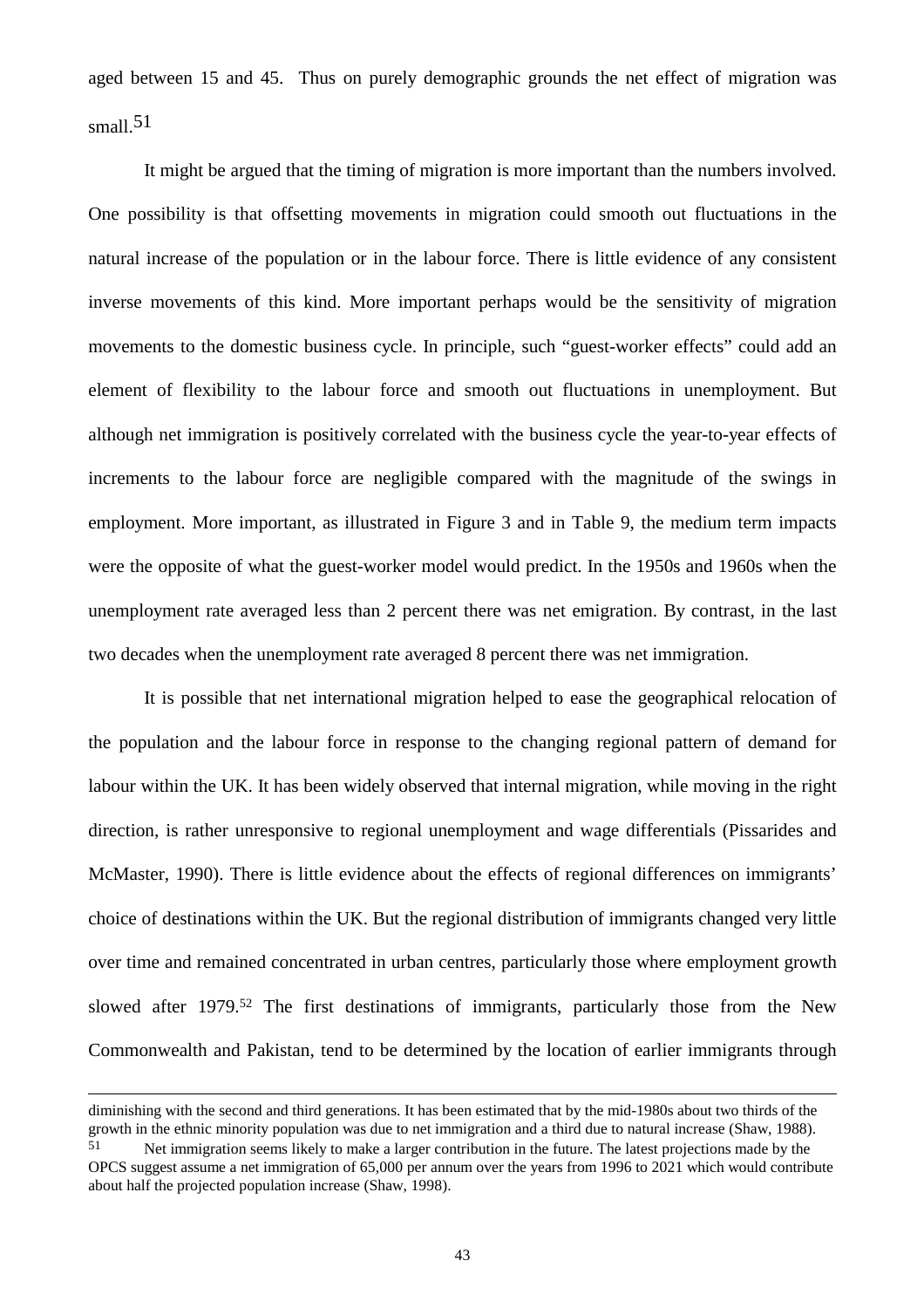aged between 15 and 45. Thus on purely demographic grounds the net effect of migration was small.[51]

It might be argued that the timing of migration is more important than the numbers involved. One possibility is that offsetting movements in migration could smooth out fluctuations in the natural increase of the population or in the labour force. There is little evidence of any consistent inverse movements of this kind. More important perhaps would be the sensitivity of migration movements to the domestic business cycle. In principle, such "guest-worker effects" could add an element of flexibility to the labour force and smooth out fluctuations in unemployment. But although net immigration is positively correlated with the business cycle the year-to-year effects of increments to the labour force are negligible compared with the magnitude of the swings in employment. More important, as illustrated in Figure 3 and in Table 9, the medium term impacts were the opposite of what the guest-worker model would predict. In the 1950s and 1960s when the unemployment rate averaged less than 2 percent there was net emigration. By contrast, in the last two decades when the unemployment rate averaged 8 percent there was net immigration.

It is possible that net international migration helped to ease the geographical relocation of the population and the labour force in response to the changing regional pattern of demand for labour within the UK. It has been widely observed that internal migration, while moving in the right direction, is rather unresponsive to regional unemployment and wage differentials (Pissarides and McMaster, 1990). There is little evidence about the effects of regional differences on immigrants' choice of destinations within the UK. But the regional distribution of immigrants changed very little over time and remained concentrated in urban centres, particularly those where employment growth slowed after 1979.[52] The first destinations of immigrants, particularly those from the New Commonwealth and Pakistan, tend to be determined by the location of earlier immigrants through

---

diminishing with the second and third generations. It has been estimated that by the mid-1980s about two thirds of the growth in the ethnic minority population was due to net immigration and a third due to natural increase (Shaw, 1988).

[51] Net immigration seems likely to make a larger contribution in the future. The latest projections made by the OPCS suggest assume a net immigration of 65,000 per annum over the years from 1996 to 2021 which would contribute about half the projected population increase (Shaw, 1998).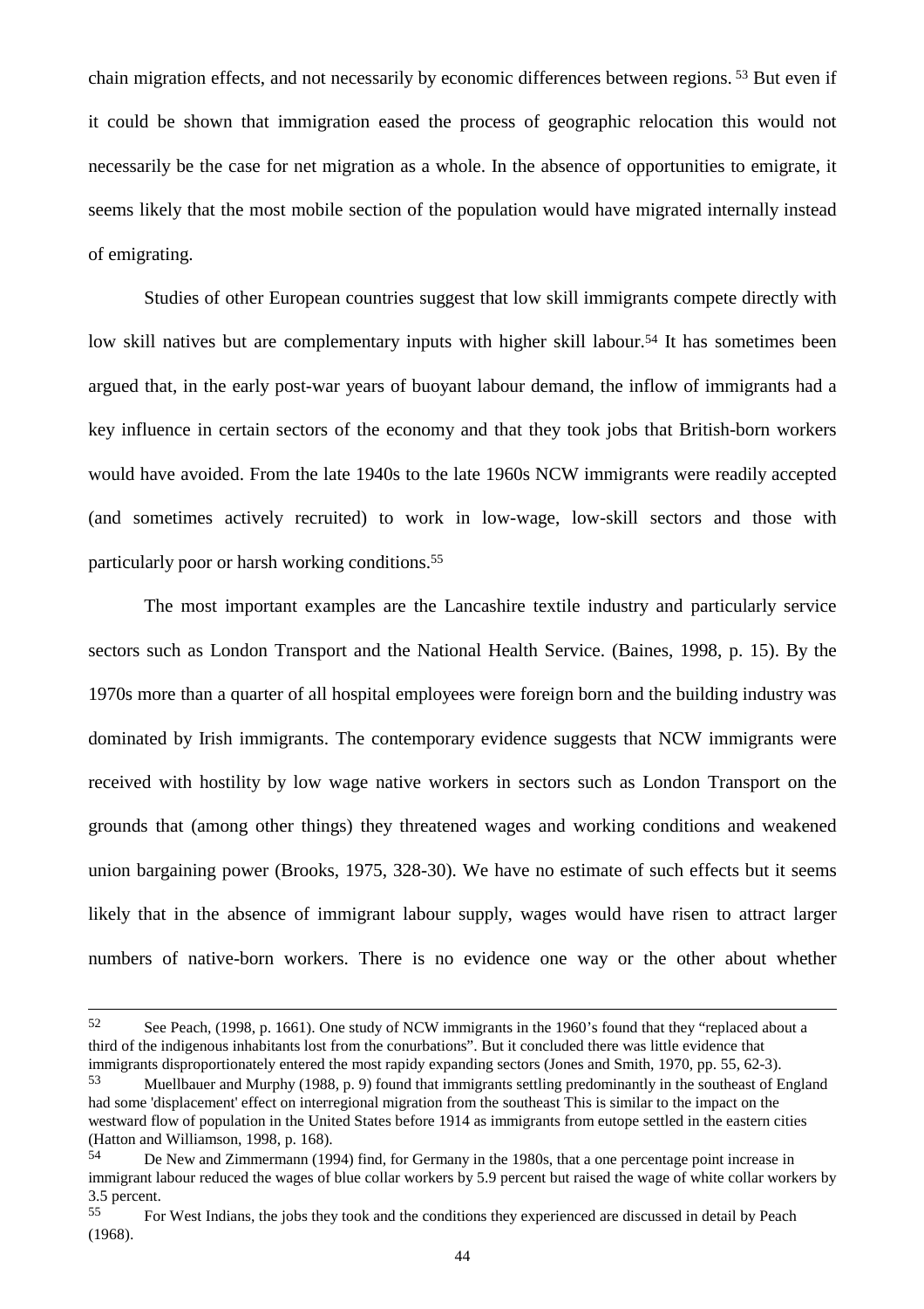chain migration effects, and not necessarily by economic differences between regions.[53] But even if it could be shown that immigration eased the process of geographic relocation this would not necessarily be the case for net migration as a whole. In the absence of opportunities to emigrate, it seems likely that the most mobile section of the population would have migrated internally instead of emigrating.

Studies of other European countries suggest that low skill immigrants compete directly with low skill natives but are complementary inputs with higher skill labour.[54] It has sometimes been argued that, in the early post-war years of buoyant labour demand, the inflow of immigrants had a key influence in certain sectors of the economy and that they took jobs that British-born workers would have avoided. From the late 1940s to the late 1960s NCW immigrants were readily accepted (and sometimes actively recruited) to work in low-wage, low-skill sectors and those with particularly poor or harsh working conditions.[55]

The most important examples are the Lancashire textile industry and particularly service sectors such as London Transport and the National Health Service. (Baines, 1998, p. 15). By the 1970s more than a quarter of all hospital employees were foreign born and the building industry was dominated by Irish immigrants. The contemporary evidence suggests that NCW immigrants were received with hostility by low wage native workers in sectors such as London Transport on the grounds that (among other things) they threatened wages and working conditions and weakened union bargaining power (Brooks, 1975, 328-30). We have no estimate of such effects but it seems likely that in the absence of immigrant labour supply, wages would have risen to attract larger numbers of native-born workers. There is no evidence one way or the other about whether

---

[52] See Peach, (1998, p. 1661). One study of NCW immigrants in the 1960's found that they "replaced about a third of the indigenous inhabitants lost from the conurbations". But it concluded there was little evidence that immigrants disproportionately entered the most rapidy expanding sectors (Jones and Smith, 1970, pp. 55, 62-3).

[53] Muellbauer and Murphy (1988, p. 9) found that immigrants settling predominantly in the southeast of England had some 'displacement' effect on interregional migration from the southeast This is similar to the impact on the westward flow of population in the United States before 1914 as immigrants from eutope settled in the eastern cities (Hatton and Williamson, 1998, p. 168).

[54] De New and Zimmermann (1994) find, for Germany in the 1980s, that a one percentage point increase in immigrant labour reduced the wages of blue collar workers by 5.9 percent but raised the wage of white collar workers by 3.5 percent.

[55] For West Indians, the jobs they took and the conditions they experienced are discussed in detail by Peach (1968).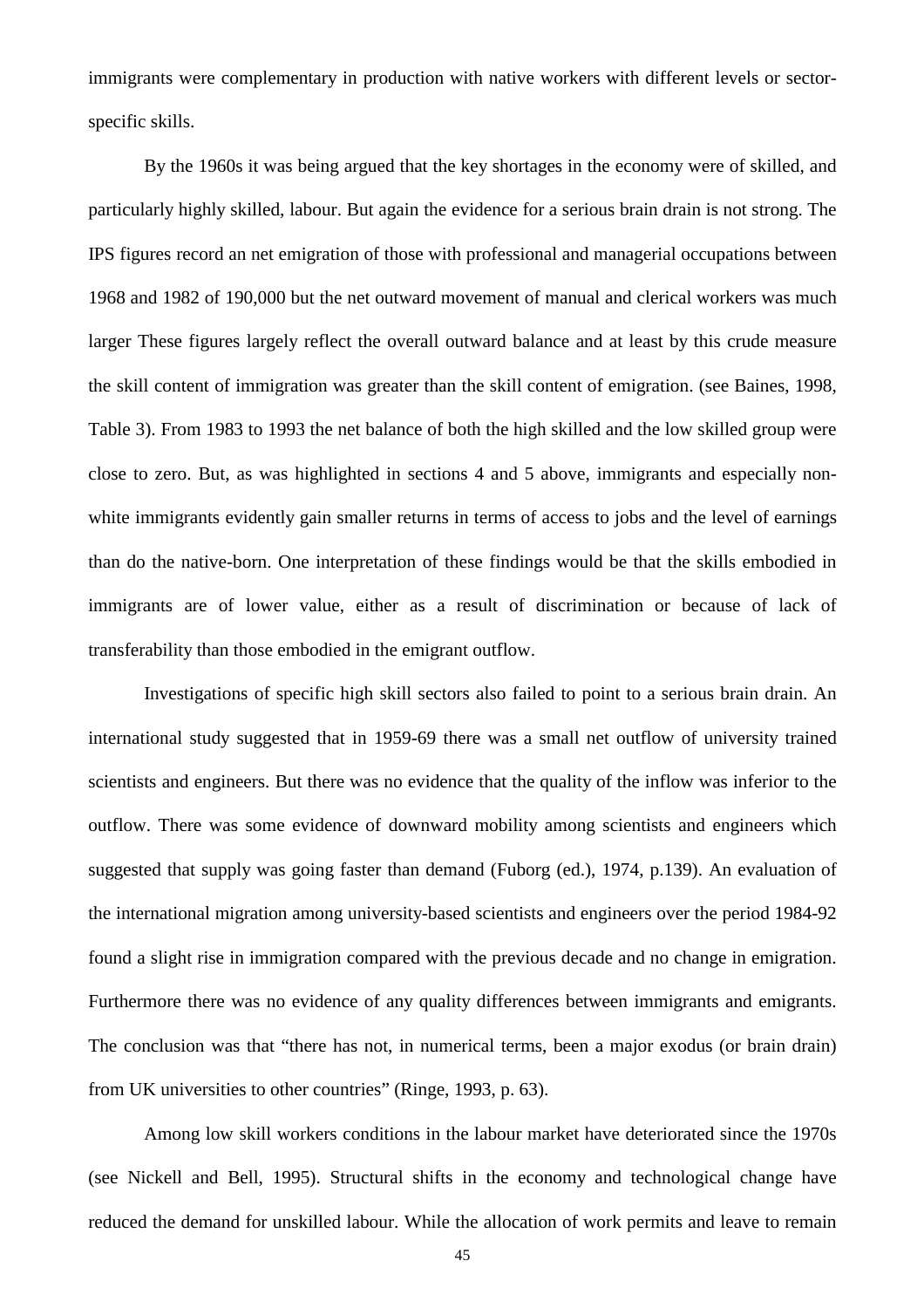immigrants were complementary in production with native workers with different levels or sector-specific skills.

By the 1960s it was being argued that the key shortages in the economy were of skilled, and particularly highly skilled, labour. But again the evidence for a serious brain drain is not strong. The IPS figures record an net emigration of those with professional and managerial occupations between 1968 and 1982 of 190,000 but the net outward movement of manual and clerical workers was much larger These figures largely reflect the overall outward balance and at least by this crude measure the skill content of immigration was greater than the skill content of emigration. (see Baines, 1998, Table 3). From 1983 to 1993 the net balance of both the high skilled and the low skilled group were close to zero. But, as was highlighted in sections 4 and 5 above, immigrants and especially non-white immigrants evidently gain smaller returns in terms of access to jobs and the level of earnings than do the native-born. One interpretation of these findings would be that the skills embodied in immigrants are of lower value, either as a result of discrimination or because of lack of transferability than those embodied in the emigrant outflow.

Investigations of specific high skill sectors also failed to point to a serious brain drain. An international study suggested that in 1959-69 there was a small net outflow of university trained scientists and engineers. But there was no evidence that the quality of the inflow was inferior to the outflow. There was some evidence of downward mobility among scientists and engineers which suggested that supply was going faster than demand (Fuborg (ed.), 1974, p.139). An evaluation of the international migration among university-based scientists and engineers over the period 1984-92 found a slight rise in immigration compared with the previous decade and no change in emigration. Furthermore there was no evidence of any quality differences between immigrants and emigrants. The conclusion was that "there has not, in numerical terms, been a major exodus (or brain drain) from UK universities to other countries" (Ringe, 1993, p. 63).

Among low skill workers conditions in the labour market have deteriorated since the 1970s (see Nickell and Bell, 1995). Structural shifts in the economy and technological change have reduced the demand for unskilled labour. While the allocation of work permits and leave to remain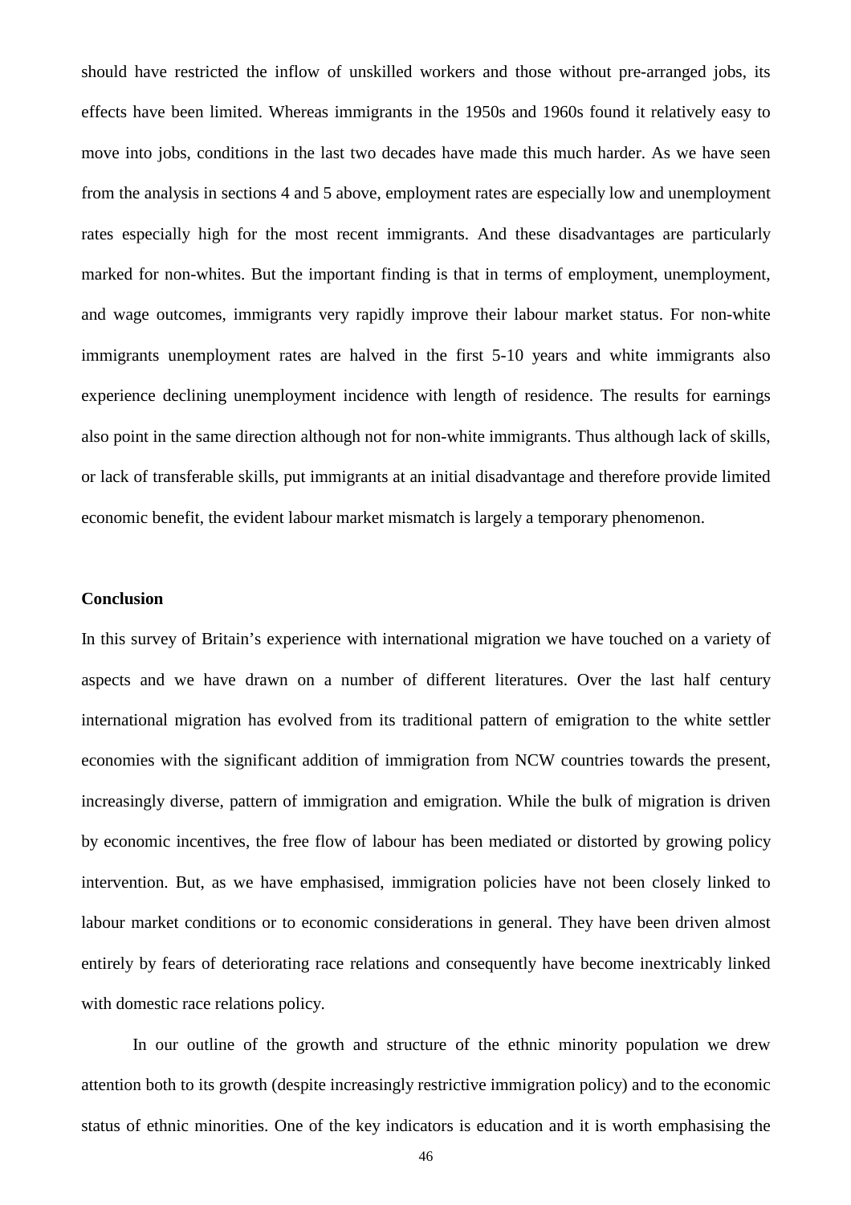should have restricted the inflow of unskilled workers and those without pre-arranged jobs, its effects have been limited. Whereas immigrants in the 1950s and 1960s found it relatively easy to move into jobs, conditions in the last two decades have made this much harder. As we have seen from the analysis in sections 4 and 5 above, employment rates are especially low and unemployment rates especially high for the most recent immigrants. And these disadvantages are particularly marked for non-whites. But the important finding is that in terms of employment, unemployment, and wage outcomes, immigrants very rapidly improve their labour market status. For non-white immigrants unemployment rates are halved in the first 5-10 years and white immigrants also experience declining unemployment incidence with length of residence. The results for earnings also point in the same direction although not for non-white immigrants. Thus although lack of skills, or lack of transferable skills, put immigrants at an initial disadvantage and therefore provide limited economic benefit, the evident labour market mismatch is largely a temporary phenomenon.

## Conclusion

In this survey of Britain's experience with international migration we have touched on a variety of aspects and we have drawn on a number of different literatures. Over the last half century international migration has evolved from its traditional pattern of emigration to the white settler economies with the significant addition of immigration from NCW countries towards the present, increasingly diverse, pattern of immigration and emigration. While the bulk of migration is driven by economic incentives, the free flow of labour has been mediated or distorted by growing policy intervention. But, as we have emphasised, immigration policies have not been closely linked to labour market conditions or to economic considerations in general. They have been driven almost entirely by fears of deteriorating race relations and consequently have become inextricably linked with domestic race relations policy.

In our outline of the growth and structure of the ethnic minority population we drew attention both to its growth (despite increasingly restrictive immigration policy) and to the economic status of ethnic minorities. One of the key indicators is education and it is worth emphasising the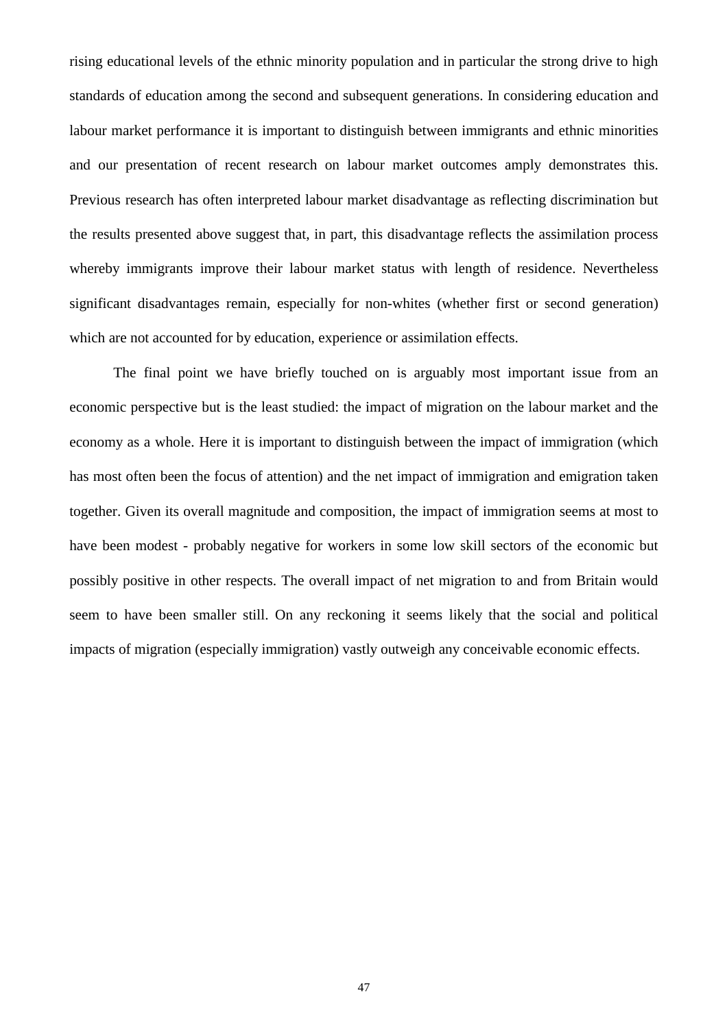rising educational levels of the ethnic minority population and in particular the strong drive to high standards of education among the second and subsequent generations. In considering education and labour market performance it is important to distinguish between immigrants and ethnic minorities and our presentation of recent research on labour market outcomes amply demonstrates this. Previous research has often interpreted labour market disadvantage as reflecting discrimination but the results presented above suggest that, in part, this disadvantage reflects the assimilation process whereby immigrants improve their labour market status with length of residence. Nevertheless significant disadvantages remain, especially for non-whites (whether first or second generation) which are not accounted for by education, experience or assimilation effects.

The final point we have briefly touched on is arguably most important issue from an economic perspective but is the least studied: the impact of migration on the labour market and the economy as a whole. Here it is important to distinguish between the impact of immigration (which has most often been the focus of attention) and the net impact of immigration and emigration taken together. Given its overall magnitude and composition, the impact of immigration seems at most to have been modest - probably negative for workers in some low skill sectors of the economic but possibly positive in other respects. The overall impact of net migration to and from Britain would seem to have been smaller still. On any reckoning it seems likely that the social and political impacts of migration (especially immigration) vastly outweigh any conceivable economic effects.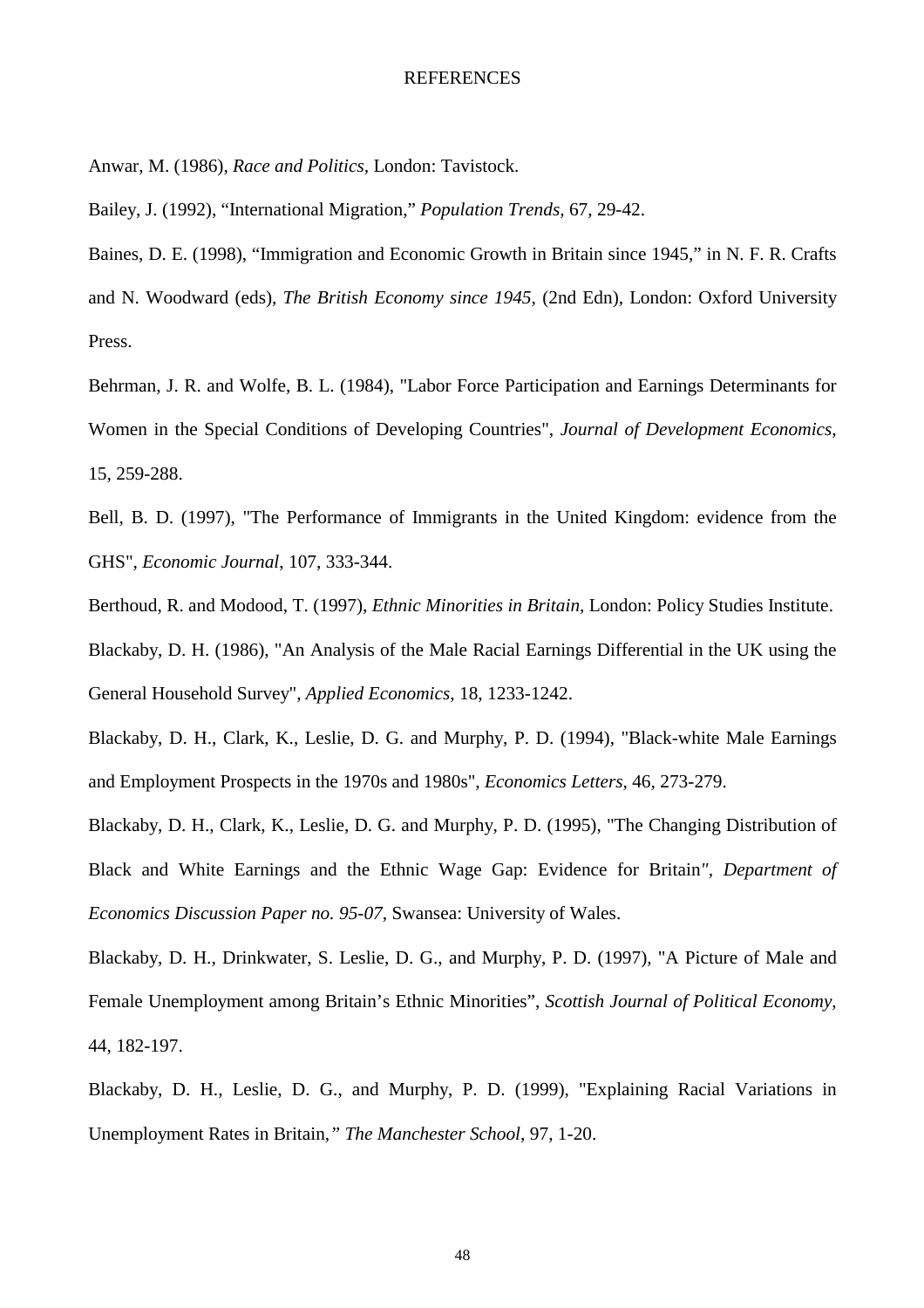REFERENCES

Anwar, M. (1986), *Race and Politics,* London: Tavistock.

Bailey, J. (1992), "International Migration," *Population Trends,* 67, 29-42.

Baines, D. E. (1998), "Immigration and Economic Growth in Britain since 1945," in N. F. R. Crafts and N. Woodward (eds), *The British Economy since 1945,* (2nd Edn), London: Oxford University Press.

Behrman, J. R. and Wolfe, B. L. (1984), "Labor Force Participation and Earnings Determinants for Women in the Special Conditions of Developing Countries", *Journal of Development Economics*, 15, 259-288.

Bell, B. D. (1997), "The Performance of Immigrants in the United Kingdom: evidence from the GHS", *Economic Journal*, 107, 333-344.

Berthoud, R. and Modood, T. (1997), *Ethnic Minorities in Britain,* London: Policy Studies Institute.

Blackaby, D. H. (1986), "An Analysis of the Male Racial Earnings Differential in the UK using the General Household Survey", *Applied Economics,* 18, 1233-1242.

Blackaby, D. H., Clark, K., Leslie, D. G. and Murphy, P. D. (1994), "Black-white Male Earnings and Employment Prospects in the 1970s and 1980s", *Economics Letters*, 46, 273-279.

Blackaby, D. H., Clark, K., Leslie, D. G. and Murphy, P. D. (1995), "The Changing Distribution of Black and White Earnings and the Ethnic Wage Gap: Evidence for Britain", *Department of Economics Discussion Paper no. 95-07*, Swansea: University of Wales.

Blackaby, D. H., Drinkwater, S. Leslie, D. G., and Murphy, P. D. (1997), "A Picture of Male and Female Unemployment among Britain's Ethnic Minorities", *Scottish Journal of Political Economy*, 44, 182-197.

Blackaby, D. H., Leslie, D. G., and Murphy, P. D. (1999), "Explaining Racial Variations in Unemployment Rates in Britain," *The Manchester School*, 97, 1-20.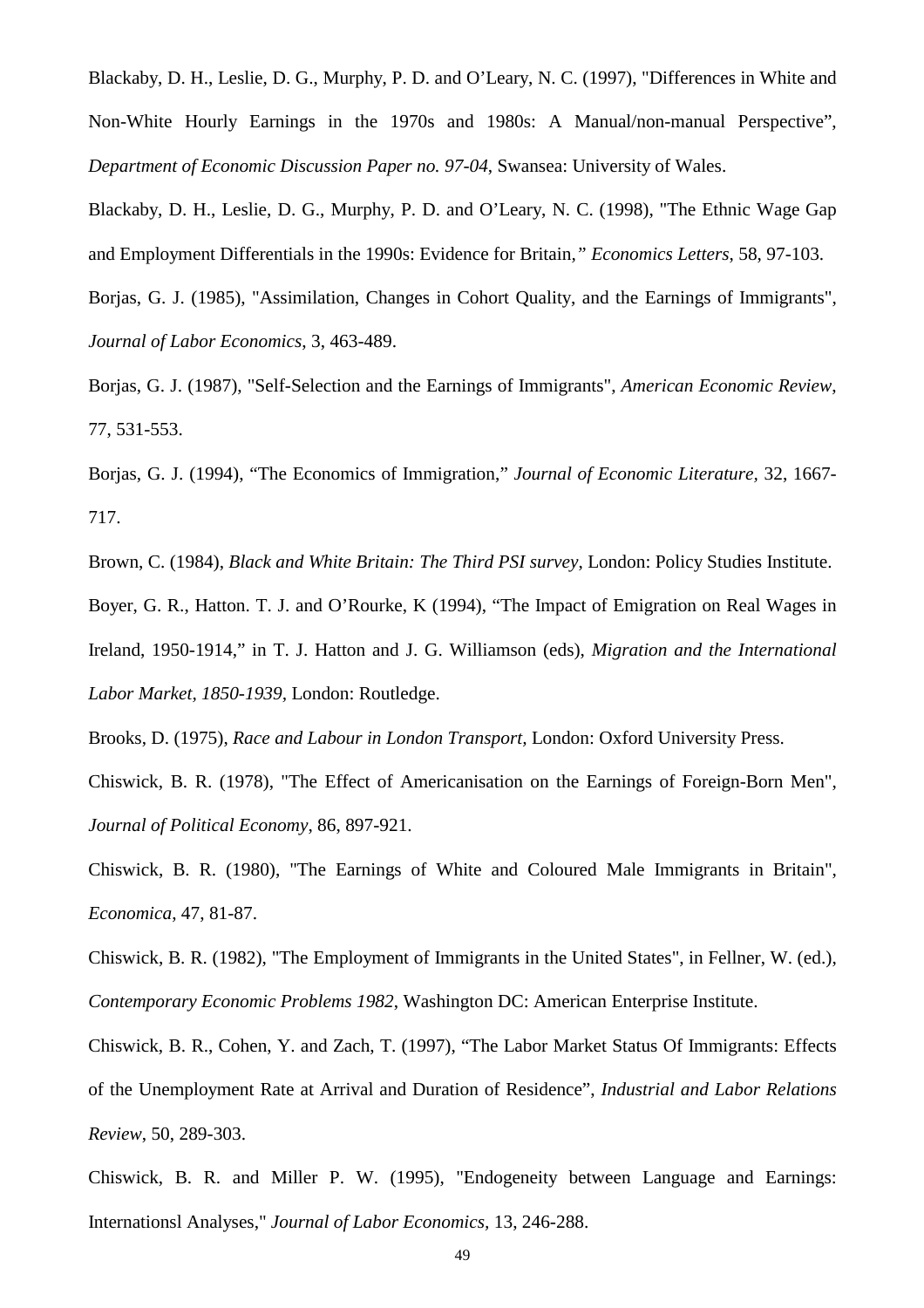Blackaby, D. H., Leslie, D. G., Murphy, P. D. and O'Leary, N. C. (1997), "Differences in White and Non-White Hourly Earnings in the 1970s and 1980s: A Manual/non-manual Perspective", *Department of Economic Discussion Paper no. 97-04*, Swansea: University of Wales.

Blackaby, D. H., Leslie, D. G., Murphy, P. D. and O'Leary, N. C. (1998), "The Ethnic Wage Gap and Employment Differentials in the 1990s: Evidence for Britain,*" Economics Letters*, 58, 97-103.

Borjas, G. J. (1985), "Assimilation, Changes in Cohort Quality, and the Earnings of Immigrants", *Journal of Labor Economics*, 3, 463-489.

Borjas, G. J. (1987), "Self-Selection and the Earnings of Immigrants", *American Economic Review*, 77, 531-553.

Borjas, G. J. (1994), "The Economics of Immigration," *Journal of Economic Literature*, 32, 1667-717.

Brown, C. (1984), *Black and White Britain: The Third PSI survey*, London: Policy Studies Institute.

Boyer, G. R., Hatton. T. J. and O'Rourke, K (1994), "The Impact of Emigration on Real Wages in Ireland, 1950-1914," in T. J. Hatton and J. G. Williamson (eds), *Migration and the International Labor Market, 1850-1939*, London: Routledge.

Brooks, D. (1975), *Race and Labour in London Transport*, London: Oxford University Press.

Chiswick, B. R. (1978), "The Effect of Americanisation on the Earnings of Foreign-Born Men", *Journal of Political Economy*, 86, 897-921.

Chiswick, B. R. (1980), "The Earnings of White and Coloured Male Immigrants in Britain", *Economica*, 47, 81-87.

Chiswick, B. R. (1982), "The Employment of Immigrants in the United States", in Fellner, W. (ed.), *Contemporary Economic Problems 1982*, Washington DC: American Enterprise Institute.

Chiswick, B. R., Cohen, Y. and Zach, T. (1997), "The Labor Market Status Of Immigrants: Effects of the Unemployment Rate at Arrival and Duration of Residence", *Industrial and Labor Relations Review*, 50, 289-303.

Chiswick, B. R. and Miller P. W. (1995), "Endogeneity between Language and Earnings: Internationsl Analyses," *Journal of Labor Economics*, 13, 246-288.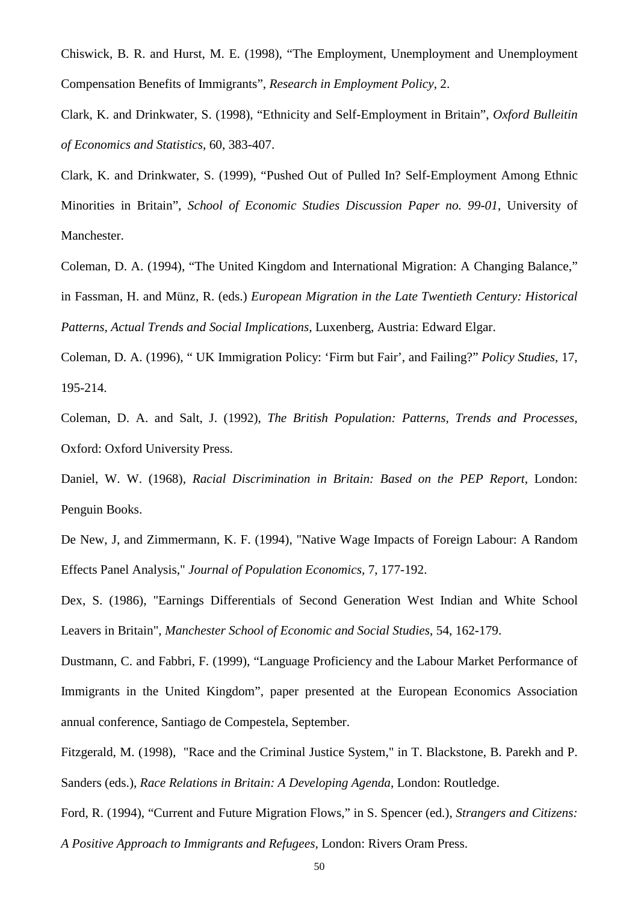Chiswick, B. R. and Hurst, M. E. (1998), "The Employment, Unemployment and Unemployment Compensation Benefits of Immigrants", *Research in Employment Policy*, 2.

Clark, K. and Drinkwater, S. (1998), "Ethnicity and Self-Employment in Britain", *Oxford Bulleitin of Economics and Statistics*, 60, 383-407.

Clark, K. and Drinkwater, S. (1999), "Pushed Out of Pulled In? Self-Employment Among Ethnic Minorities in Britain", *School of Economic Studies Discussion Paper no. 99-01*, University of Manchester.

Coleman, D. A. (1994), "The United Kingdom and International Migration: A Changing Balance," in Fassman, H. and Münz, R. (eds.) *European Migration in the Late Twentieth Century: Historical Patterns, Actual Trends and Social Implications,* Luxenberg, Austria: Edward Elgar.

Coleman, D. A. (1996), " UK Immigration Policy: 'Firm but Fair', and Failing?" *Policy Studies*, 17, 195-214.

Coleman, D. A. and Salt, J. (1992), *The British Population: Patterns, Trends and Processes*, Oxford: Oxford University Press.

Daniel, W. W. (1968), *Racial Discrimination in Britain: Based on the PEP Report*, London: Penguin Books.

De New, J, and Zimmermann, K. F. (1994), "Native Wage Impacts of Foreign Labour: A Random Effects Panel Analysis," *Journal of Population Economics*, 7, 177-192.

Dex, S. (1986), "Earnings Differentials of Second Generation West Indian and White School Leavers in Britain", *Manchester School of Economic and Social Studies*, 54, 162-179.

Dustmann, C. and Fabbri, F. (1999), "Language Proficiency and the Labour Market Performance of Immigrants in the United Kingdom", paper presented at the European Economics Association annual conference, Santiago de Compestela, September.

Fitzgerald, M. (1998), "Race and the Criminal Justice System," in T. Blackstone, B. Parekh and P. Sanders (eds.), *Race Relations in Britain: A Developing Agenda,* London: Routledge.

Ford, R. (1994), "Current and Future Migration Flows," in S. Spencer (ed.), *Strangers and Citizens: A Positive Approach to Immigrants and Refugees,* London: Rivers Oram Press.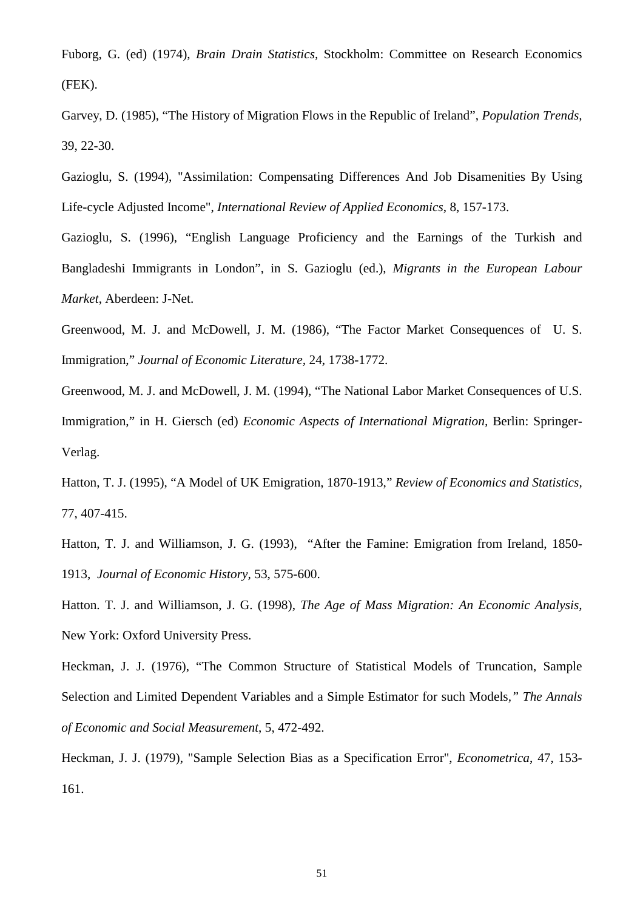Fuborg, G. (ed) (1974), *Brain Drain Statistics*, Stockholm: Committee on Research Economics (FEK).

Garvey, D. (1985), "The History of Migration Flows in the Republic of Ireland", *Population Trends*, 39, 22-30.

Gazioglu, S. (1994), "Assimilation: Compensating Differences And Job Disamenities By Using Life-cycle Adjusted Income", *International Review of Applied Economics*, 8, 157-173.

Gazioglu, S. (1996), "English Language Proficiency and the Earnings of the Turkish and Bangladeshi Immigrants in London", in S. Gazioglu (ed.), *Migrants in the European Labour Market*, Aberdeen: J-Net.

Greenwood, M. J. and McDowell, J. M. (1986), "The Factor Market Consequences of U. S. Immigration," *Journal of Economic Literature*, 24, 1738-1772.

Greenwood, M. J. and McDowell, J. M. (1994), "The National Labor Market Consequences of U.S. Immigration," in H. Giersch (ed) *Economic Aspects of International Migration*, Berlin: Springer-Verlag.

Hatton, T. J. (1995), "A Model of UK Emigration, 1870-1913," *Review of Economics and Statistics*, 77, 407-415.

Hatton, T. J. and Williamson, J. G. (1993), "After the Famine: Emigration from Ireland, 1850-1913, *Journal of Economic History*, 53, 575-600.

Hatton. T. J. and Williamson, J. G. (1998), *The Age of Mass Migration: An Economic Analysis*, New York: Oxford University Press.

Heckman, J. J. (1976), "The Common Structure of Statistical Models of Truncation, Sample Selection and Limited Dependent Variables and a Simple Estimator for such Models*," The Annals of Economic and Social Measurement*, 5, 472-492.

Heckman, J. J. (1979), "Sample Selection Bias as a Specification Error", *Econometrica*, 47, 153-161.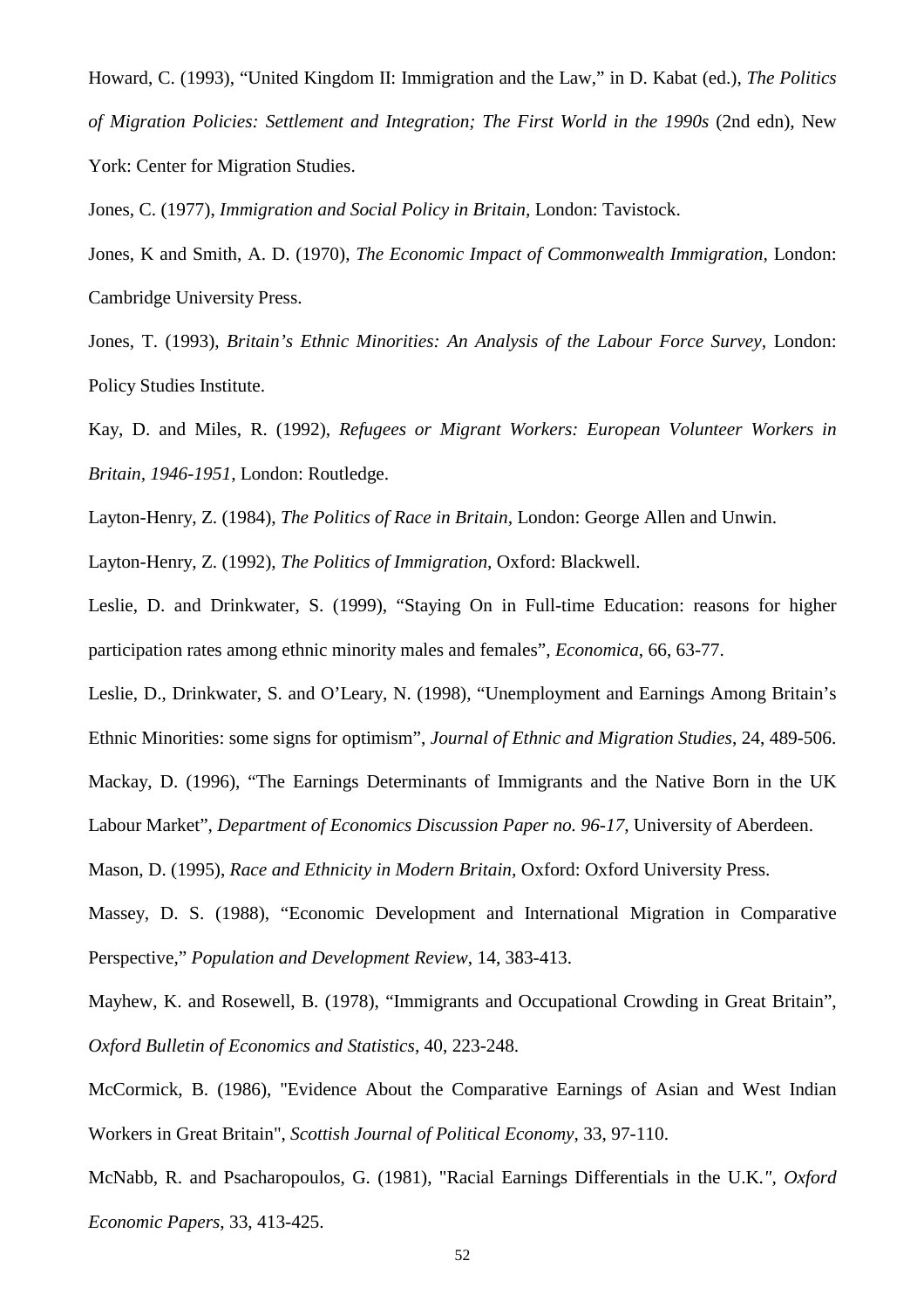Howard, C. (1993), "United Kingdom II: Immigration and the Law," in D. Kabat (ed.), *The Politics of Migration Policies: Settlement and Integration; The First World in the 1990s* (2nd edn), New York: Center for Migration Studies.

Jones, C. (1977), *Immigration and Social Policy in Britain*, London: Tavistock.

Jones, K and Smith, A. D. (1970), *The Economic Impact of Commonwealth Immigration*, London: Cambridge University Press.

Jones, T. (1993), *Britain's Ethnic Minorities: An Analysis of the Labour Force Survey*, London: Policy Studies Institute.

Kay, D. and Miles, R. (1992), *Refugees or Migrant Workers: European Volunteer Workers in Britain, 1946-1951*, London: Routledge.

Layton-Henry, Z. (1984), *The Politics of Race in Britain*, London: George Allen and Unwin.

Layton-Henry, Z. (1992), *The Politics of Immigration*, Oxford: Blackwell.

Leslie, D. and Drinkwater, S. (1999), "Staying On in Full-time Education: reasons for higher participation rates among ethnic minority males and females", *Economica*, 66, 63-77.

Leslie, D., Drinkwater, S. and O'Leary, N. (1998), "Unemployment and Earnings Among Britain's Ethnic Minorities: some signs for optimism", *Journal of Ethnic and Migration Studies*, 24, 489-506.

Mackay, D. (1996), "The Earnings Determinants of Immigrants and the Native Born in the UK Labour Market", *Department of Economics Discussion Paper no. 96-17*, University of Aberdeen.

Mason, D. (1995), *Race and Ethnicity in Modern Britain*, Oxford: Oxford University Press.

Massey, D. S. (1988), "Economic Development and International Migration in Comparative Perspective," *Population and Development Review*, 14, 383-413.

Mayhew, K. and Rosewell, B. (1978), "Immigrants and Occupational Crowding in Great Britain", *Oxford Bulletin of Economics and Statistics*, 40, 223-248.

McCormick, B. (1986), "Evidence About the Comparative Earnings of Asian and West Indian Workers in Great Britain", *Scottish Journal of Political Economy*, 33, 97-110.

McNabb, R. and Psacharopoulos, G. (1981), "Racial Earnings Differentials in the U.K.", *Oxford Economic Papers*, 33, 413-425.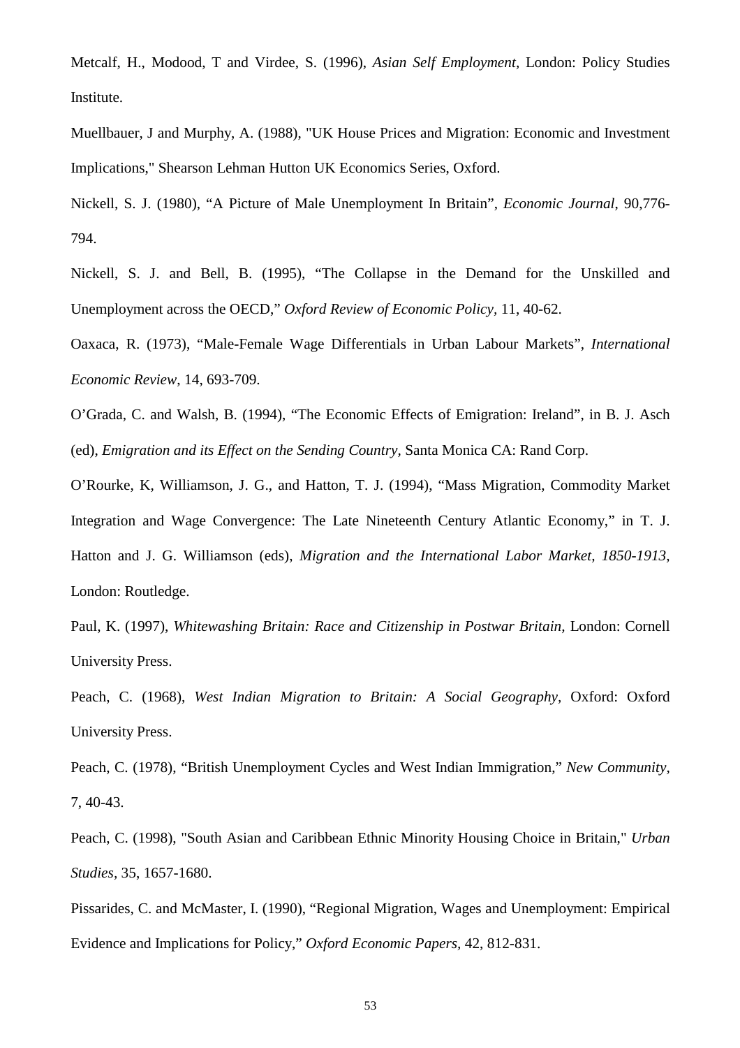Metcalf, H., Modood, T and Virdee, S. (1996), *Asian Self Employment*, London: Policy Studies Institute.

Muellbauer, J and Murphy, A. (1988), "UK House Prices and Migration: Economic and Investment Implications," Shearson Lehman Hutton UK Economics Series, Oxford.

Nickell, S. J. (1980), "A Picture of Male Unemployment In Britain", *Economic Journal*, 90,776-794.

Nickell, S. J. and Bell, B. (1995), "The Collapse in the Demand for the Unskilled and Unemployment across the OECD," *Oxford Review of Economic Policy*, 11, 40-62.

Oaxaca, R. (1973), "Male-Female Wage Differentials in Urban Labour Markets", *International Economic Review*, 14, 693-709.

O'Grada, C. and Walsh, B. (1994), "The Economic Effects of Emigration: Ireland", in B. J. Asch (ed), *Emigration and its Effect on the Sending Country*, Santa Monica CA: Rand Corp.

O'Rourke, K, Williamson, J. G., and Hatton, T. J. (1994), "Mass Migration, Commodity Market Integration and Wage Convergence: The Late Nineteenth Century Atlantic Economy," in T. J. Hatton and J. G. Williamson (eds), *Migration and the International Labor Market, 1850-1913,* London: Routledge.

Paul, K. (1997), *Whitewashing Britain: Race and Citizenship in Postwar Britain*, London: Cornell University Press.

Peach, C. (1968), *West Indian Migration to Britain: A Social Geography*, Oxford: Oxford University Press.

Peach, C. (1978), "British Unemployment Cycles and West Indian Immigration," *New Community*, 7, 40-43.

Peach, C. (1998), "South Asian and Caribbean Ethnic Minority Housing Choice in Britain," *Urban Studies*, 35, 1657-1680.

Pissarides, C. and McMaster, I. (1990), "Regional Migration, Wages and Unemployment: Empirical Evidence and Implications for Policy," *Oxford Economic Papers*, 42, 812-831.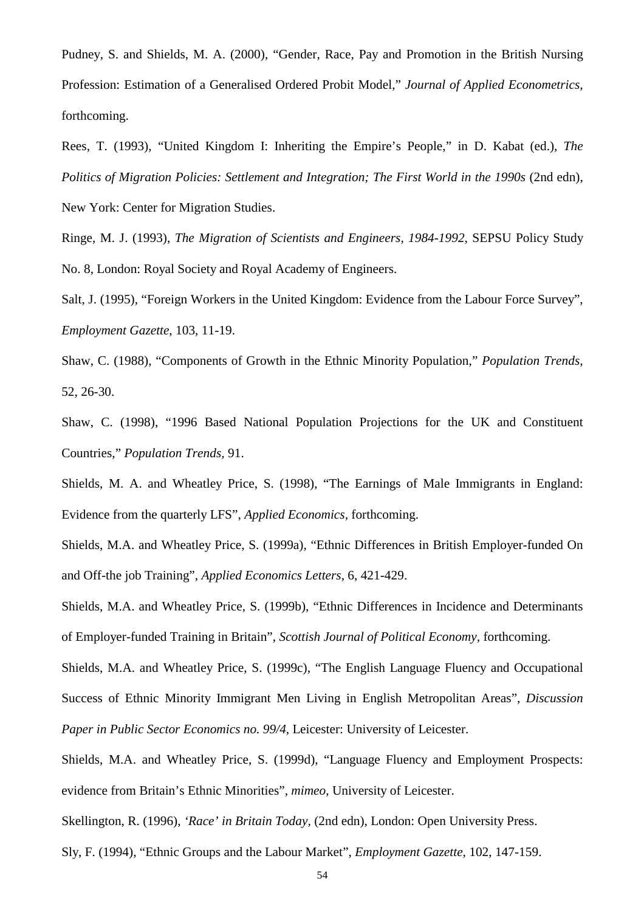Pudney, S. and Shields, M. A. (2000), "Gender, Race, Pay and Promotion in the British Nursing Profession: Estimation of a Generalised Ordered Probit Model," *Journal of Applied Econometrics*, forthcoming.

Rees, T. (1993), "United Kingdom I: Inheriting the Empire's People," in D. Kabat (ed.), *The Politics of Migration Policies: Settlement and Integration; The First World in the 1990s* (2nd edn), New York: Center for Migration Studies.

Ringe, M. J. (1993), *The Migration of Scientists and Engineers, 1984-1992*, SEPSU Policy Study No. 8, London: Royal Society and Royal Academy of Engineers.

Salt, J. (1995), "Foreign Workers in the United Kingdom: Evidence from the Labour Force Survey", *Employment Gazette*, 103, 11-19.

Shaw, C. (1988), "Components of Growth in the Ethnic Minority Population," *Population Trends*, 52, 26-30.

Shaw, C. (1998), "1996 Based National Population Projections for the UK and Constituent Countries," *Population Trends*, 91.

Shields, M. A. and Wheatley Price, S. (1998), "The Earnings of Male Immigrants in England: Evidence from the quarterly LFS", *Applied Economics*, forthcoming.

Shields, M.A. and Wheatley Price, S. (1999a), "Ethnic Differences in British Employer-funded On and Off-the job Training", *Applied Economics Letters*, 6, 421-429.

Shields, M.A. and Wheatley Price, S. (1999b), "Ethnic Differences in Incidence and Determinants of Employer-funded Training in Britain", *Scottish Journal of Political Economy*, forthcoming.

Shields, M.A. and Wheatley Price, S. (1999c), "The English Language Fluency and Occupational Success of Ethnic Minority Immigrant Men Living in English Metropolitan Areas", *Discussion Paper in Public Sector Economics no. 99/4*, Leicester: University of Leicester.

Shields, M.A. and Wheatley Price, S. (1999d), "Language Fluency and Employment Prospects: evidence from Britain's Ethnic Minorities", *mimeo*, University of Leicester.

Skellington, R. (1996), *'Race' in Britain Today*, (2nd edn), London: Open University Press.

Sly, F. (1994), "Ethnic Groups and the Labour Market", *Employment Gazette*, 102, 147-159.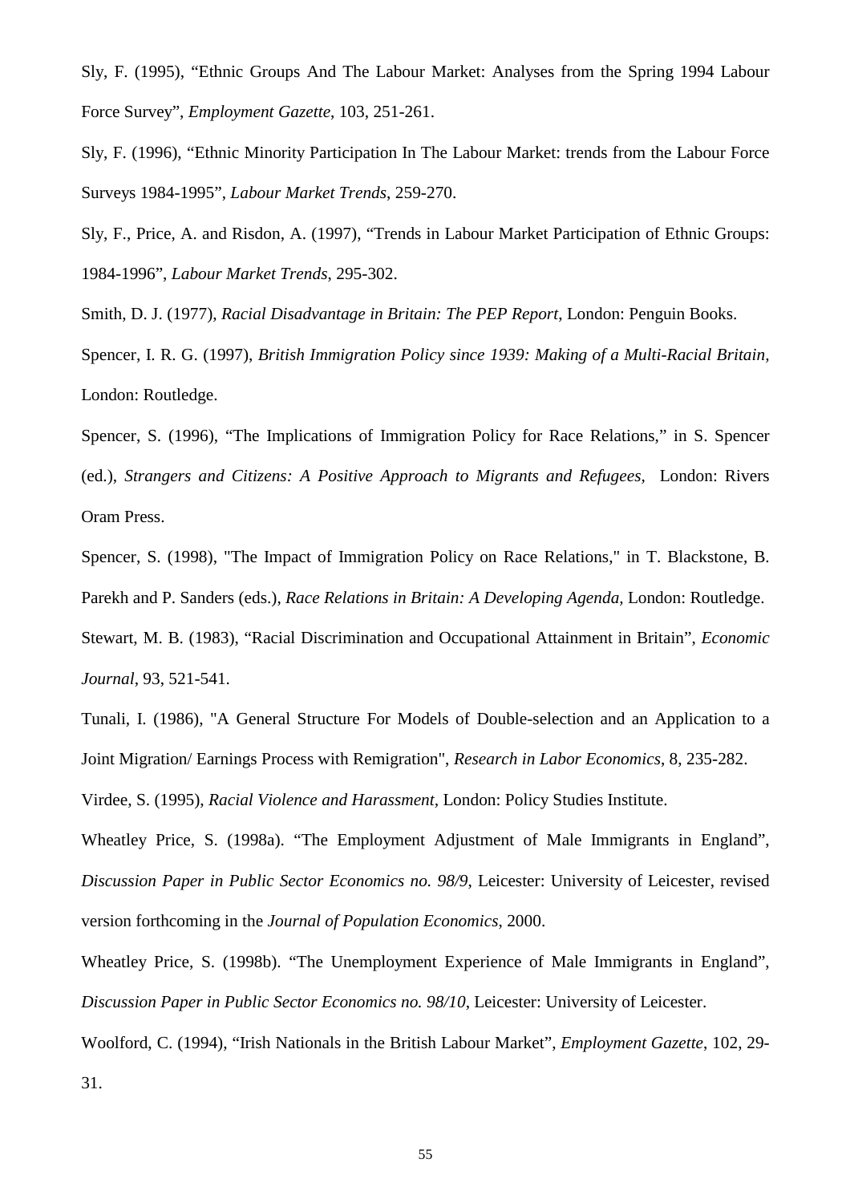Sly, F. (1995), “Ethnic Groups And The Labour Market: Analyses from the Spring 1994 Labour Force Survey”, *Employment Gazette*, 103, 251-261.

Sly, F. (1996), “Ethnic Minority Participation In The Labour Market: trends from the Labour Force Surveys 1984-1995”, *Labour Market Trends*, 259-270.

Sly, F., Price, A. and Risdon, A. (1997), “Trends in Labour Market Participation of Ethnic Groups: 1984-1996”, *Labour Market Trends*, 295-302.

Smith, D. J. (1977), *Racial Disadvantage in Britain: The PEP Report*, London: Penguin Books.

Spencer, I. R. G. (1997), *British Immigration Policy since 1939: Making of a Multi-Racial Britain*, London: Routledge.

Spencer, S. (1996), “The Implications of Immigration Policy for Race Relations,” in S. Spencer (ed.), *Strangers and Citizens: A Positive Approach to Migrants and Refugees*, London: Rivers Oram Press.

Spencer, S. (1998), "The Impact of Immigration Policy on Race Relations," in T. Blackstone, B. Parekh and P. Sanders (eds.), *Race Relations in Britain: A Developing Agenda*, London: Routledge.

Stewart, M. B. (1983), “Racial Discrimination and Occupational Attainment in Britain”, *Economic Journal*, 93, 521-541.

Tunali, I. (1986), "A General Structure For Models of Double-selection and an Application to a Joint Migration/ Earnings Process with Remigration", *Research in Labor Economics*, 8, 235-282.

Virdee, S. (1995), *Racial Violence and Harassment*, London: Policy Studies Institute.

Wheatley Price, S. (1998a). “The Employment Adjustment of Male Immigrants in England”, *Discussion Paper in Public Sector Economics no. 98/9*, Leicester: University of Leicester, revised version forthcoming in the *Journal of Population Economics*, 2000.

Wheatley Price, S. (1998b). “The Unemployment Experience of Male Immigrants in England”, *Discussion Paper in Public Sector Economics no. 98/10*, Leicester: University of Leicester.

Woolford, C. (1994), “Irish Nationals in the British Labour Market”, *Employment Gazette*, 102, 29-31.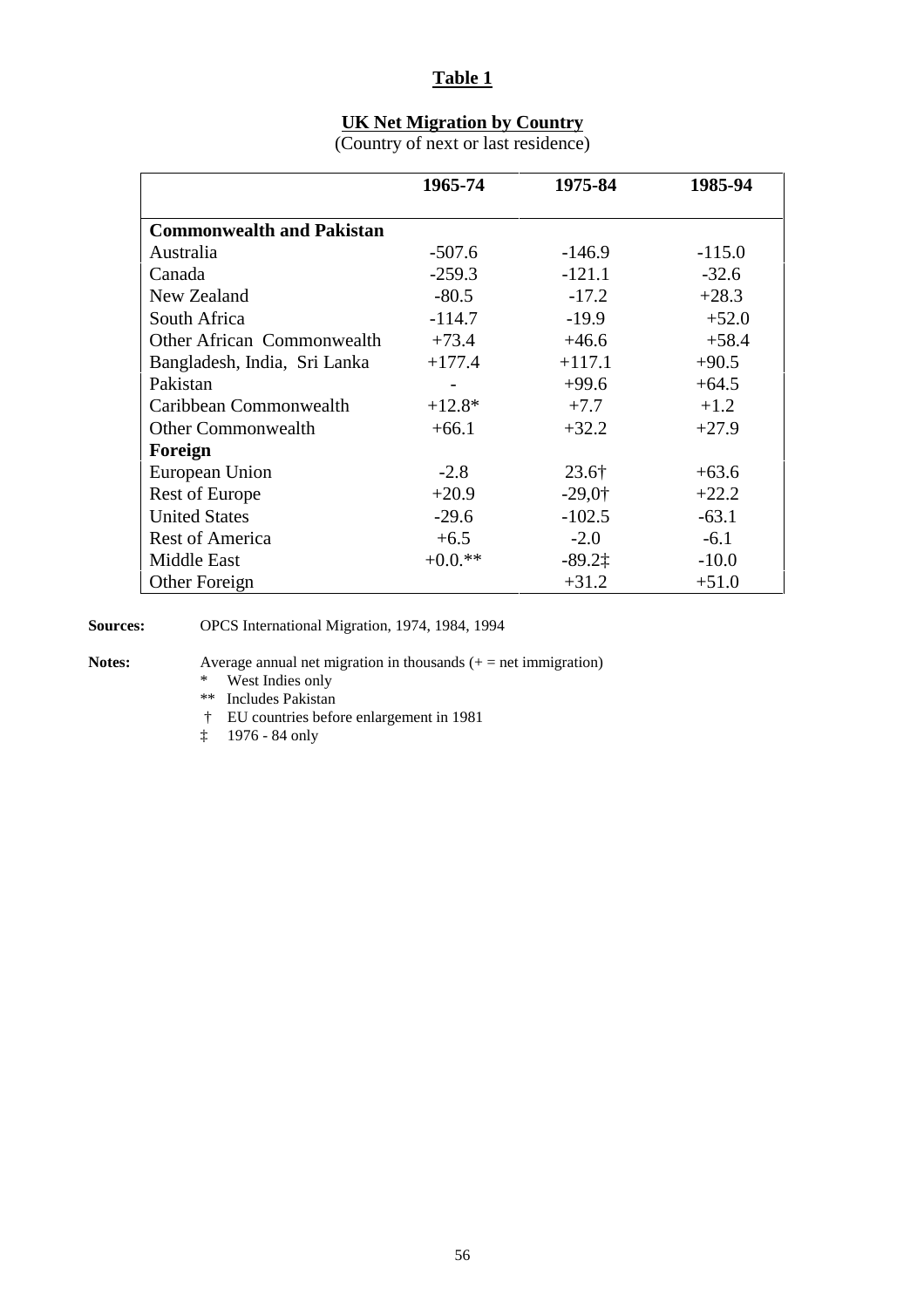# Table 1

## UK Net Migration by Country

(Country of next or last residence)

| | 1965-74 | 1975-84 | 1985-94 |
|---|---|---|---|
| **Commonwealth and Pakistan** | | | |
| Australia | -507.6 | -146.9 | -115.0 |
| Canada | -259.3 | -121.1 | -32.6 |
| New Zealand | -80.5 | -17.2 | +28.3 |
| South Africa | -114.7 | -19.9 | +52.0 |
| Other African Commonwealth | +73.4 | +46.6 | +58.4 |
| Bangladesh, India, Sri Lanka | +177.4 | +117.1 | +90.5 |
| Pakistan | - | +99.6 | +64.5 |
| Caribbean Commonwealth | +12.8* | +7.7 | +1.2 |
| Other Commonwealth | +66.1 | +32.2 | +27.9 |
| **Foreign** | | | |
| European Union | -2.8 | 23.6† | +63.6 |
| Rest of Europe | +20.9 | -29,0† | +22.2 |
| United States | -29.6 | -102.5 | -63.1 |
| Rest of America | +6.5 | -2.0 | -6.1 |
| Middle East | +0.0.** | -89.2‡ | -10.0 |
| Other Foreign | | +31.2 | +51.0 |

**Sources:** OPCS International Migration, 1974, 1984, 1994

**Notes:** Average annual net migration in thousands (+ = net immigration)

- \* West Indies only
- \*\* Includes Pakistan
- † EU countries before enlargement in 1981
- ‡ 1976 - 84 only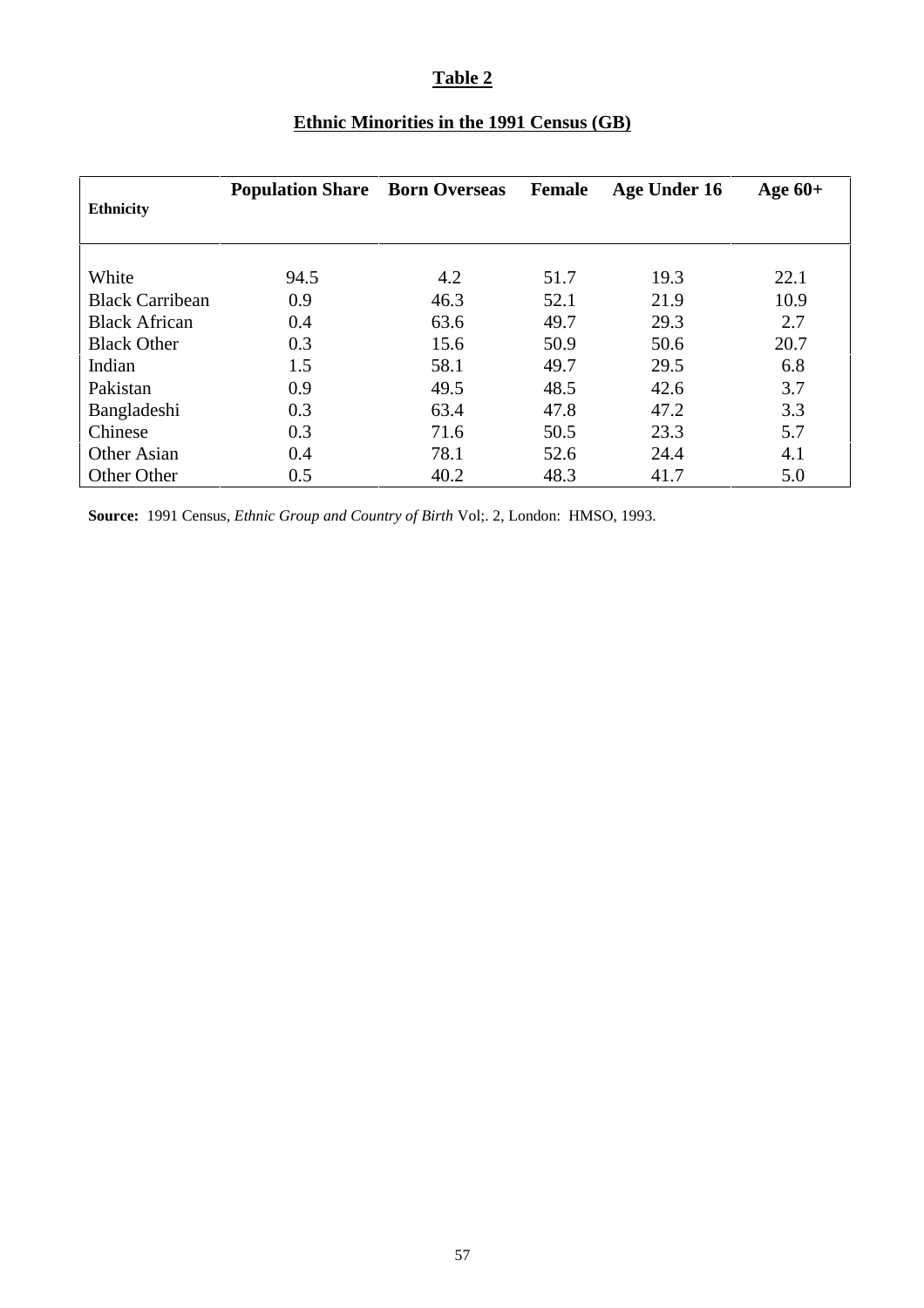**Table 2**

**Ethnic Minorities in the 1991 Census (GB)**

| Ethnicity | Population Share | Born Overseas | Female | Age Under 16 | Age 60+ |
|---|---|---|---|---|---|
| White | 94.5 | 4.2 | 51.7 | 19.3 | 22.1 |
| Black Carribean | 0.9 | 46.3 | 52.1 | 21.9 | 10.9 |
| Black African | 0.4 | 63.6 | 49.7 | 29.3 | 2.7 |
| Black Other | 0.3 | 15.6 | 50.9 | 50.6 | 20.7 |
| Indian | 1.5 | 58.1 | 49.7 | 29.5 | 6.8 |
| Pakistan | 0.9 | 49.5 | 48.5 | 42.6 | 3.7 |
| Bangladeshi | 0.3 | 63.4 | 47.8 | 47.2 | 3.3 |
| Chinese | 0.3 | 71.6 | 50.5 | 23.3 | 5.7 |
| Other Asian | 0.4 | 78.1 | 52.6 | 24.4 | 4.1 |
| Other Other | 0.5 | 40.2 | 48.3 | 41.7 | 5.0 |

**Source:** 1991 Census, *Ethnic Group and Country of Birth* Vol;. 2, London: HMSO, 1993.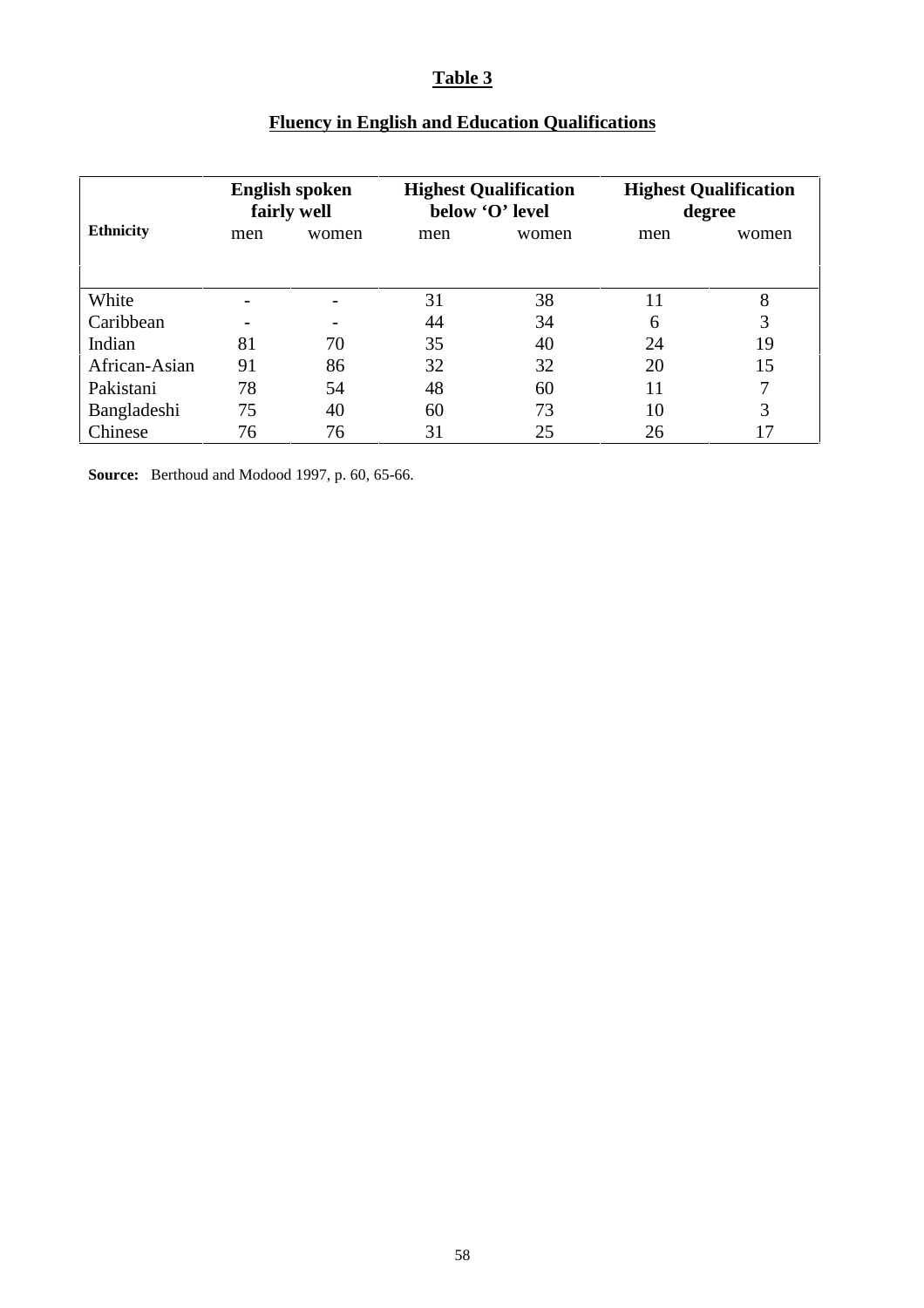## Table 3

## Fluency in English and Education Qualifications

| Ethnicity | English spoken fairly well | | Highest Qualification below 'O' level | | Highest Qualification degree | |
|---|---|---|---|---|---|---|
| | men | women | men | women | men | women |
| White | - | - | 31 | 38 | 11 | 8 |
| Caribbean | - | - | 44 | 34 | 6 | 3 |
| Indian | 81 | 70 | 35 | 40 | 24 | 19 |
| African-Asian | 91 | 86 | 32 | 32 | 20 | 15 |
| Pakistani | 78 | 54 | 48 | 60 | 11 | 7 |
| Bangladeshi | 75 | 40 | 60 | 73 | 10 | 3 |
| Chinese | 76 | 76 | 31 | 25 | 26 | 17 |

**Source:** Berthoud and Modood 1997, p. 60, 65-66.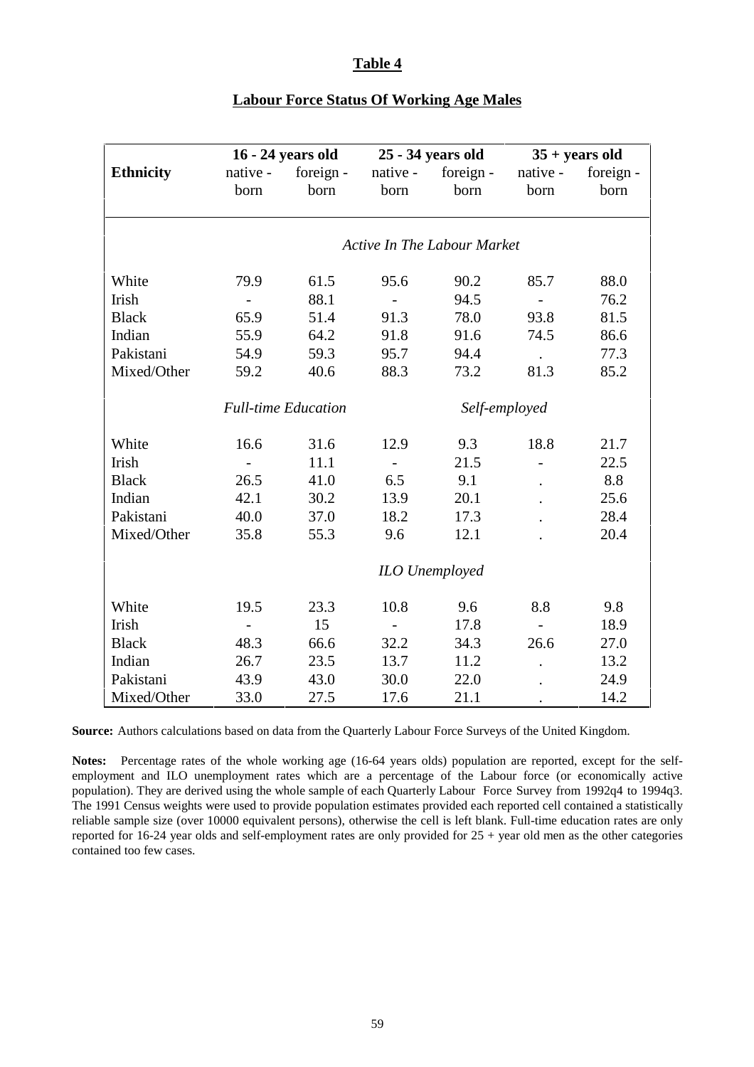# Table 4

## Labour Force Status Of Working Age Males

| Ethnicity | 16 - 24 years old | | 25 - 34 years old | | 35 + years old | |
|---|---|---|---|---|---|---|
| | native - born | foreign - born | native - born | foreign - born | native - born | foreign - born |
| | *Active In The Labour Market* | | | | | |
| White | 79.9 | 61.5 | 95.6 | 90.2 | 85.7 | 88.0 |
| Irish | - | 88.1 | - | 94.5 | - | 76.2 |
| Black | 65.9 | 51.4 | 91.3 | 78.0 | 93.8 | 81.5 |
| Indian | 55.9 | 64.2 | 91.8 | 91.6 | 74.5 | 86.6 |
| Pakistani | 54.9 | 59.3 | 95.7 | 94.4 | . | 77.3 |
| Mixed/Other | 59.2 | 40.6 | 88.3 | 73.2 | 81.3 | 85.2 |
| | *Full-time Education* | | *Self-employed* | | | |
| White | 16.6 | 31.6 | 12.9 | 9.3 | 18.8 | 21.7 |
| Irish | - | 11.1 | - | 21.5 | - | 22.5 |
| Black | 26.5 | 41.0 | 6.5 | 9.1 | . | 8.8 |
| Indian | 42.1 | 30.2 | 13.9 | 20.1 | . | 25.6 |
| Pakistani | 40.0 | 37.0 | 18.2 | 17.3 | . | 28.4 |
| Mixed/Other | 35.8 | 55.3 | 9.6 | 12.1 | . | 20.4 |
| | *ILO Unemployed* | | | | | |
| White | 19.5 | 23.3 | 10.8 | 9.6 | 8.8 | 9.8 |
| Irish | - | 15 | - | 17.8 | - | 18.9 |
| Black | 48.3 | 66.6 | 32.2 | 34.3 | 26.6 | 27.0 |
| Indian | 26.7 | 23.5 | 13.7 | 11.2 | . | 13.2 |
| Pakistani | 43.9 | 43.0 | 30.0 | 22.0 | . | 24.9 |
| Mixed/Other | 33.0 | 27.5 | 17.6 | 21.1 | . | 14.2 |

**Source:** Authors calculations based on data from the Quarterly Labour Force Surveys of the United Kingdom.

**Notes:** Percentage rates of the whole working age (16-64 years olds) population are reported, except for the self-employment and ILO unemployment rates which are a percentage of the Labour force (or economically active population). They are derived using the whole sample of each Quarterly Labour Force Survey from 1992q4 to 1994q3. The 1991 Census weights were used to provide population estimates provided each reported cell contained a statistically reliable sample size (over 10000 equivalent persons), otherwise the cell is left blank. Full-time education rates are only reported for 16-24 year olds and self-employment rates are only provided for 25 + year old men as the other categories contained too few cases.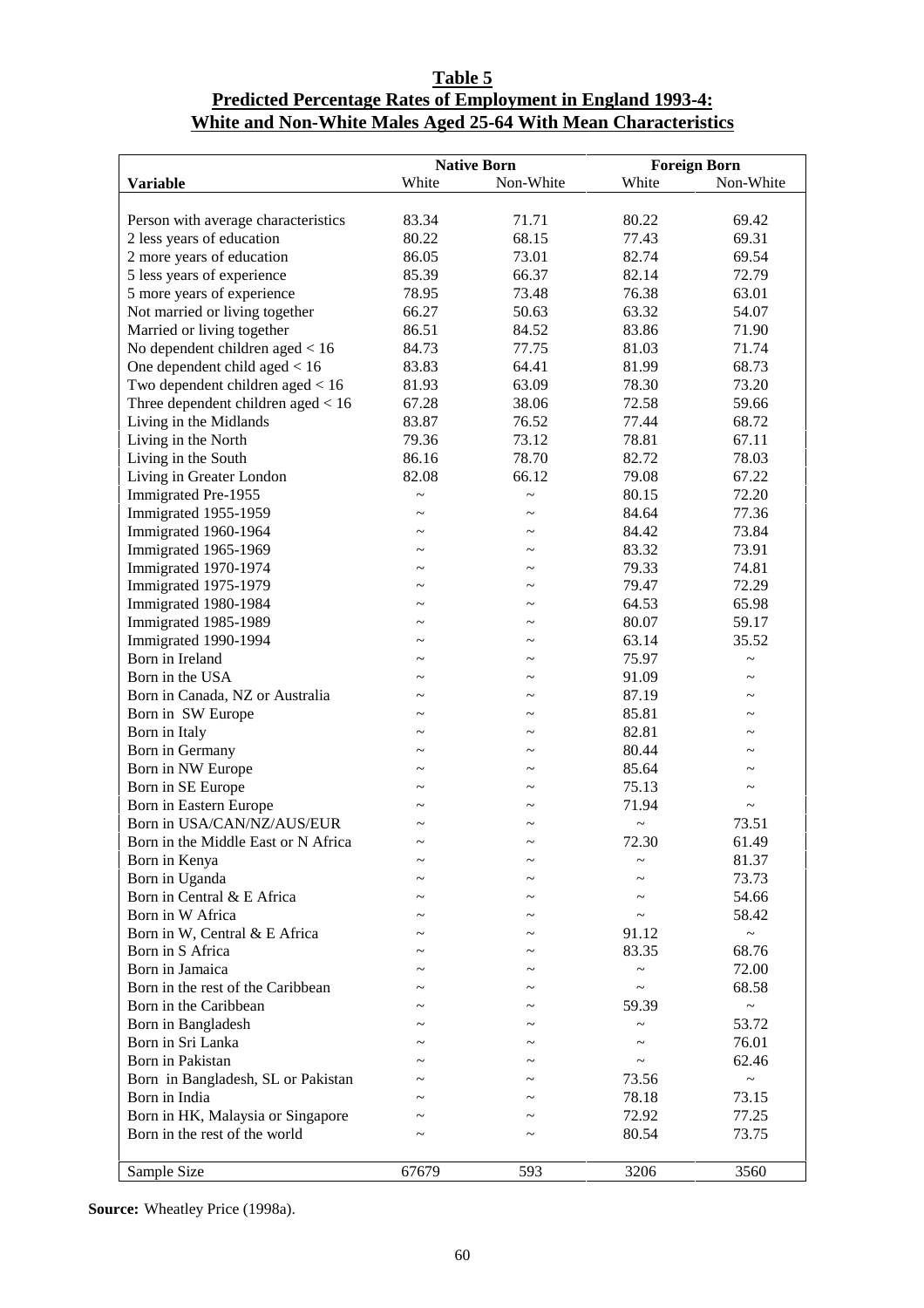**Table 5**
**Predicted Percentage Rates of Employment in England 1993-4:**
**White and Non-White Males Aged 25-64 With Mean Characteristics**

| | Native Born | | Foreign Born | |
|---|---|---|---|---|
| **Variable** | White | Non-White | White | Non-White |
| Person with average characteristics | 83.34 | 71.71 | 80.22 | 69.42 |
| 2 less years of education | 80.22 | 68.15 | 77.43 | 69.31 |
| 2 more years of education | 86.05 | 73.01 | 82.74 | 69.54 |
| 5 less years of experience | 85.39 | 66.37 | 82.14 | 72.79 |
| 5 more years of experience | 78.95 | 73.48 | 76.38 | 63.01 |
| Not married or living together | 66.27 | 50.63 | 63.32 | 54.07 |
| Married or living together | 86.51 | 84.52 | 83.86 | 71.90 |
| No dependent children aged < 16 | 84.73 | 77.75 | 81.03 | 71.74 |
| One dependent child aged < 16 | 83.83 | 64.41 | 81.99 | 68.73 |
| Two dependent children aged < 16 | 81.93 | 63.09 | 78.30 | 73.20 |
| Three dependent children aged < 16 | 67.28 | 38.06 | 72.58 | 59.66 |
| Living in the Midlands | 83.87 | 76.52 | 77.44 | 68.72 |
| Living in the North | 79.36 | 73.12 | 78.81 | 67.11 |
| Living in the South | 86.16 | 78.70 | 82.72 | 78.03 |
| Living in Greater London | 82.08 | 66.12 | 79.08 | 67.22 |
| Immigrated Pre-1955 | ~ | ~ | 80.15 | 72.20 |
| Immigrated 1955-1959 | ~ | ~ | 84.64 | 77.36 |
| Immigrated 1960-1964 | ~ | ~ | 84.42 | 73.84 |
| Immigrated 1965-1969 | ~ | ~ | 83.32 | 73.91 |
| Immigrated 1970-1974 | ~ | ~ | 79.33 | 74.81 |
| Immigrated 1975-1979 | ~ | ~ | 79.47 | 72.29 |
| Immigrated 1980-1984 | ~ | ~ | 64.53 | 65.98 |
| Immigrated 1985-1989 | ~ | ~ | 80.07 | 59.17 |
| Immigrated 1990-1994 | ~ | ~ | 63.14 | 35.52 |
| Born in Ireland | ~ | ~ | 75.97 | ~ |
| Born in the USA | ~ | ~ | 91.09 | ~ |
| Born in Canada, NZ or Australia | ~ | ~ | 87.19 | ~ |
| Born in SW Europe | ~ | ~ | 85.81 | ~ |
| Born in Italy | ~ | ~ | 82.81 | ~ |
| Born in Germany | ~ | ~ | 80.44 | ~ |
| Born in NW Europe | ~ | ~ | 85.64 | ~ |
| Born in SE Europe | ~ | ~ | 75.13 | ~ |
| Born in Eastern Europe | ~ | ~ | 71.94 | ~ |
| Born in USA/CAN/NZ/AUS/EUR | ~ | ~ | ~ | 73.51 |
| Born in the Middle East or N Africa | ~ | ~ | 72.30 | 61.49 |
| Born in Kenya | ~ | ~ | ~ | 81.37 |
| Born in Uganda | ~ | ~ | ~ | 73.73 |
| Born in Central & E Africa | ~ | ~ | ~ | 54.66 |
| Born in W Africa | ~ | ~ | ~ | 58.42 |
| Born in W, Central & E Africa | ~ | ~ | 91.12 | ~ |
| Born in S Africa | ~ | ~ | 83.35 | 68.76 |
| Born in Jamaica | ~ | ~ | ~ | 72.00 |
| Born in the rest of the Caribbean | ~ | ~ | ~ | 68.58 |
| Born in the Caribbean | ~ | ~ | 59.39 | ~ |
| Born in Bangladesh | ~ | ~ | ~ | 53.72 |
| Born in Sri Lanka | ~ | ~ | ~ | 76.01 |
| Born in Pakistan | ~ | ~ | ~ | 62.46 |
| Born in Bangladesh, SL or Pakistan | ~ | ~ | 73.56 | ~ |
| Born in India | ~ | ~ | 78.18 | 73.15 |
| Born in HK, Malaysia or Singapore | ~ | ~ | 72.92 | 77.25 |
| Born in the rest of the world | ~ | ~ | 80.54 | 73.75 |
| Sample Size | 67679 | 593 | 3206 | 3560 |

**Source:** Wheatley Price (1998a).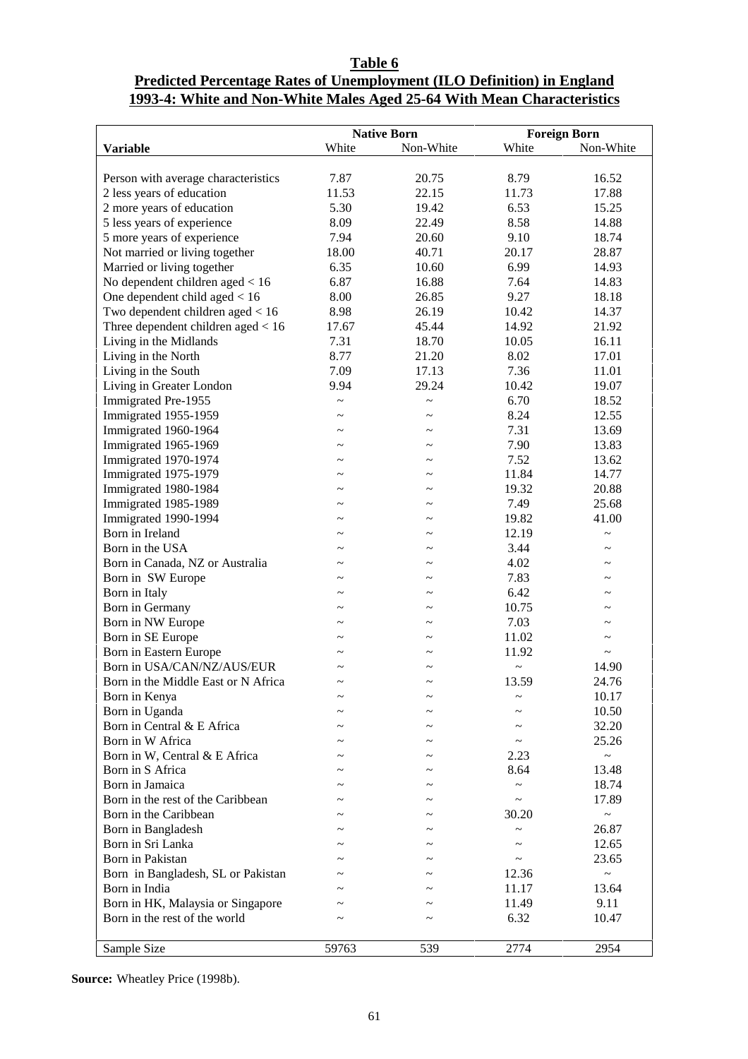**Table 6**
**Predicted Percentage Rates of Unemployment (ILO Definition) in England 1993-4: White and Non-White Males Aged 25-64 With Mean Characteristics**

| | Native Born | | Foreign Born | |
|---|---|---|---|---|
| **Variable** | White | Non-White | White | Non-White |
| Person with average characteristics | 7.87 | 20.75 | 8.79 | 16.52 |
| 2 less years of education | 11.53 | 22.15 | 11.73 | 17.88 |
| 2 more years of education | 5.30 | 19.42 | 6.53 | 15.25 |
| 5 less years of experience | 8.09 | 22.49 | 8.58 | 14.88 |
| 5 more years of experience | 7.94 | 20.60 | 9.10 | 18.74 |
| Not married or living together | 18.00 | 40.71 | 20.17 | 28.87 |
| Married or living together | 6.35 | 10.60 | 6.99 | 14.93 |
| No dependent children aged < 16 | 6.87 | 16.88 | 7.64 | 14.83 |
| One dependent child aged < 16 | 8.00 | 26.85 | 9.27 | 18.18 |
| Two dependent children aged < 16 | 8.98 | 26.19 | 10.42 | 14.37 |
| Three dependent children aged < 16 | 17.67 | 45.44 | 14.92 | 21.92 |
| Living in the Midlands | 7.31 | 18.70 | 10.05 | 16.11 |
| Living in the North | 8.77 | 21.20 | 8.02 | 17.01 |
| Living in the South | 7.09 | 17.13 | 7.36 | 11.01 |
| Living in Greater London | 9.94 | 29.24 | 10.42 | 19.07 |
| Immigrated Pre-1955 | ~ | ~ | 6.70 | 18.52 |
| Immigrated 1955-1959 | ~ | ~ | 8.24 | 12.55 |
| Immigrated 1960-1964 | ~ | ~ | 7.31 | 13.69 |
| Immigrated 1965-1969 | ~ | ~ | 7.90 | 13.83 |
| Immigrated 1970-1974 | ~ | ~ | 7.52 | 13.62 |
| Immigrated 1975-1979 | ~ | ~ | 11.84 | 14.77 |
| Immigrated 1980-1984 | ~ | ~ | 19.32 | 20.88 |
| Immigrated 1985-1989 | ~ | ~ | 7.49 | 25.68 |
| Immigrated 1990-1994 | ~ | ~ | 19.82 | 41.00 |
| Born in Ireland | ~ | ~ | 12.19 | ~ |
| Born in the USA | ~ | ~ | 3.44 | ~ |
| Born in Canada, NZ or Australia | ~ | ~ | 4.02 | ~ |
| Born in SW Europe | ~ | ~ | 7.83 | ~ |
| Born in Italy | ~ | ~ | 6.42 | ~ |
| Born in Germany | ~ | ~ | 10.75 | ~ |
| Born in NW Europe | ~ | ~ | 7.03 | ~ |
| Born in SE Europe | ~ | ~ | 11.02 | ~ |
| Born in Eastern Europe | ~ | ~ | 11.92 | ~ |
| Born in USA/CAN/NZ/AUS/EUR | ~ | ~ | ~ | 14.90 |
| Born in the Middle East or N Africa | ~ | ~ | 13.59 | 24.76 |
| Born in Kenya | ~ | ~ | ~ | 10.17 |
| Born in Uganda | ~ | ~ | ~ | 10.50 |
| Born in Central & E Africa | ~ | ~ | ~ | 32.20 |
| Born in W Africa | ~ | ~ | ~ | 25.26 |
| Born in W, Central & E Africa | ~ | ~ | 2.23 | ~ |
| Born in S Africa | ~ | ~ | 8.64 | 13.48 |
| Born in Jamaica | ~ | ~ | ~ | 18.74 |
| Born in the rest of the Caribbean | ~ | ~ | ~ | 17.89 |
| Born in the Caribbean | ~ | ~ | 30.20 | ~ |
| Born in Bangladesh | ~ | ~ | ~ | 26.87 |
| Born in Sri Lanka | ~ | ~ | ~ | 12.65 |
| Born in Pakistan | ~ | ~ | ~ | 23.65 |
| Born in Bangladesh, SL or Pakistan | ~ | ~ | 12.36 | ~ |
| Born in India | ~ | ~ | 11.17 | 13.64 |
| Born in HK, Malaysia or Singapore | ~ | ~ | 11.49 | 9.11 |
| Born in the rest of the world | ~ | ~ | 6.32 | 10.47 |
| Sample Size | 59763 | 539 | 2774 | 2954 |

**Source:** Wheatley Price (1998b).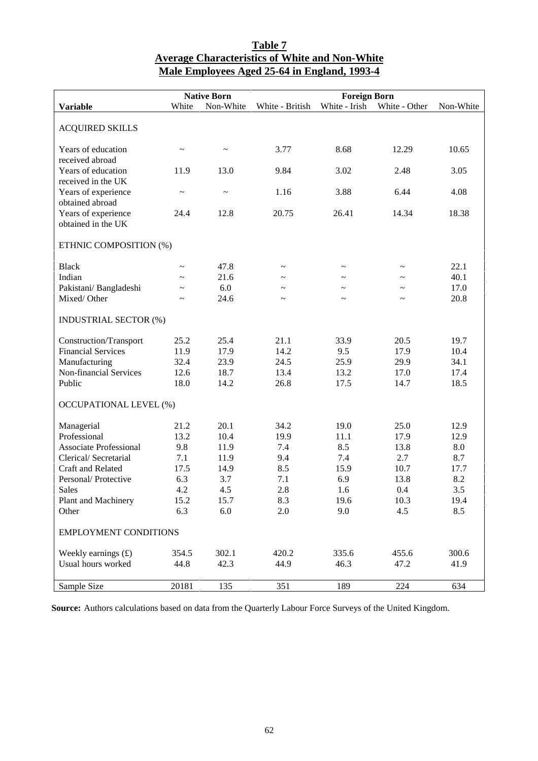**Table 7**
**Average Characteristics of White and Non-White Male Employees Aged 25-64 in England, 1993-4**

| | Native Born | | Foreign Born | | | |
|---|---|---|---|---|---|---|
| **Variable** | White | Non-White | White - British | White - Irish | White - Other | Non-White |
| ACQUIRED SKILLS | | | | | | |
| Years of education received abroad | ~ | ~ | 3.77 | 8.68 | 12.29 | 10.65 |
| Years of education received in the UK | 11.9 | 13.0 | 9.84 | 3.02 | 2.48 | 3.05 |
| Years of experience obtained abroad | ~ | ~ | 1.16 | 3.88 | 6.44 | 4.08 |
| Years of experience obtained in the UK | 24.4 | 12.8 | 20.75 | 26.41 | 14.34 | 18.38 |
| ETHNIC COMPOSITION (%) | | | | | | |
| Black | ~ | 47.8 | ~ | ~ | ~ | 22.1 |
| Indian | ~ | 21.6 | ~ | ~ | ~ | 40.1 |
| Pakistani/ Bangladeshi | ~ | 6.0 | ~ | ~ | ~ | 17.0 |
| Mixed/ Other | ~ | 24.6 | ~ | ~ | ~ | 20.8 |
| INDUSTRIAL SECTOR (%) | | | | | | |
| Construction/Transport | 25.2 | 25.4 | 21.1 | 33.9 | 20.5 | 19.7 |
| Financial Services | 11.9 | 17.9 | 14.2 | 9.5 | 17.9 | 10.4 |
| Manufacturing | 32.4 | 23.9 | 24.5 | 25.9 | 29.9 | 34.1 |
| Non-financial Services | 12.6 | 18.7 | 13.4 | 13.2 | 17.0 | 17.4 |
| Public | 18.0 | 14.2 | 26.8 | 17.5 | 14.7 | 18.5 |
| OCCUPATIONAL LEVEL (%) | | | | | | |
| Managerial | 21.2 | 20.1 | 34.2 | 19.0 | 25.0 | 12.9 |
| Professional | 13.2 | 10.4 | 19.9 | 11.1 | 17.9 | 12.9 |
| Associate Professional | 9.8 | 11.9 | 7.4 | 8.5 | 13.8 | 8.0 |
| Clerical/ Secretarial | 7.1 | 11.9 | 9.4 | 7.4 | 2.7 | 8.7 |
| Craft and Related | 17.5 | 14.9 | 8.5 | 15.9 | 10.7 | 17.7 |
| Personal/ Protective | 6.3 | 3.7 | 7.1 | 6.9 | 13.8 | 8.2 |
| Sales | 4.2 | 4.5 | 2.8 | 1.6 | 0.4 | 3.5 |
| Plant and Machinery | 15.2 | 15.7 | 8.3 | 19.6 | 10.3 | 19.4 |
| Other | 6.3 | 6.0 | 2.0 | 9.0 | 4.5 | 8.5 |
| EMPLOYMENT CONDITIONS | | | | | | |
| Weekly earnings (£) | 354.5 | 302.1 | 420.2 | 335.6 | 455.6 | 300.6 |
| Usual hours worked | 44.8 | 42.3 | 44.9 | 46.3 | 47.2 | 41.9 |
| Sample Size | 20181 | 135 | 351 | 189 | 224 | 634 |

**Source:** Authors calculations based on data from the Quarterly Labour Force Surveys of the United Kingdom.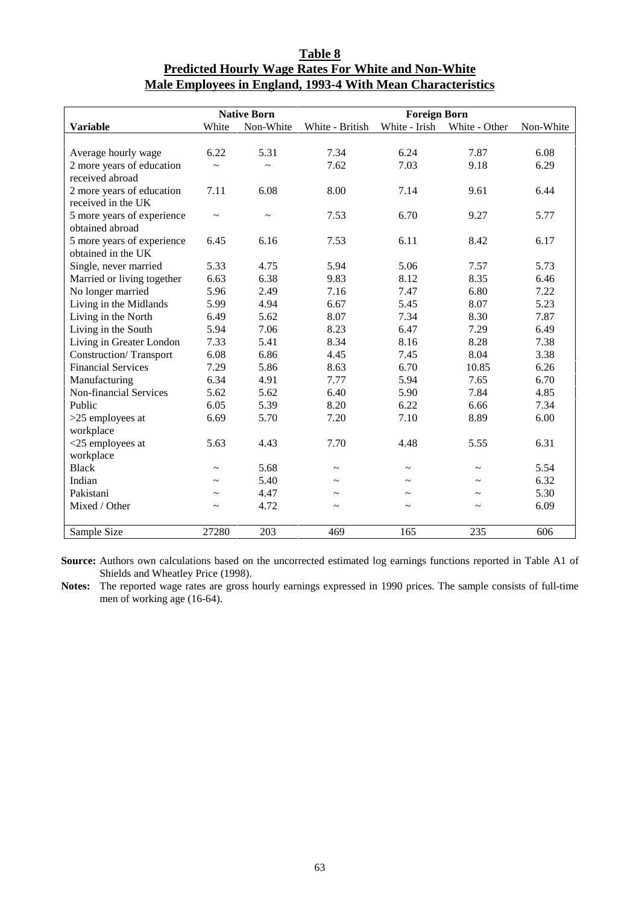**Table 8**
**Predicted Hourly Wage Rates For White and Non-White Male Employees in England, 1993-4 With Mean Characteristics**

| | Native Born | | Foreign Born | | | |
|---|---|---|---|---|---|---|
| **Variable** | White | Non-White | White - British | White - Irish | White - Other | Non-White |
| Average hourly wage | 6.22 | 5.31 | 7.34 | 6.24 | 7.87 | 6.08 |
| 2 more years of education received abroad | ~ | ~ | 7.62 | 7.03 | 9.18 | 6.29 |
| 2 more years of education received in the UK | 7.11 | 6.08 | 8.00 | 7.14 | 9.61 | 6.44 |
| 5 more years of experience obtained abroad | ~ | ~ | 7.53 | 6.70 | 9.27 | 5.77 |
| 5 more years of experience obtained in the UK | 6.45 | 6.16 | 7.53 | 6.11 | 8.42 | 6.17 |
| Single, never married | 5.33 | 4.75 | 5.94 | 5.06 | 7.57 | 5.73 |
| Married or living together | 6.63 | 6.38 | 9.83 | 8.12 | 8.35 | 6.46 |
| No longer married | 5.96 | 2.49 | 7.16 | 7.47 | 6.80 | 7.22 |
| Living in the Midlands | 5.99 | 4.94 | 6.67 | 5.45 | 8.07 | 5.23 |
| Living in the North | 6.49 | 5.62 | 8.07 | 7.34 | 8.30 | 7.87 |
| Living in the South | 5.94 | 7.06 | 8.23 | 6.47 | 7.29 | 6.49 |
| Living in Greater London | 7.33 | 5.41 | 8.34 | 8.16 | 8.28 | 7.38 |
| Construction/ Transport | 6.08 | 6.86 | 4.45 | 7.45 | 8.04 | 3.38 |
| Financial Services | 7.29 | 5.86 | 8.63 | 6.70 | 10.85 | 6.26 |
| Manufacturing | 6.34 | 4.91 | 7.77 | 5.94 | 7.65 | 6.70 |
| Non-financial Services | 5.62 | 5.62 | 6.40 | 5.90 | 7.84 | 4.85 |
| Public | 6.05 | 5.39 | 8.20 | 6.22 | 6.66 | 7.34 |
| >25 employees at workplace | 6.69 | 5.70 | 7.20 | 7.10 | 8.89 | 6.00 |
| <25 employees at workplace | 5.63 | 4.43 | 7.70 | 4.48 | 5.55 | 6.31 |
| Black | ~ | 5.68 | ~ | ~ | ~ | 5.54 |
| Indian | ~ | 5.40 | ~ | ~ | ~ | 6.32 |
| Pakistani | ~ | 4.47 | ~ | ~ | ~ | 5.30 |
| Mixed / Other | ~ | 4.72 | ~ | ~ | ~ | 6.09 |
| Sample Size | 27280 | 203 | 469 | 165 | 235 | 606 |

**Source:** Authors own calculations based on the uncorrected estimated log earnings functions reported in Table A1 of Shields and Wheatley Price (1998).

**Notes:** The reported wage rates are gross hourly earnings expressed in 1990 prices. The sample consists of full-time men of working age (16-64).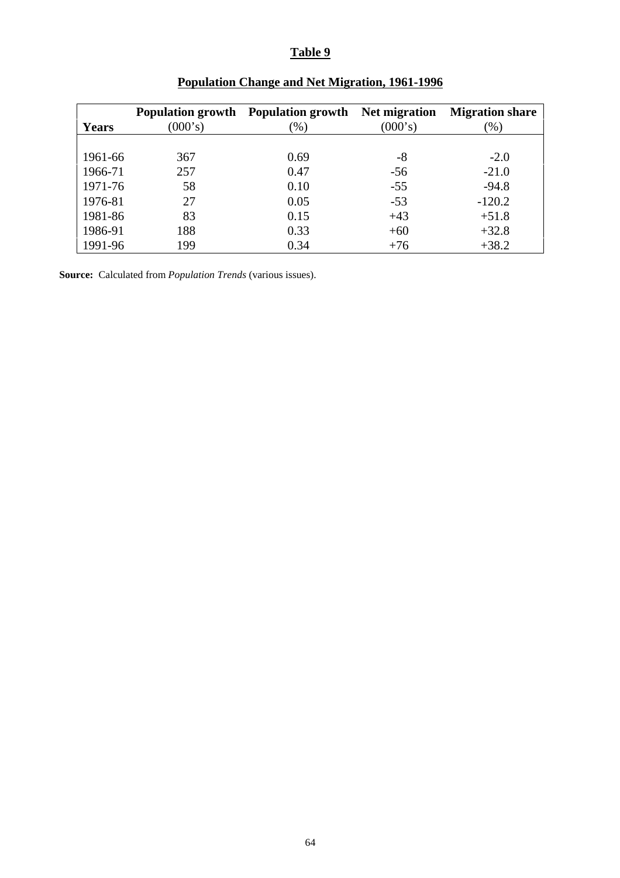# Table 9

## Population Change and Net Migration, 1961-1996

| Years | Population growth (000's) | Population growth (%) | Net migration (000's) | Migration share (%) |
|---|---|---|---|---|
| 1961-66 | 367 | 0.69 | -8 | -2.0 |
| 1966-71 | 257 | 0.47 | -56 | -21.0 |
| 1971-76 | 58 | 0.10 | -55 | -94.8 |
| 1976-81 | 27 | 0.05 | -53 | -120.2 |
| 1981-86 | 83 | 0.15 | +43 | +51.8 |
| 1986-91 | 188 | 0.33 | +60 | +32.8 |
| 1991-96 | 199 | 0.34 | +76 | +38.2 |

**Source:** Calculated from *Population Trends* (various issues).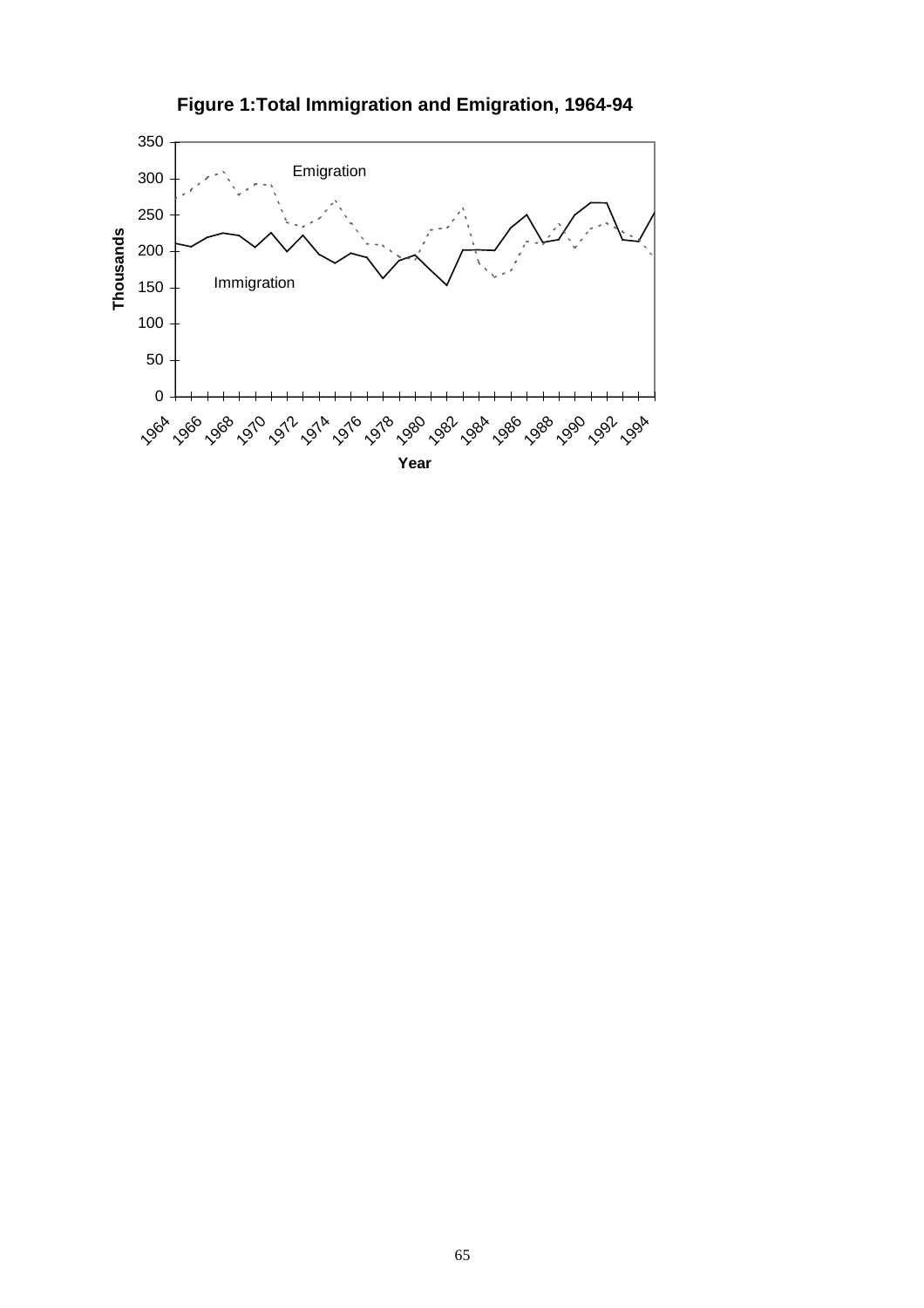**Figure 1:Total Immigration and Emigration, 1964-94**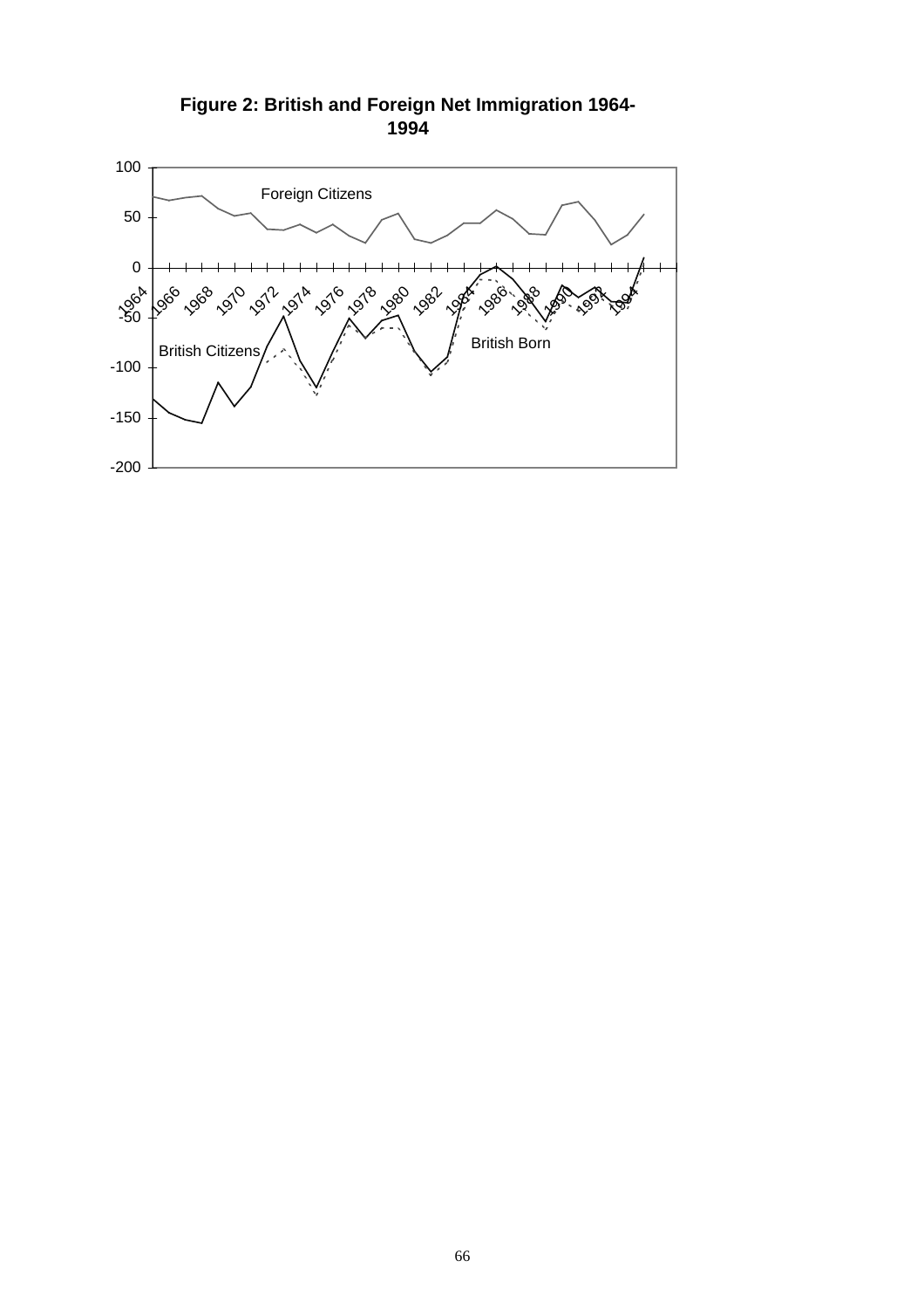**Figure 2: British and Foreign Net Immigration 1964-1994**

Foreign Citizens

British Citizens

British Born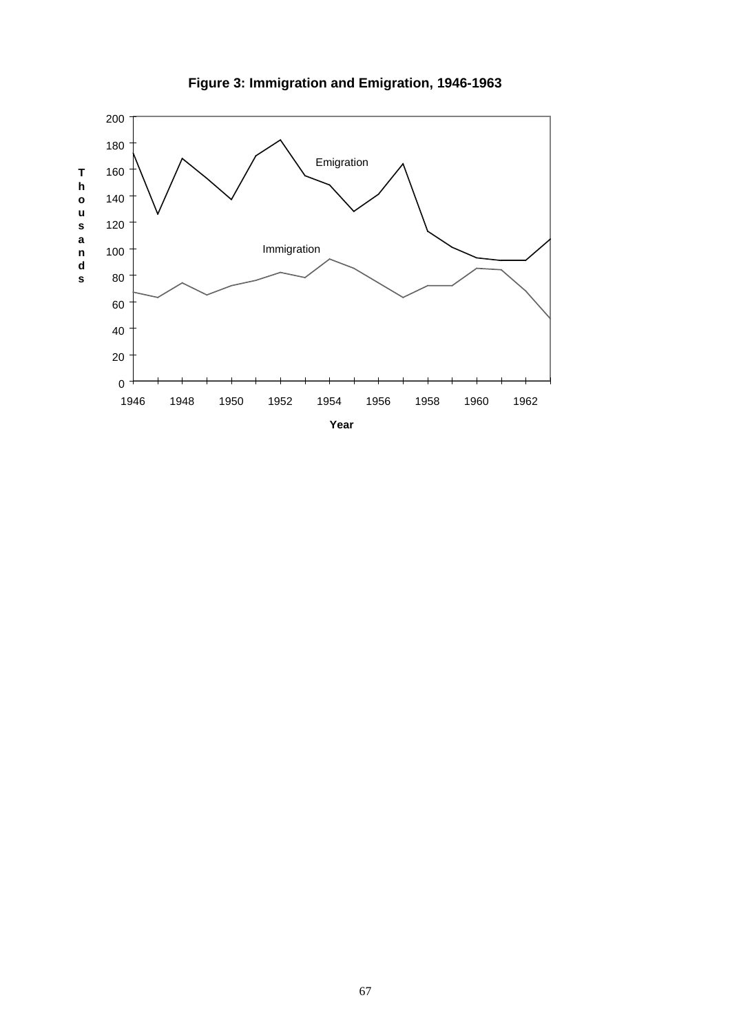**Figure 3: Immigration and Emigration, 1946-1963**

Thousands

200
180
160
140
120
100
80
60
40
20
0

1946 1948 1950 1952 1954 1956 1958 1960 1962

Year

Emigration

Immigration